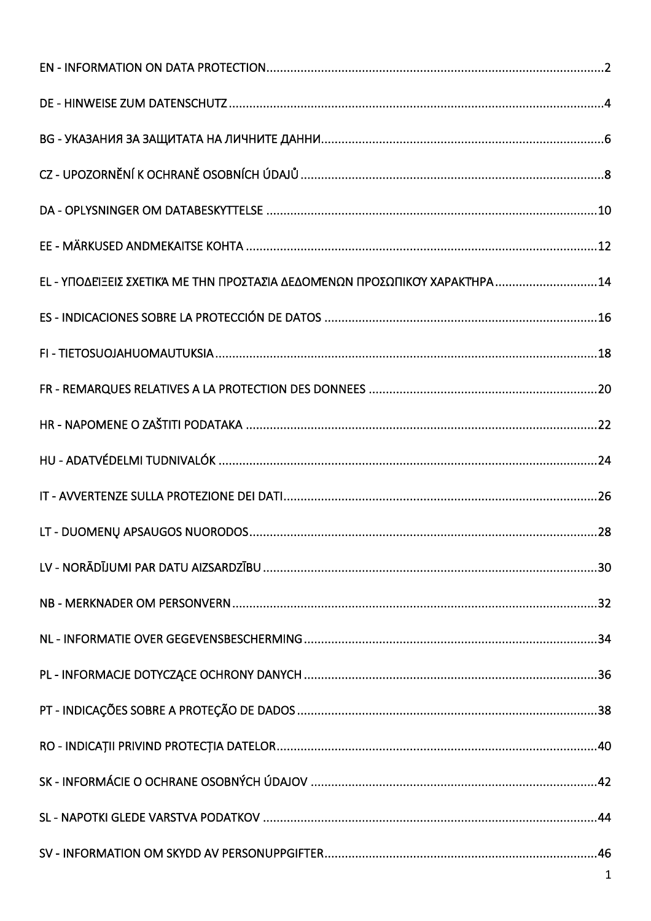EN - INFORMATION ON DATA PROTECTION....................................................................................................2

DE - HINWEISE ZUM DATENSCHUTZ....................................................................................................4

BG - УКАЗАНИЯ ЗА ЗАЩИТАТА НА ЛИЧНИТЕ ДАННИ....................................................................................................6

CZ - UPOZORNĚNÍ K OCHRANĚ OSOBNÍCH ÚDAJŮ....................................................................................................8

DA - OPLYSNINGER OM DATABESKYTTELSE....................................................................................................10

EE - MÄRKUSED ANDMEKAITSE KOHTA....................................................................................................12

EL - ΥΠΟΔΕΊΞΕΙΣ ΣΧΕΤΙΚΆ ΜΕ ΤΗΝ ΠΡΟΣΤΑΣΊΑ ΔΕΔΟΜΈΝΩΝ ΠΡΟΣΩΠΙΚΟΎ ΧΑΡΑΚΤΉΡΑ....................................................................................................14

ES - INDICACIONES SOBRE LA PROTECCIÓN DE DATOS....................................................................................................16

FI - TIETOSUOJAHUOMAUTUKSIA....................................................................................................18

FR - REMARQUES RELATIVES A LA PROTECTION DES DONNEES....................................................................................................20

HR - NAPOMENE O ZAŠTITI PODATAKA....................................................................................................22

HU - ADATVÉDELMI TUDNIVALÓK....................................................................................................24

IT - AVVERTENZE SULLA PROTEZIONE DEI DATI....................................................................................................26

LT - DUOMENŲ APSAUGOS NUORODOS....................................................................................................28

LV - NORĀDĪJUMI PAR DATU AIZSARDZĪBU....................................................................................................30

NB - MERKNADER OM PERSONVERN....................................................................................................32

NL - INFORMATIE OVER GEGEVENSBESCHERMING....................................................................................................34

PL - INFORMACJE DOTYCZĄCE OCHRONY DANYCH....................................................................................................36

PT - INDICAÇÕES SOBRE A PROTEÇÃO DE DADOS....................................................................................................38

RO - INDICAŢII PRIVIND PROTECŢIA DATELOR....................................................................................................40

SK - INFORMÁCIE O OCHRANE OSOBNÝCH ÚDAJOV....................................................................................................42

SL - NAPOTKI GLEDE VARSTVA PODATKOV....................................................................................................44

SV - INFORMATION OM SKYDD AV PERSONUPPGIFTER....................................................................................................46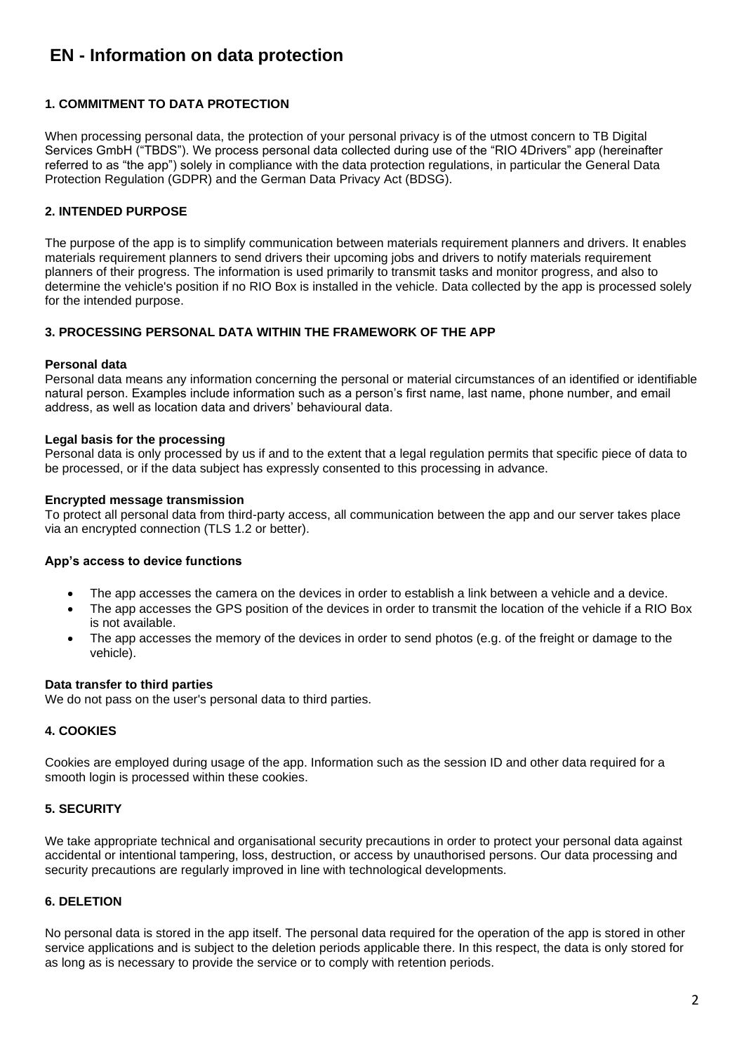# EN - Information on data protection

### 1. COMMITMENT TO DATA PROTECTION

When processing personal data, the protection of your personal privacy is of the utmost concern to TB Digital Services GmbH ("TBDS"). We process personal data collected during use of the "RIO 4Drivers" app (hereinafter referred to as "the app") solely in compliance with the data protection regulations, in particular the General Data Protection Regulation (GDPR) and the German Data Privacy Act (BDSG).

### 2. INTENDED PURPOSE

The purpose of the app is to simplify communication between materials requirement planners and drivers. It enables materials requirement planners to send drivers their upcoming jobs and drivers to notify materials requirement planners of their progress. The information is used primarily to transmit tasks and monitor progress, and also to determine the vehicle's position if no RIO Box is installed in the vehicle. Data collected by the app is processed solely for the intended purpose.

### 3. PROCESSING PERSONAL DATA WITHIN THE FRAMEWORK OF THE APP

**Personal data**
Personal data means any information concerning the personal or material circumstances of an identified or identifiable natural person. Examples include information such as a person's first name, last name, phone number, and email address, as well as location data and drivers' behavioural data.

**Legal basis for the processing**
Personal data is only processed by us if and to the extent that a legal regulation permits that specific piece of data to be processed, or if the data subject has expressly consented to this processing in advance.

**Encrypted message transmission**
To protect all personal data from third-party access, all communication between the app and our server takes place via an encrypted connection (TLS 1.2 or better).

**App's access to device functions**

- The app accesses the camera on the devices in order to establish a link between a vehicle and a device.
- The app accesses the GPS position of the devices in order to transmit the location of the vehicle if a RIO Box is not available.
- The app accesses the memory of the devices in order to send photos (e.g. of the freight or damage to the vehicle).

**Data transfer to third parties**
We do not pass on the user's personal data to third parties.

### 4. COOKIES

Cookies are employed during usage of the app. Information such as the session ID and other data required for a smooth login is processed within these cookies.

### 5. SECURITY

We take appropriate technical and organisational security precautions in order to protect your personal data against accidental or intentional tampering, loss, destruction, or access by unauthorised persons. Our data processing and security precautions are regularly improved in line with technological developments.

### 6. DELETION

No personal data is stored in the app itself. The personal data required for the operation of the app is stored in other service applications and is subject to the deletion periods applicable there. In this respect, the data is only stored for as long as is necessary to provide the service or to comply with retention periods.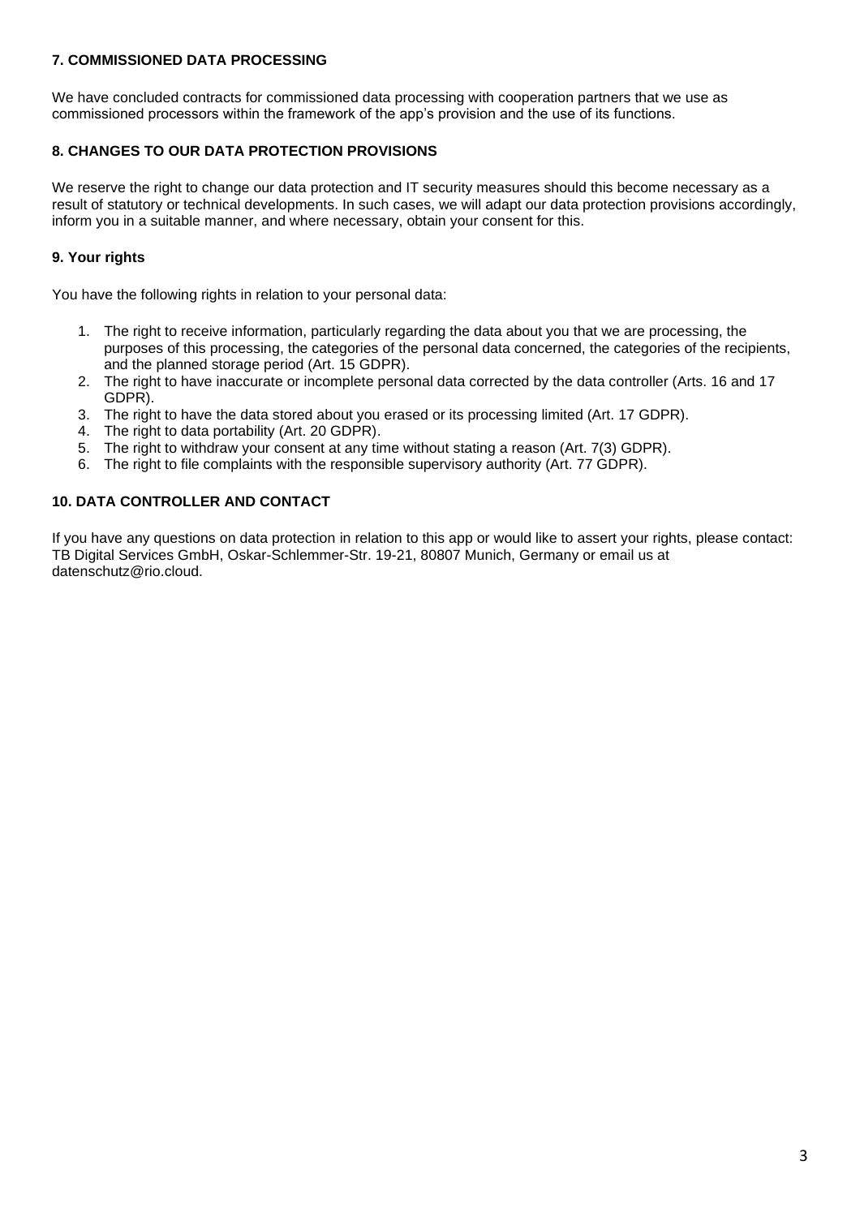### 7. COMMISSIONED DATA PROCESSING

We have concluded contracts for commissioned data processing with cooperation partners that we use as commissioned processors within the framework of the app's provision and the use of its functions.

### 8. CHANGES TO OUR DATA PROTECTION PROVISIONS

We reserve the right to change our data protection and IT security measures should this become necessary as a result of statutory or technical developments. In such cases, we will adapt our data protection provisions accordingly, inform you in a suitable manner, and where necessary, obtain your consent for this.

### 9. Your rights

You have the following rights in relation to your personal data:

1. The right to receive information, particularly regarding the data about you that we are processing, the purposes of this processing, the categories of the personal data concerned, the categories of the recipients, and the planned storage period (Art. 15 GDPR).
2. The right to have inaccurate or incomplete personal data corrected by the data controller (Arts. 16 and 17 GDPR).
3. The right to have the data stored about you erased or its processing limited (Art. 17 GDPR).
4. The right to data portability (Art. 20 GDPR).
5. The right to withdraw your consent at any time without stating a reason (Art. 7(3) GDPR).
6. The right to file complaints with the responsible supervisory authority (Art. 77 GDPR).

### 10. DATA CONTROLLER AND CONTACT

If you have any questions on data protection in relation to this app or would like to assert your rights, please contact: TB Digital Services GmbH, Oskar-Schlemmer-Str. 19-21, 80807 Munich, Germany or email us at datenschutz@rio.cloud.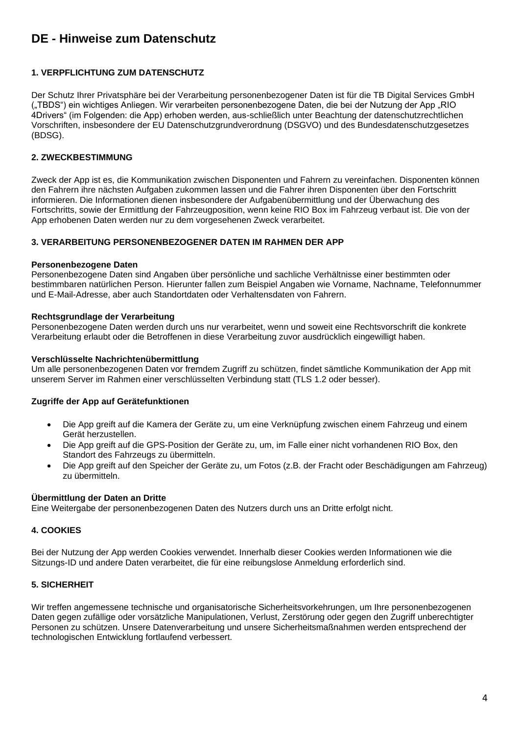# DE - Hinweise zum Datenschutz

### 1. VERPFLICHTUNG ZUM DATENSCHUTZ

Der Schutz Ihrer Privatsphäre bei der Verarbeitung personenbezogener Daten ist für die TB Digital Services GmbH („TBDS“) ein wichtiges Anliegen. Wir verarbeiten personenbezogene Daten, die bei der Nutzung der App „RIO 4Drivers“ (im Folgenden: die App) erhoben werden, aus-schließlich unter Beachtung der datenschutzrechtlichen Vorschriften, insbesondere der EU Datenschutzgrundverordnung (DSGVO) und des Bundesdatenschutzgesetzes (BDSG).

### 2. ZWECKBESTIMMUNG

Zweck der App ist es, die Kommunikation zwischen Disponenten und Fahrern zu vereinfachen. Disponenten können den Fahrern ihre nächsten Aufgaben zukommen lassen und die Fahrer ihren Disponenten über den Fortschritt informieren. Die Informationen dienen insbesondere der Aufgabenübermittlung und der Überwachung des Fortschritts, sowie der Ermittlung der Fahrzeugposition, wenn keine RIO Box im Fahrzeug verbaut ist. Die von der App erhobenen Daten werden nur zu dem vorgesehenen Zweck verarbeitet.

### 3. VERARBEITUNG PERSONENBEZOGENER DATEN IM RAHMEN DER APP

**Personenbezogene Daten**
Personenbezogene Daten sind Angaben über persönliche und sachliche Verhältnisse einer bestimmten oder bestimmbaren natürlichen Person. Hierunter fallen zum Beispiel Angaben wie Vorname, Nachname, Telefonnummer und E-Mail-Adresse, aber auch Standortdaten oder Verhaltensdaten von Fahrern.

**Rechtsgrundlage der Verarbeitung**
Personenbezogene Daten werden durch uns nur verarbeitet, wenn und soweit eine Rechtsvorschrift die konkrete Verarbeitung erlaubt oder die Betroffenen in diese Verarbeitung zuvor ausdrücklich eingewilligt haben.

**Verschlüsselte Nachrichtenübermittlung**
Um alle personenbezogenen Daten vor fremdem Zugriff zu schützen, findet sämtliche Kommunikation der App mit unserem Server im Rahmen einer verschlüsselten Verbindung statt (TLS 1.2 oder besser).

**Zugriffe der App auf Gerätefunktionen**

- Die App greift auf die Kamera der Geräte zu, um eine Verknüpfung zwischen einem Fahrzeug und einem Gerät herzustellen.
- Die App greift auf die GPS-Position der Geräte zu, um, im Falle einer nicht vorhandenen RIO Box, den Standort des Fahrzeugs zu übermitteln.
- Die App greift auf den Speicher der Geräte zu, um Fotos (z.B. der Fracht oder Beschädigungen am Fahrzeug) zu übermitteln.

**Übermittlung der Daten an Dritte**
Eine Weitergabe der personenbezogenen Daten des Nutzers durch uns an Dritte erfolgt nicht.

### 4. COOKIES

Bei der Nutzung der App werden Cookies verwendet. Innerhalb dieser Cookies werden Informationen wie die Sitzungs-ID und andere Daten verarbeitet, die für eine reibungslose Anmeldung erforderlich sind.

### 5. SICHERHEIT

Wir treffen angemessene technische und organisatorische Sicherheitsvorkehrungen, um Ihre personenbezogenen Daten gegen zufällige oder vorsätzliche Manipulationen, Verlust, Zerstörung oder gegen den Zugriff unberechtigter Personen zu schützen. Unsere Datenverarbeitung und unsere Sicherheitsmaßnahmen werden entsprechend der technologischen Entwicklung fortlaufend verbessert.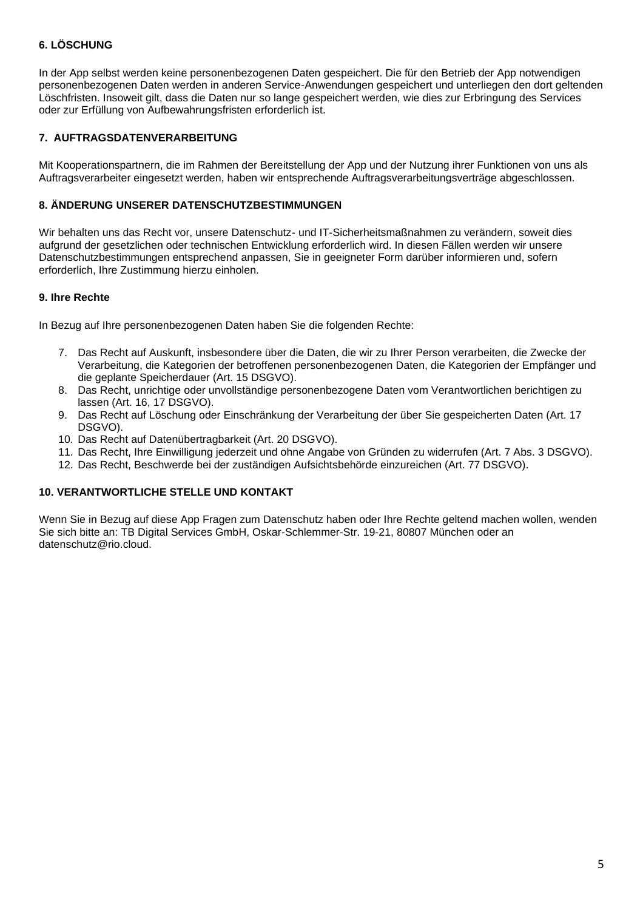### 6. LÖSCHUNG

In der App selbst werden keine personenbezogenen Daten gespeichert. Die für den Betrieb der App notwendigen personenbezogenen Daten werden in anderen Service-Anwendungen gespeichert und unterliegen den dort geltenden Löschfristen. Insoweit gilt, dass die Daten nur so lange gespeichert werden, wie dies zur Erbringung des Services oder zur Erfüllung von Aufbewahrungsfristen erforderlich ist.

### 7. AUFTRAGSDATENVERARBEITUNG

Mit Kooperationspartnern, die im Rahmen der Bereitstellung der App und der Nutzung ihrer Funktionen von uns als Auftragsverarbeiter eingesetzt werden, haben wir entsprechende Auftragsverarbeitungsverträge abgeschlossen.

### 8. ÄNDERUNG UNSERER DATENSCHUTZBESTIMMUNGEN

Wir behalten uns das Recht vor, unsere Datenschutz- und IT-Sicherheitsmaßnahmen zu verändern, soweit dies aufgrund der gesetzlichen oder technischen Entwicklung erforderlich wird. In diesen Fällen werden wir unsere Datenschutzbestimmungen entsprechend anpassen, Sie in geeigneter Form darüber informieren und, sofern erforderlich, Ihre Zustimmung hierzu einholen.

### 9. Ihre Rechte

In Bezug auf Ihre personenbezogenen Daten haben Sie die folgenden Rechte:

7. Das Recht auf Auskunft, insbesondere über die Daten, die wir zu Ihrer Person verarbeiten, die Zwecke der Verarbeitung, die Kategorien der betroffenen personenbezogenen Daten, die Kategorien der Empfänger und die geplante Speicherdauer (Art. 15 DSGVO).
8. Das Recht, unrichtige oder unvollständige personenbezogene Daten vom Verantwortlichen berichtigen zu lassen (Art. 16, 17 DSGVO).
9. Das Recht auf Löschung oder Einschränkung der Verarbeitung der über Sie gespeicherten Daten (Art. 17 DSGVO).
10. Das Recht auf Datenübertragbarkeit (Art. 20 DSGVO).
11. Das Recht, Ihre Einwilligung jederzeit und ohne Angabe von Gründen zu widerrufen (Art. 7 Abs. 3 DSGVO).
12. Das Recht, Beschwerde bei der zuständigen Aufsichtsbehörde einzureichen (Art. 77 DSGVO).

### 10. VERANTWORTLICHE STELLE UND KONTAKT

Wenn Sie in Bezug auf diese App Fragen zum Datenschutz haben oder Ihre Rechte geltend machen wollen, wenden Sie sich bitte an: TB Digital Services GmbH, Oskar-Schlemmer-Str. 19-21, 80807 München oder an datenschutz@rio.cloud.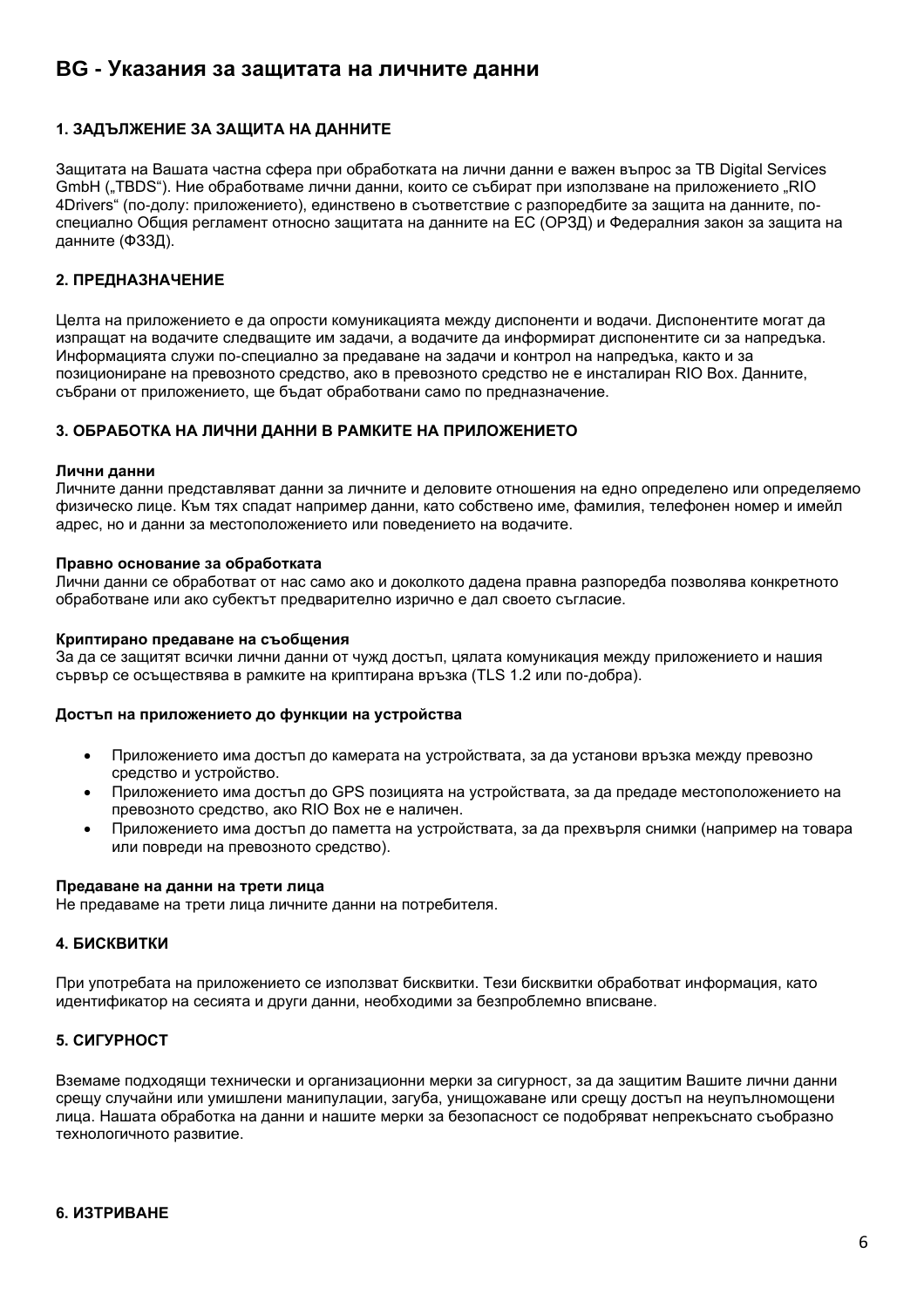# BG - Указания за защитата на личните данни

## 1. ЗАДЪЛЖЕНИЕ ЗА ЗАЩИТА НА ДАННИТЕ

Защитата на Вашата частна сфера при обработката на лични данни е важен въпрос за TB Digital Services GmbH („TBDS"). Ние обработваме лични данни, които се събират при използване на приложението „RIO 4Drivers" (по-долу: приложението), единствено в съответствие с разпоредбите за защита на данните, по-специално Общия регламент относно защитата на данните на ЕС (ОРЗД) и Федералния закон за защита на данните (ФЗЗД).

## 2. ПРЕДНАЗНАЧЕНИЕ

Целта на приложението е да опрости комуникацията между диспоненти и водачи. Диспонентите могат да изпращат на водачите следващите им задачи, а водачите да информират диспонентите си за напредъка. Информацията служи по-специално за предаване на задачи и контрол на напредъка, както и за позициониране на превозното средство, ако в превозното средство не е инсталиран RIO Box. Данните, събрани от приложението, ще бъдат обработвани само по предназначение.

## 3. ОБРАБОТКА НА ЛИЧНИ ДАННИ В РАМКИТЕ НА ПРИЛОЖЕНИЕТО

**Лични данни**
Личните данни представляват данни за личните и деловите отношения на едно определено или определяемо физическо лице. Към тях спадат например данни, като собствено име, фамилия, телефонен номер и имейл адрес, но и данни за местоположението или поведението на водачите.

**Правно основание за обработката**
Лични данни се обработват от нас само ако и доколкото дадена правна разпоредба позволява конкретното обработване или ако субектът предварително изрично е дал своето съгласие.

**Криптирано предаване на съобщения**
За да се защитят всички лични данни от чужд достъп, цялата комуникация между приложението и нашия сървър се осъществява в рамките на криптирана връзка (TLS 1.2 или по-добра).

**Достъп на приложението до функции на устройства**

- Приложението има достъп до камерата на устройствата, за да установи връзка между превозно средство и устройство.
- Приложението има достъп до GPS позицията на устройствата, за да предаде местоположението на превозното средство, ако RIO Box не е наличен.
- Приложението има достъп до паметта на устройствата, за да прехвърля снимки (например на товара или повреди на превозното средство).

**Предаване на данни на трети лица**
Не предаваме на трети лица личните данни на потребителя.

## 4. БИСКВИТКИ

При употребата на приложението се използват бисквитки. Тези бисквитки обработват информация, като идентификатор на сесията и други данни, необходими за безпроблемно вписване.

## 5. СИГУРНОСТ

Вземаме подходящи технически и организационни мерки за сигурност, за да защитим Вашите лични данни срещу случайни или умишлени манипулации, загуба, унищожаване или срещу достъп на неупълномощени лица. Нашата обработка на данни и нашите мерки за безопасност се подобряват непрекъснато съобразно технологичното развитие.

## 6. ИЗТРИВАНЕ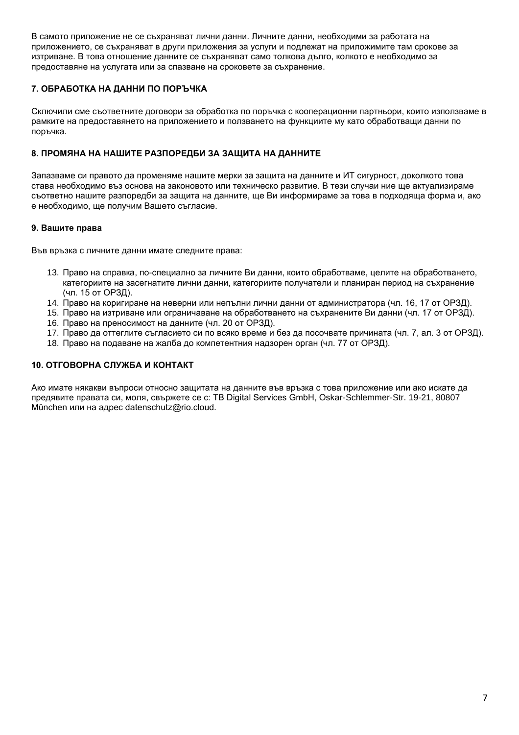В самото приложение не се съхраняват лични данни. Личните данни, необходими за работата на приложението, се съхраняват в други приложения за услуги и подлежат на приложимите там срокове за изтриване. В това отношение данните се съхраняват само толкова дълго, колкото е необходимо за предоставяне на услугата или за спазване на сроковете за съхранение.

### 7. ОБРАБОТКА НА ДАННИ ПО ПОРЪЧКА

Сключили сме съответните договори за обработка по поръчка с коопeрационни партньори, които използваме в рамките на предоставянето на приложението и ползването на функциите му като обработващи данни по поръчка.

### 8. ПРОМЯНА НА НАШИТЕ РАЗПОРЕДБИ ЗА ЗАЩИТА НА ДАННИТЕ

Запазваме си правото да променяме нашите мерки за защита на данните и ИТ сигурност, доколкото това става необходимо въз основа на законовото или техническо развитие. В тези случаи ние ще актуализираме съответно нашите разпоредби за защита на данните, ще Ви информираме за това в подходяща форма и, ако е необходимо, ще получим Вашето съгласие.

### 9. Вашите права

Във връзка с личните данни имате следните права:

13. Право на справка, по-специално за личните Ви данни, които обработваме, целите на обработването, категориите на засегнатите лични данни, категориите получатели и планиран период на съхранение (чл. 15 от ОРЗД).
14. Право на коригиране на неверни или непълни лични данни от администратора (чл. 16, 17 от ОРЗД).
15. Право на изтриване или ограничаване на обработването на съхранените Ви данни (чл. 17 от ОРЗД).
16. Право на преносимост на данните (чл. 20 от ОРЗД).
17. Право да оттеглите съгласието си по всяко време и без да посочвате причината (чл. 7, ал. 3 от ОРЗД).
18. Право на подаване на жалба до компетентния надзорен орган (чл. 77 от ОРЗД).

### 10. ОТГОВОРНА СЛУЖБА И КОНТАКТ

Ако имате някакви въпроси относно защитата на данните във връзка с това приложение или ако искате да предявите правата си, моля, свържете се с: TB Digital Services GmbH, Oskar-Schlemmer-Str. 19-21, 80807 München или на адрес datenschutz@rio.cloud.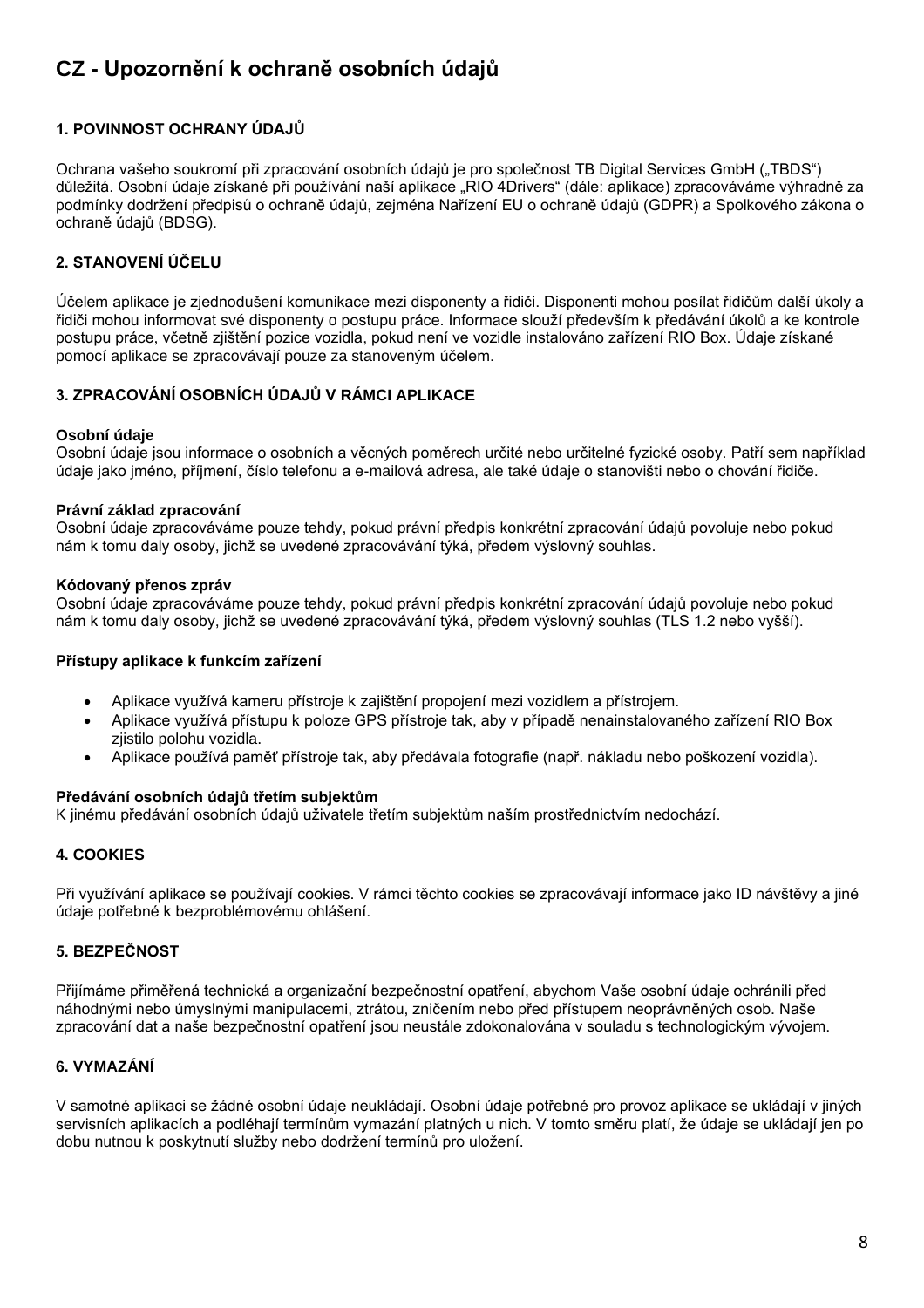# CZ - Upozornění k ochraně osobních údajů

## 1. POVINNOST OCHRANY ÚDAJŮ

Ochrana vašeho soukromí při zpracování osobních údajů je pro společnost TB Digital Services GmbH („TBDS“) důležitá. Osobní údaje získané při používání naší aplikace „RIO 4Drivers“ (dále: aplikace) zpracováváme výhradně za podmínky dodržení předpisů o ochraně údajů, zejména Nařízení EU o ochraně údajů (GDPR) a Spolkového zákona o ochraně údajů (BDSG).

## 2. STANOVENÍ ÚČELU

Účelem aplikace je zjednodušení komunikace mezi disponenty a řidiči. Disponenti mohou posílat řidičům další úkoly a řidiči mohou informovat své disponenty o postupu práce. Informace slouží především k předávání úkolů a ke kontrole postupu práce, včetně zjištění pozice vozidla, pokud není ve vozidle instalováno zařízení RIO Box. Údaje získané pomocí aplikace se zpracovávají pouze za stanoveným účelem.

## 3. ZPRACOVÁNÍ OSOBNÍCH ÚDAJŮ V RÁMCI APLIKACE

**Osobní údaje**
Osobní údaje jsou informace o osobních a věcných poměrech určité nebo určitelné fyzické osoby. Patří sem například údaje jako jméno, příjmení, číslo telefonu a e-mailová adresa, ale také údaje o stanovišti nebo o chování řidiče.

**Právní základ zpracování**
Osobní údaje zpracováváme pouze tehdy, pokud právní předpis konkrétní zpracování údajů povoluje nebo pokud nám k tomu daly osoby, jichž se uvedené zpracovávání týká, předem výslovný souhlas.

**Kódovaný přenos zpráv**
Osobní údaje zpracováváme pouze tehdy, pokud právní předpis konkrétní zpracování údajů povoluje nebo pokud nám k tomu daly osoby, jichž se uvedené zpracovávání týká, předem výslovný souhlas (TLS 1.2 nebo vyšší).

**Přístupy aplikace k funkcím zařízení**

- Aplikace využívá kameru přístroje k zajištění propojení mezi vozidlem a přístrojem.
- Aplikace využívá přístupu k poloze GPS přístroje tak, aby v případě nenainstalovaného zařízení RIO Box zjistilo polohu vozidla.
- Aplikace používá paměť přístroje tak, aby předávala fotografie (např. nákladu nebo poškození vozidla).

**Předávání osobních údajů třetím subjektům**
K jinému předávání osobních údajů uživatele třetím subjektům naším prostřednictvím nedochází.

## 4. COOKIES

Při využívání aplikace se používají cookies. V rámci těchto cookies se zpracovávají informace jako ID návštěvy a jiné údaje potřebné k bezproblémovému ohlášení.

## 5. BEZPEČNOST

Přijímáme přiměřená technická a organizační bezpečnostní opatření, abychom Vaše osobní údaje ochránili před náhodnými nebo úmyslnými manipulacemi, ztrátou, zničením nebo před přístupem neoprávněných osob. Naše zpracování dat a naše bezpečnostní opatření jsou neustále zdokonalována v souladu s technologickým vývojem.

## 6. VYMAZÁNÍ

V samotné aplikaci se žádné osobní údaje neukládají. Osobní údaje potřebné pro provoz aplikace se ukládají v jiných servisních aplikacích a podléhají termínům vymazání platných u nich. V tomto směru platí, že údaje se ukládají jen po dobu nutnou k poskytnutí služby nebo dodržení termínů pro uložení.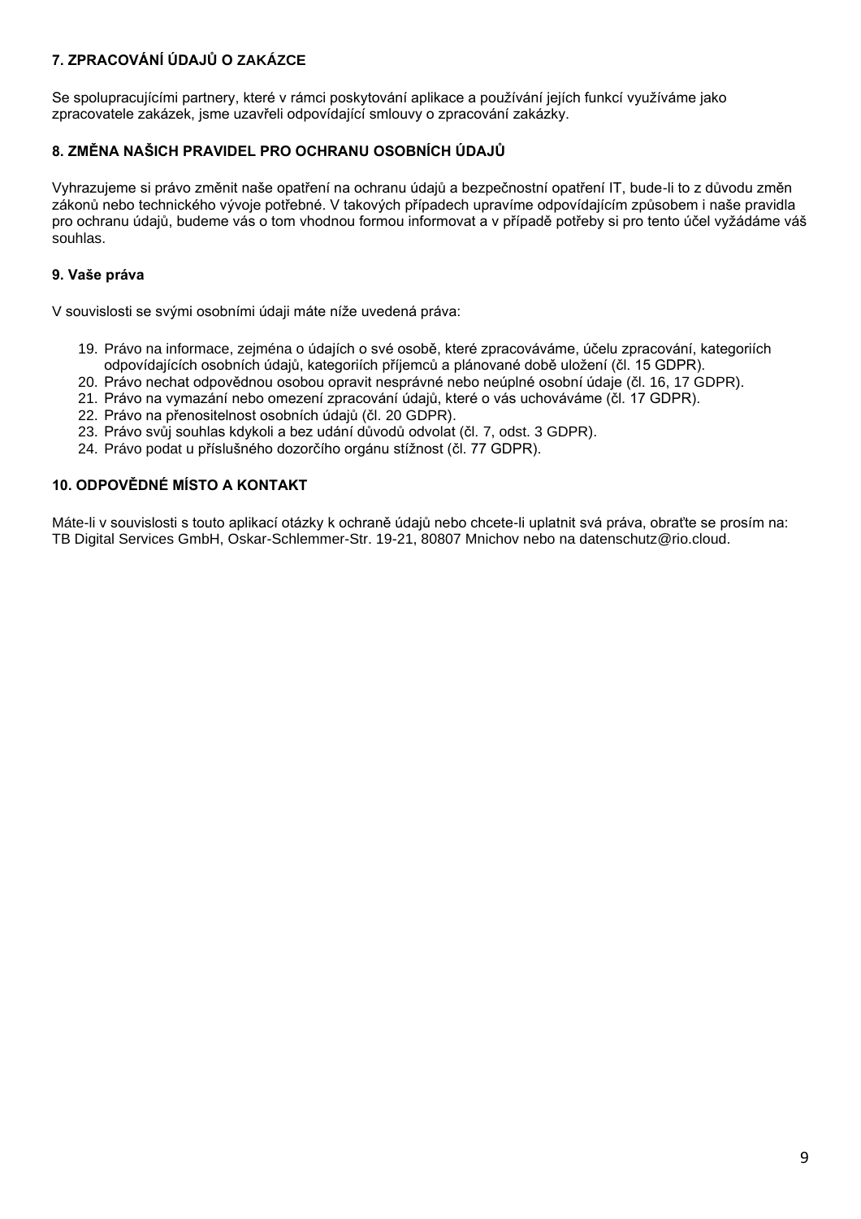## 7. ZPRACOVÁNÍ ÚDAJŮ O ZAKÁZCE

Se spolupracujícími partnery, které v rámci poskytování aplikace a používání jejích funkcí využíváme jako zpracovatele zakázek, jsme uzavřeli odpovídající smlouvy o zpracování zakázky.

## 8. ZMĚNA NAŠICH PRAVIDEL PRO OCHRANU OSOBNÍCH ÚDAJŮ

Vyhrazujeme si právo změnit naše opatření na ochranu údajů a bezpečnostní opatření IT, bude-li to z důvodu změn zákonů nebo technického vývoje potřebné. V takových případech upravíme odpovídajícím způsobem i naše pravidla pro ochranu údajů, budeme vás o tom vhodnou formou informovat a v případě potřeby si pro tento účel vyžádáme váš souhlas.

## 9. Vaše práva

V souvislosti se svými osobními údaji máte níže uvedená práva:

19. Právo na informace, zejména o údajích o své osobě, které zpracováváme, účelu zpracování, kategoriích odpovídajících osobních údajů, kategoriích příjemců a plánované době uložení (čl. 15 GDPR).
20. Právo nechat odpovědnou osobou opravit nesprávné nebo neúplné osobní údaje (čl. 16, 17 GDPR).
21. Právo na vymazání nebo omezení zpracování údajů, které o vás uchováváme (čl. 17 GDPR).
22. Právo na přenositelnost osobních údajů (čl. 20 GDPR).
23. Právo svůj souhlas kdykoli a bez udání důvodů odvolat (čl. 7, odst. 3 GDPR).
24. Právo podat u příslušného dozorčího orgánu stížnost (čl. 77 GDPR).

## 10. ODPOVĚDNÉ MÍSTO A KONTAKT

Máte-li v souvislosti s touto aplikací otázky k ochraně údajů nebo chcete-li uplatnit svá práva, obraťte se prosím na: TB Digital Services GmbH, Oskar-Schlemmer-Str. 19-21, 80807 Mnichov nebo na datenschutz@rio.cloud.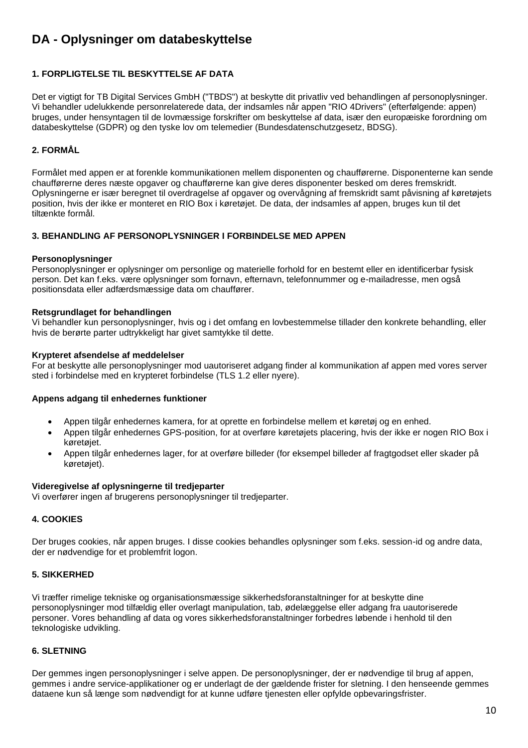# DA - Oplysninger om databeskyttelse

### 1. FORPLIGTELSE TIL BESKYTTELSE AF DATA

Det er vigtigt for TB Digital Services GmbH ("TBDS") at beskytte dit privatliv ved behandlingen af personoplysninger. Vi behandler udelukkende personrelaterede data, der indsamles når appen "RIO 4Drivers" (efterfølgende: appen) bruges, under hensyntagen til de lovmæssige forskrifter om beskyttelse af data, især den europæiske forordning om databeskyttelse (GDPR) og den tyske lov om telemedier (Bundesdatenschutzgesetz, BDSG).

### 2. FORMÅL

Formålet med appen er at forenkle kommunikationen mellem disponenten og chaufførerne. Disponenterne kan sende chaufførerne deres næste opgaver og chaufførerne kan give deres disponenter besked om deres fremskridt. Oplysningerne er især beregnet til overdragelse af opgaver og overvågning af fremskridt samt påvisning af køretøjets position, hvis der ikke er monteret en RIO Box i køretøjet. De data, der indsamles af appen, bruges kun til det tiltænkte formål.

### 3. BEHANDLING AF PERSONOPLYSNINGER I FORBINDELSE MED APPEN

**Personoplysninger**
Personoplysninger er oplysninger om personlige og materielle forhold for en bestemt eller en identificerbar fysisk person. Det kan f.eks. være oplysninger som fornavn, efternavn, telefonnummer og e-mailadresse, men også positionsdata eller adfærdsmæssige data om chauffører.

**Retsgrundlaget for behandlingen**
Vi behandler kun personoplysninger, hvis og i det omfang en lovbestemmelse tillader den konkrete behandling, eller hvis de berørte parter udtrykkeligt har givet samtykke til dette.

**Krypteret afsendelse af meddelelser**
For at beskytte alle personoplysninger mod uautoriseret adgang finder al kommunikation af appen med vores server sted i forbindelse med en krypteret forbindelse (TLS 1.2 eller nyere).

**Appens adgang til enhedernes funktioner**

- Appen tilgår enhedernes kamera, for at oprette en forbindelse mellem et køretøj og en enhed.
- Appen tilgår enhedernes GPS-position, for at overføre køretøjets placering, hvis der ikke er nogen RIO Box i køretøjet.
- Appen tilgår enhedernes lager, for at overføre billeder (for eksempel billeder af fragtgodset eller skader på køretøjet).

**Videregivelse af oplysningerne til tredjeparter**
Vi overfører ingen af brugerens personoplysninger til tredjeparter.

### 4. COOKIES

Der bruges cookies, når appen bruges. I disse cookies behandles oplysninger som f.eks. session-id og andre data, der er nødvendige for et problemfrit logon.

### 5. SIKKERHED

Vi træffer rimelige tekniske og organisationsmæssige sikkerhedsforanstaltninger for at beskytte dine personoplysninger mod tilfældig eller overlagt manipulation, tab, ødelæggelse eller adgang fra uautoriserede personer. Vores behandling af data og vores sikkerhedsforanstaltninger forbedres løbende i henhold til den teknologiske udvikling.

### 6. SLETNING

Der gemmes ingen personoplysninger i selve appen. De personoplysninger, der er nødvendige til brug af appen, gemmes i andre service-applikationer og er underlagt de der gældende frister for sletning. I den henseende gemmes dataene kun så længe som nødvendigt for at kunne udføre tjenesten eller opfylde opbevaringsfrister.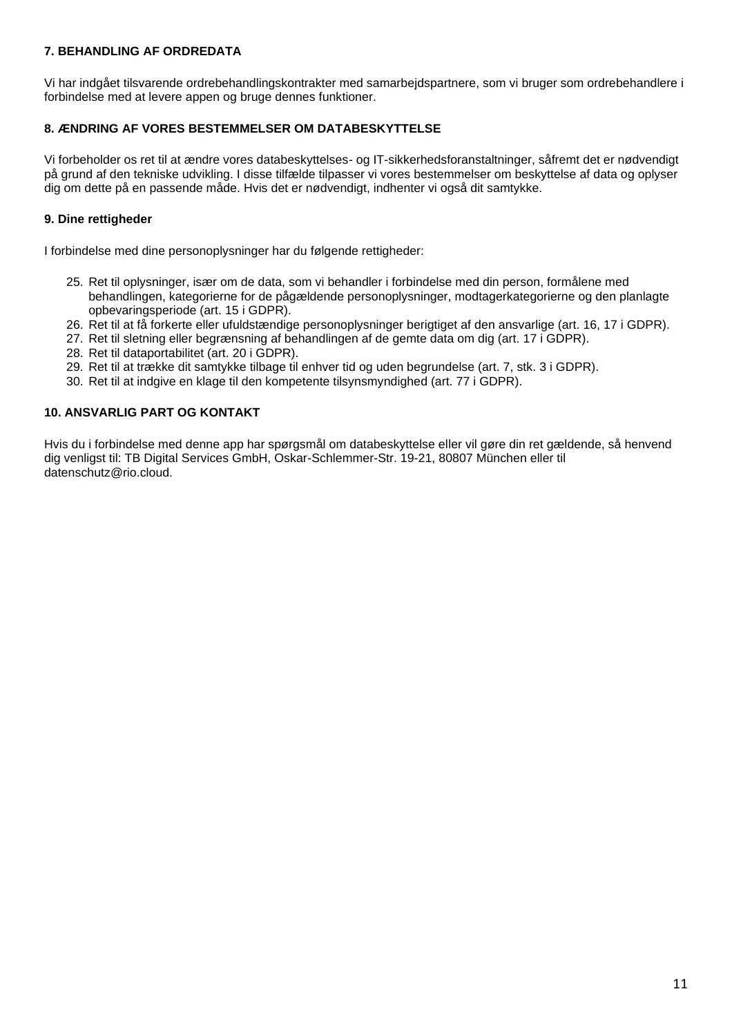**7. BEHANDLING AF ORDREDATA**

Vi har indgået tilsvarende ordrebehandlingskontrakter med samarbejdspartnere, som vi bruger som ordrebehandlere i forbindelse med at levere appen og bruge dennes funktioner.

**8. ÆNDRING AF VORES BESTEMMELSER OM DATABESKYTTELSE**

Vi forbeholder os ret til at ændre vores databeskyttelses- og IT-sikkerhedsforanstaltninger, såfremt det er nødvendigt på grund af den tekniske udvikling. I disse tilfælde tilpasser vi vores bestemmelser om beskyttelse af data og oplyser dig om dette på en passende måde. Hvis det er nødvendigt, indhenter vi også dit samtykke.

**9. Dine rettigheder**

I forbindelse med dine personoplysninger har du følgende rettigheder:

25. Ret til oplysninger, især om de data, som vi behandler i forbindelse med din person, formålene med behandlingen, kategorierne for de pågældende personoplysninger, modtagerkategorierne og den planlagte opbevaringsperiode (art. 15 i GDPR).
26. Ret til at få forkerte eller ufuldstændige personoplysninger berigtiget af den ansvarlige (art. 16, 17 i GDPR).
27. Ret til sletning eller begrænsning af behandlingen af de gemte data om dig (art. 17 i GDPR).
28. Ret til dataportabilitet (art. 20 i GDPR).
29. Ret til at trække dit samtykke tilbage til enhver tid og uden begrundelse (art. 7, stk. 3 i GDPR).
30. Ret til at indgive en klage til den kompetente tilsynsmyndighed (art. 77 i GDPR).

**10. ANSVARLIG PART OG KONTAKT**

Hvis du i forbindelse med denne app har spørgsmål om databeskyttelse eller vil gøre din ret gældende, så henvend dig venligst til: TB Digital Services GmbH, Oskar-Schlemmer-Str. 19-21, 80807 München eller til datenschutz@rio.cloud.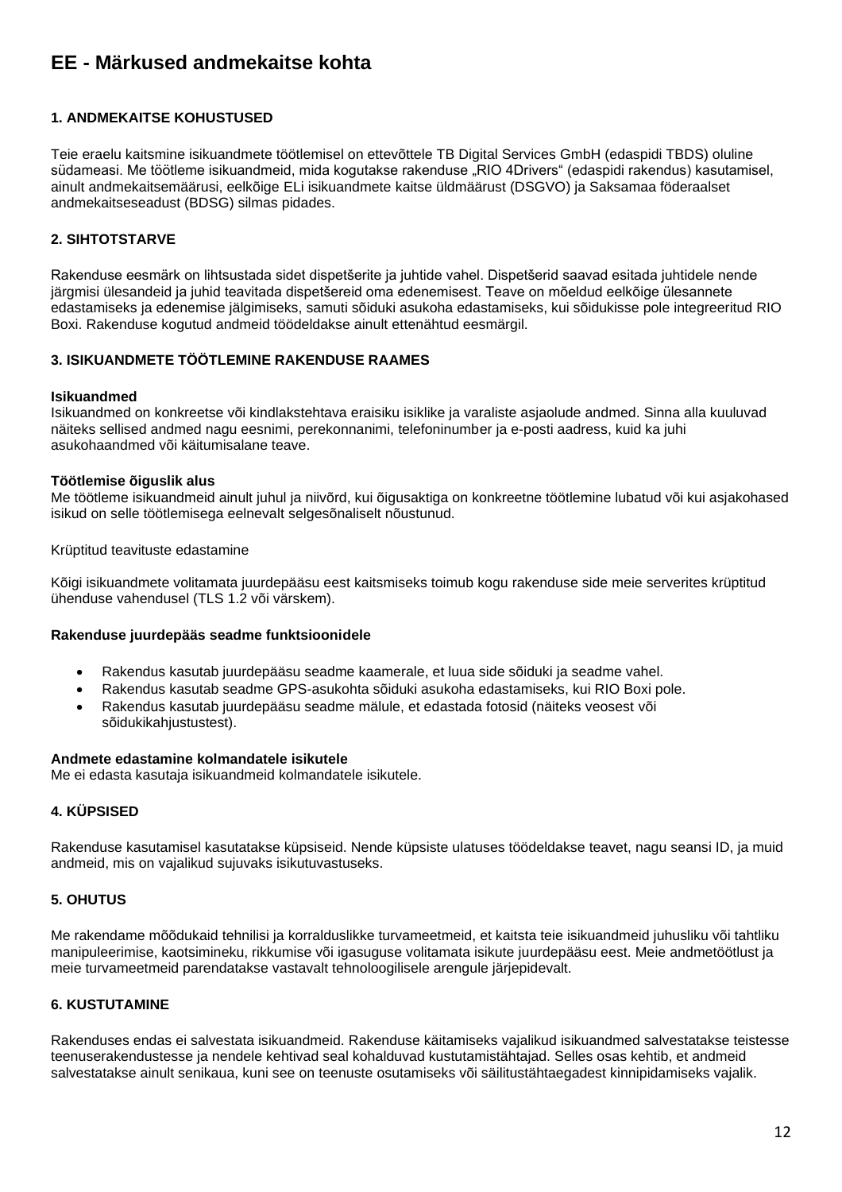# EE - Märkused andmekaitse kohta

### 1. ANDMEKAITSE KOHUSTUSED

Teie eraelu kaitsmine isikuandmete töötlemisel on ettevõttele TB Digital Services GmbH (edaspidi TBDS) oluline südameasi. Me töötleme isikuandmeid, mida kogutakse rakenduse „RIO 4Drivers" (edaspidi rakendus) kasutamisel, ainult andmekaitsemäärusi, eelkõige ELi isikuandmete kaitse üldmäärust (DSGVO) ja Saksamaa föderaalset andmekaitseseadust (BDSG) silmas pidades.

### 2. SIHTOTSTARVE

Rakenduse eesmärk on lihtsustada sidet dispetšerite ja juhtide vahel. Dispetšerid saavad esitada juhtidele nende järgmisi ülesandeid ja juhid teavitada dispetšereid oma edenemisest. Teave on mõeldud eelkõige ülesannete edastamiseks ja edenemise jälgimiseks, samuti sõiduki asukoha edastamiseks, kui sõidukisse pole integreeritud RIO Boxi. Rakenduse kogutud andmeid töödeldakse ainult ettenähtud eesmärgil.

### 3. ISIKUANDMETE TÖÖTLEMINE RAKENDUSE RAAMES

**Isikuandmed**
Isikuandmed on konkreetse või kindlakstehtava eraisiku isiklike ja varaliste asjaolude andmed. Sinna alla kuuluvad näiteks sellised andmed nagu eesnimi, perekonnanimi, telefoninumber ja e-posti aadress, kuid ka juhi asukohaandmed või käitumisalane teave.

**Töötlemise õiguslik alus**
Me töötleme isikuandmeid ainult juhul ja niivõrd, kui õigusaktiga on konkreetne töötlemine lubatud või kui asjakohased isikud on selle töötlemisega eelnevalt selgesõnaliselt nõustunud.

Krüptitud teavituste edastamine

Kõigi isikuandmete volitamata juurdepääsu eest kaitsmiseks toimub kogu rakenduse side meie serverites krüptitud ühenduse vahendusel (TLS 1.2 või värskem).

**Rakenduse juurdepääs seadme funktsioonidele**

- Rakendus kasutab juurdepääsu seadme kaamerale, et luua side sõiduki ja seadme vahel.
- Rakendus kasutab seadme GPS-asukohta sõiduki asukoha edastamiseks, kui RIO Boxi pole.
- Rakendus kasutab juurdepääsu seadme mälule, et edastada fotosid (näiteks veosest või sõidukikahjustustest).

**Andmete edastamine kolmandatele isikutele**
Me ei edasta kasutaja isikuandmeid kolmandatele isikutele.

### 4. KÜPSISED

Rakenduse kasutamisel kasutatakse küpsiseid. Nende küpsiste ulatuses töödeldakse teavet, nagu seansi ID, ja muid andmeid, mis on vajalikud sujuvaks isikutuvastuseks.

### 5. OHUTUS

Me rakendame mõõdukaid tehnilisi ja korralduslikke turvameetmeid, et kaitsta teie isikuandmeid juhusliku või tahtliku manipuleerimise, kaotsimineku, rikkumise või igasuguse volitamata isikute juurdepääsu eest. Meie andmetöötlust ja meie turvameetmeid parendatakse vastavalt tehnoloogilisele arengule järjepidevalt.

### 6. KUSTUTAMINE

Rakenduses endas ei salvestata isikuandmeid. Rakenduse käitamiseks vajalikud isikuandmed salvestatakse teistesse teenuserakendustesse ja nendele kehtivad seal kohalduvad kustutamistähtajad. Selles osas kehtib, et andmeid salvestatakse ainult senikaua, kuni see on teenuste osutamiseks või säilitustähtaegadest kinnipidamiseks vajalik.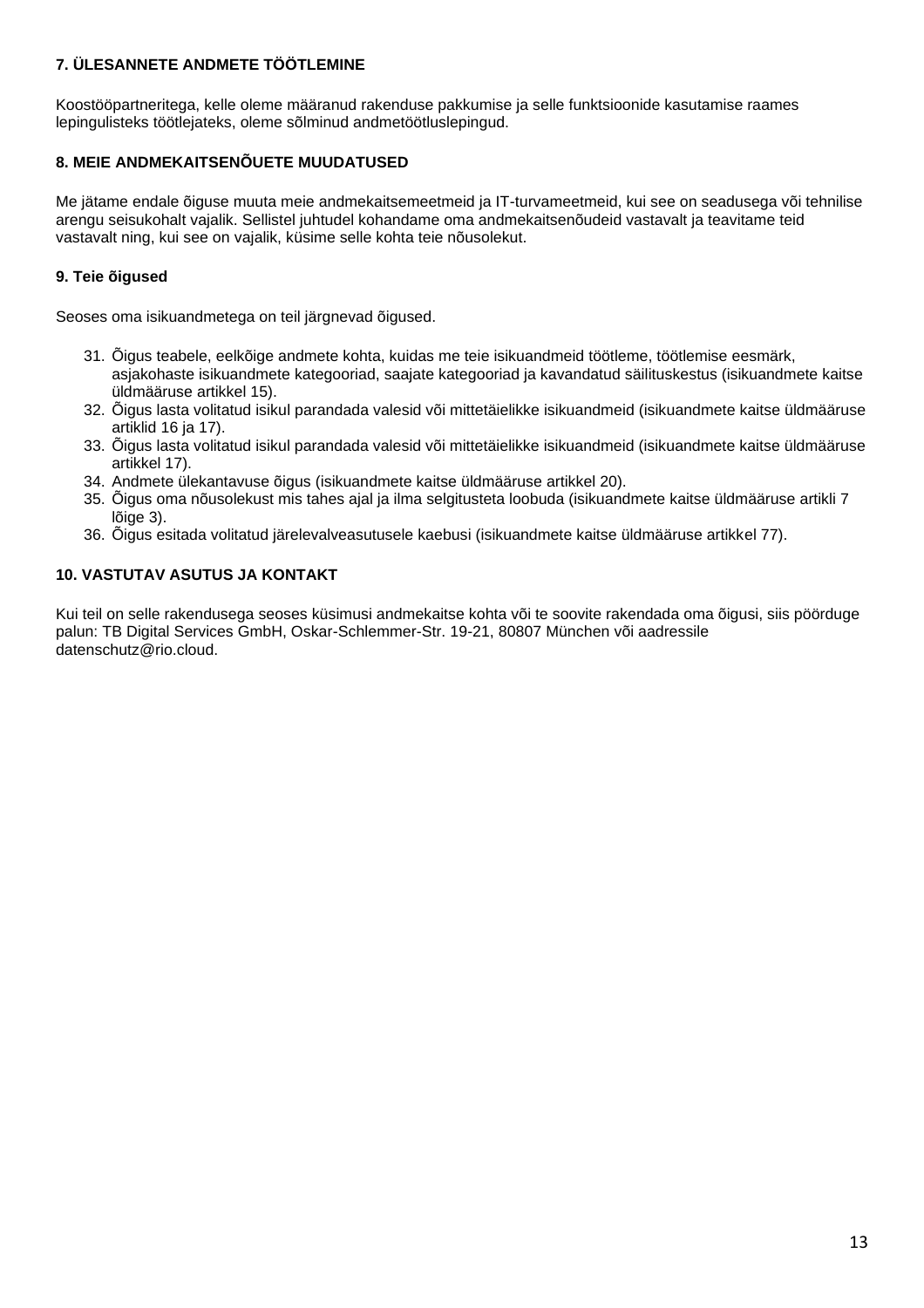### 7. ÜLESANNETE ANDMETE TÖÖTLEMINE

Koostööpartneritega, kelle oleme määranud rakenduse pakkumise ja selle funktsioonide kasutamise raames lepingulisteks töötlejateks, oleme sõlminud andmetöötluslepingud.

### 8. MEIE ANDMEKAITSENÕUETE MUUDATUSED

Me jätame endale õiguse muuta meie andmekaitsemeetmeid ja IT-turvameetmeid, kui see on seadusega või tehnilise arengu seisukohalt vajalik. Sellistel juhtudel kohandame oma andmekaitsenõudeid vastavalt ja teavitame teid vastavalt ning, kui see on vajalik, küsime selle kohta teie nõusolekut.

### 9. Teie õigused

Seoses oma isikuandmetega on teil järgnevad õigused.

31. Õigus teabele, eelkõige andmete kohta, kuidas me teie isikuandmeid töötleme, töötlemise eesmärk, asjakohaste isikuandmete kategooriad, saajate kategooriad ja kavandatud säilituskestus (isikuandmete kaitse üldmääruse artikkel 15).
32. Õigus lasta volitatud isikul parandada valesid või mittetäielikke isikuandmeid (isikuandmete kaitse üldmääruse artiklid 16 ja 17).
33. Õigus lasta volitatud isikul parandada valesid või mittetäielikke isikuandmeid (isikuandmete kaitse üldmääruse artikkel 17).
34. Andmete ülekantavuse õigus (isikuandmete kaitse üldmääruse artikkel 20).
35. Õigus oma nõusolekust mis tahes ajal ja ilma selgitusteta loobuda (isikuandmete kaitse üldmääruse artikli 7 lõige 3).
36. Õigus esitada volitatud järelevalveasutusele kaebusi (isikuandmete kaitse üldmääruse artikkel 77).

### 10. VASTUTAV ASUTUS JA KONTAKT

Kui teil on selle rakendusega seoses küsimusi andmekaitse kohta või te soovite rakendada oma õigusi, siis pöörduge palun: TB Digital Services GmbH, Oskar-Schlemmer-Str. 19-21, 80807 München või aadressile datenschutz@rio.cloud.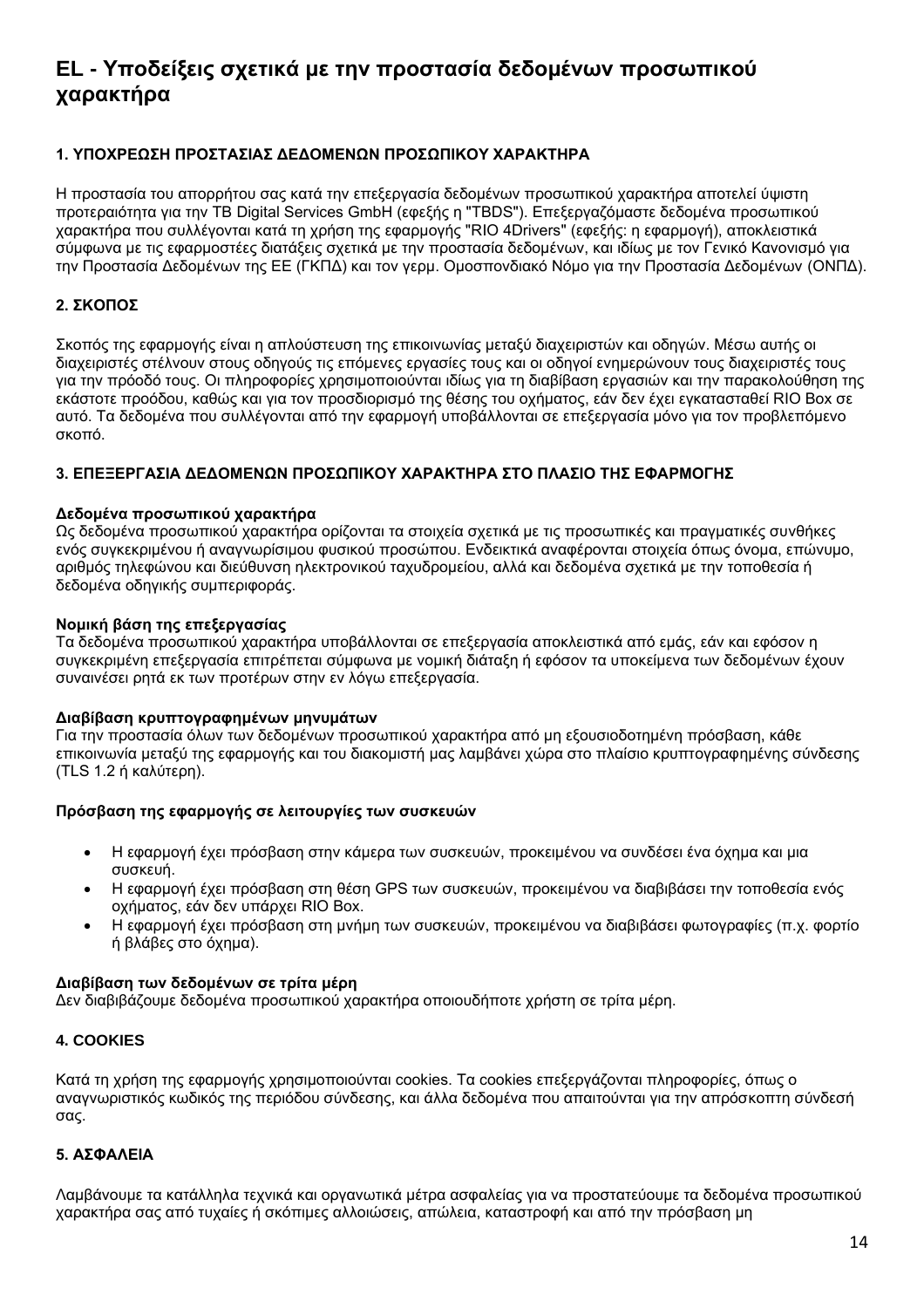# EL - Υποδείξεις σχετικά με την προστασία δεδομένων προσωπικού χαρακτήρα

## 1. ΥΠΟΧΡΕΩΣΗ ΠΡΟΣΤΑΣΙΑΣ ΔΕΔΟΜΕΝΩΝ ΠΡΟΣΩΠΙΚΟΥ ΧΑΡΑΚΤΗΡΑ

Η προστασία του απορρήτου σας κατά την επεξεργασία δεδομένων προσωπικού χαρακτήρα αποτελεί ύψιστη προτεραιότητα για την TB Digital Services GmbH (εφεξής η "TBDS"). Επεξεργαζόμαστε δεδομένα προσωπικού χαρακτήρα που συλλέγονται κατά τη χρήση της εφαρμογής "RIO 4Drivers" (εφεξής: η εφαρμογή), αποκλειστικά σύμφωνα με τις εφαρμοστέες διατάξεις σχετικά με την προστασία δεδομένων, και ιδίως με τον Γενικό Κανονισμό για την Προστασία Δεδομένων της ΕΕ (ΓΚΠΔ) και τον γερμ. Ομοσπονδιακό Νόμο για την Προστασία Δεδομένων (ΟΝΠΔ).

## 2. ΣΚΟΠΟΣ

Σκοπός της εφαρμογής είναι η απλούστευση της επικοινωνίας μεταξύ διαχειριστών και οδηγών. Μέσω αυτής οι διαχειριστές στέλνουν στους οδηγούς τις επόμενες εργασίες τους και οι οδηγοί ενημερώνουν τους διαχειριστές τους για την πρόοδό τους. Οι πληροφορίες χρησιμοποιούνται ιδίως για τη διαβίβαση εργασιών και την παρακολούθηση της εκάστοτε προόδου, καθώς και για τον προσδιορισμό της θέσης του οχήματος, εάν δεν έχει εγκατασταθεί RIO Box σε αυτό. Τα δεδομένα που συλλέγονται από την εφαρμογή υποβάλλονται σε επεξεργασία μόνο για τον προβλεπόμενο σκοπό.

## 3. ΕΠΕΞΕΡΓΑΣΙΑ ΔΕΔΟΜΕΝΩΝ ΠΡΟΣΩΠΙΚΟΥ ΧΑΡΑΚΤΗΡΑ ΣΤΟ ΠΛΑΙΣΙΟ ΤΗΣ ΕΦΑΡΜΟΓΗΣ

### Δεδομένα προσωπικού χαρακτήρα

Ως δεδομένα προσωπικού χαρακτήρα ορίζονται τα στοιχεία σχετικά με τις προσωπικές και πραγματικές συνθήκες ενός συγκεκριμένου ή αναγνωρίσιμου φυσικού προσώπου. Ενδεικτικά αναφέρονται στοιχεία όπως όνομα, επώνυμο, αριθμός τηλεφώνου και διεύθυνση ηλεκτρονικού ταχυδρομείου, αλλά και δεδομένα σχετικά με την τοποθεσία ή δεδομένα οδηγικής συμπεριφοράς.

### Νομική βάση της επεξεργασίας

Τα δεδομένα προσωπικού χαρακτήρα υποβάλλονται σε επεξεργασία αποκλειστικά από εμάς, εάν και εφόσον η συγκεκριμένη επεξεργασία επιτρέπεται σύμφωνα με νομική διάταξη ή εφόσον τα υποκείμενα των δεδομένων έχουν συναινέσει ρητά εκ των προτέρων στην εν λόγω επεξεργασία.

### Διαβίβαση κρυπτογραφημένων μηνυμάτων

Για την προστασία όλων των δεδομένων προσωπικού χαρακτήρα από μη εξουσιοδοτημένη πρόσβαση, κάθε επικοινωνία μεταξύ της εφαρμογής και του διακομιστή μας λαμβάνει χώρα στο πλαίσιο κρυπτογραφημένης σύνδεσης (TLS 1.2 ή καλύτερη).

### Πρόσβαση της εφαρμογής σε λειτουργίες των συσκευών

- Η εφαρμογή έχει πρόσβαση στην κάμερα των συσκευών, προκειμένου να συνδέσει ένα όχημα και μια συσκευή.
- Η εφαρμογή έχει πρόσβαση στη θέση GPS των συσκευών, προκειμένου να διαβιβάσει την τοποθεσία ενός οχήματος, εάν δεν υπάρχει RIO Box.
- Η εφαρμογή έχει πρόσβαση στη μνήμη των συσκευών, προκειμένου να διαβιβάσει φωτογραφίες (π.χ. φορτίο ή βλάβες στο όχημα).

### Διαβίβαση των δεδομένων σε τρίτα μέρη

Δεν διαβιβάζουμε δεδομένα προσωπικού χαρακτήρα οποιουδήποτε χρήστη σε τρίτα μέρη.

## 4. COOKIES

Κατά τη χρήση της εφαρμογής χρησιμοποιούνται cookies. Τα cookies επεξεργάζονται πληροφορίες, όπως ο αναγνωριστικός κωδικός της περιόδου σύνδεσης, και άλλα δεδομένα που απαιτούνται για την απρόσκοπτη σύνδεσή σας.

## 5. ΑΣΦΑΛΕΙΑ

Λαμβάνουμε τα κατάλληλα τεχνικά και οργανωτικά μέτρα ασφαλείας για να προστατεύουμε τα δεδομένα προσωπικού χαρακτήρα σας από τυχαίες ή σκόπιμες αλλοιώσεις, απώλεια, καταστροφή και από την πρόσβαση μη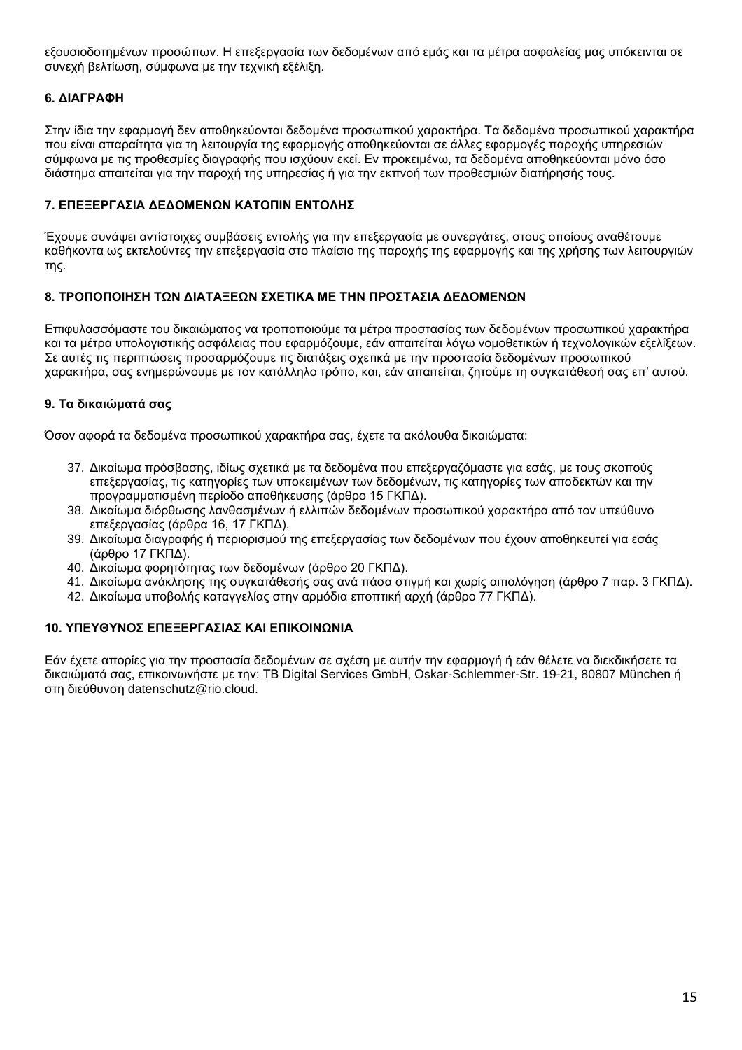εξουσιοδοτημένων προσώπων. Η επεξεργασία των δεδομένων από εμάς και τα μέτρα ασφαλείας μας υπόκεινται σε συνεχή βελτίωση, σύμφωνα με την τεχνική εξέλιξη.

### 6. ΔΙΑΓΡΑΦΗ

Στην ίδια την εφαρμογή δεν αποθηκεύονται δεδομένα προσωπικού χαρακτήρα. Τα δεδομένα προσωπικού χαρακτήρα που είναι απαραίτητα για τη λειτουργία της εφαρμογής αποθηκεύονται σε άλλες εφαρμογές παροχής υπηρεσιών σύμφωνα με τις προθεσμίες διαγραφής που ισχύουν εκεί. Εν προκειμένω, τα δεδομένα αποθηκεύονται μόνο όσο διάστημα απαιτείται για την παροχή της υπηρεσίας ή για την εκπνοή των προθεσμιών διατήρησής τους.

### 7. ΕΠΕΞΕΡΓΑΣΙΑ ΔΕΔΟΜΕΝΩΝ ΚΑΤΟΠΙΝ ΕΝΤΟΛΗΣ

Έχουμε συνάψει αντίστοιχες συμβάσεις εντολής για την επεξεργασία με συνεργάτες, στους οποίους αναθέτουμε καθήκοντα ως εκτελούντες την επεξεργασία στο πλαίσιο της παροχής της εφαρμογής και της χρήσης των λειτουργιών της.

### 8. ΤΡΟΠΟΠΟΙΗΣΗ ΤΩΝ ΔΙΑΤΑΞΕΩΝ ΣΧΕΤΙΚΑ ΜΕ ΤΗΝ ΠΡΟΣΤΑΣΙΑ ΔΕΔΟΜΕΝΩΝ

Επιφυλασσόμαστε του δικαιώματος να τροποποιούμε τα μέτρα προστασίας των δεδομένων προσωπικού χαρακτήρα και τα μέτρα υπολογιστικής ασφάλειας που εφαρμόζουμε, εάν απαιτείται λόγω νομοθετικών ή τεχνολογικών εξελίξεων. Σε αυτές τις περιπτώσεις προσαρμόζουμε τις διατάξεις σχετικά με την προστασία δεδομένων προσωπικού χαρακτήρα, σας ενημερώνουμε με τον κατάλληλο τρόπο, και, εάν απαιτείται, ζητούμε τη συγκατάθεσή σας επ' αυτού.

### 9. Τα δικαιώματά σας

Όσον αφορά τα δεδομένα προσωπικού χαρακτήρα σας, έχετε τα ακόλουθα δικαιώματα:

37. Δικαίωμα πρόσβασης, ιδίως σχετικά με τα δεδομένα που επεξεργαζόμαστε για εσάς, με τους σκοπούς επεξεργασίας, τις κατηγορίες των υποκειμένων των δεδομένων, τις κατηγορίες των αποδεκτών και την προγραμματισμένη περίοδο αποθήκευσης (άρθρο 15 ΓΚΠΔ).
38. Δικαίωμα διόρθωσης λανθασμένων ή ελλιπών δεδομένων προσωπικού χαρακτήρα από τον υπεύθυνο επεξεργασίας (άρθρα 16, 17 ΓΚΠΔ).
39. Δικαίωμα διαγραφής ή περιορισμού της επεξεργασίας των δεδομένων που έχουν αποθηκευτεί για εσάς (άρθρο 17 ΓΚΠΔ).
40. Δικαίωμα φορητότητας των δεδομένων (άρθρο 20 ΓΚΠΔ).
41. Δικαίωμα ανάκλησης της συγκατάθεσής σας ανά πάσα στιγμή και χωρίς αιτιολόγηση (άρθρο 7 παρ. 3 ΓΚΠΔ).
42. Δικαίωμα υποβολής καταγγελίας στην αρμόδια εποπτική αρχή (άρθρο 77 ΓΚΠΔ).

### 10. ΥΠΕΥΘΥΝΟΣ ΕΠΕΞΕΡΓΑΣΙΑΣ ΚΑΙ ΕΠΙΚΟΙΝΩΝΙΑ

Εάν έχετε απορίες για την προστασία δεδομένων σε σχέση με αυτήν την εφαρμογή ή εάν θέλετε να διεκδικήσετε τα δικαιώματά σας, επικοινωνήστε με την: TB Digital Services GmbH, Oskar-Schlemmer-Str. 19-21, 80807 München ή στη διεύθυνση datenschutz@rio.cloud.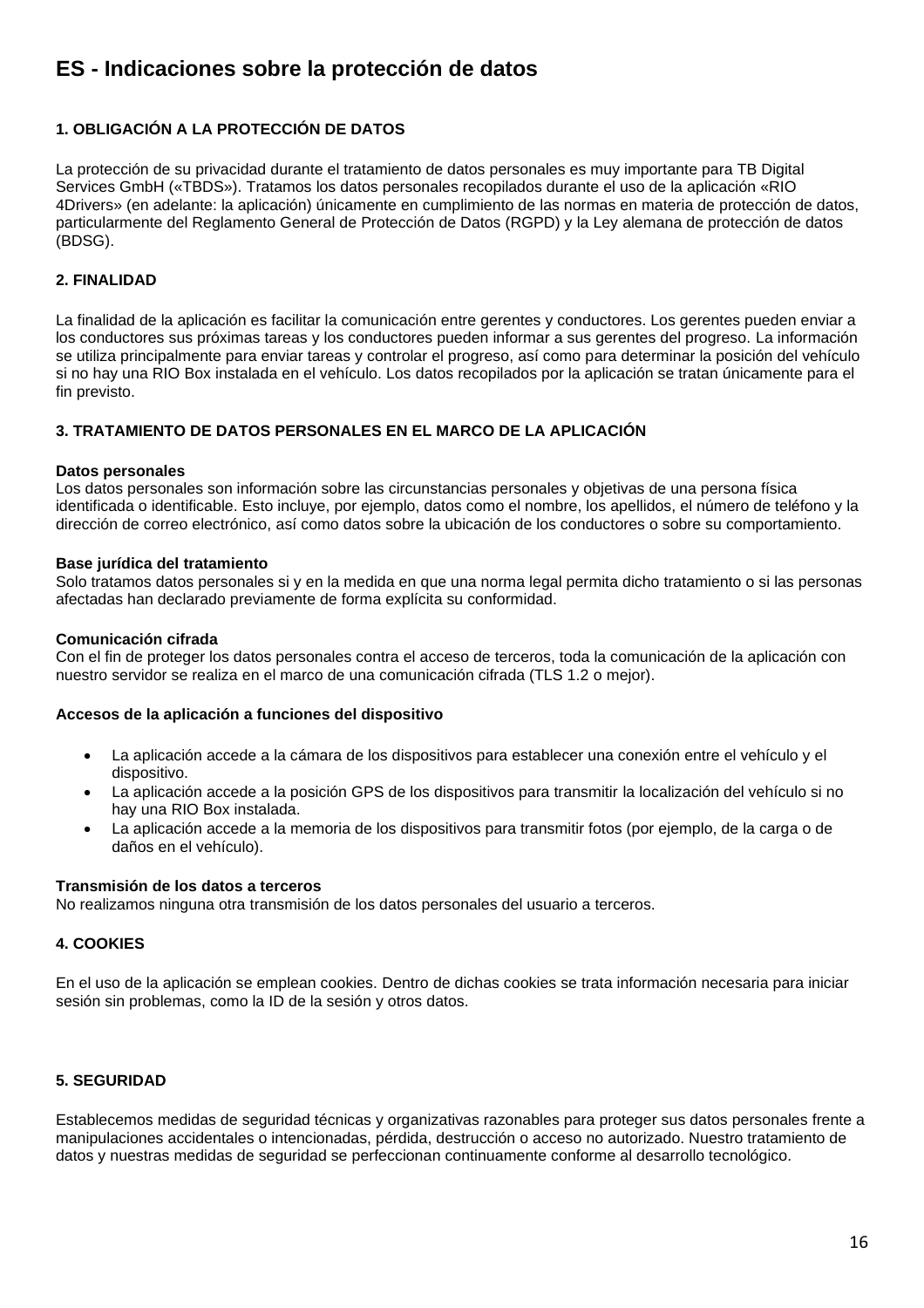# ES - Indicaciones sobre la protección de datos

## 1. OBLIGACIÓN A LA PROTECCIÓN DE DATOS

La protección de su privacidad durante el tratamiento de datos personales es muy importante para TB Digital Services GmbH («TBDS»). Tratamos los datos personales recopilados durante el uso de la aplicación «RIO 4Drivers» (en adelante: la aplicación) únicamente en cumplimiento de las normas en materia de protección de datos, particularmente del Reglamento General de Protección de Datos (RGPD) y la Ley alemana de protección de datos (BDSG).

## 2. FINALIDAD

La finalidad de la aplicación es facilitar la comunicación entre gerentes y conductores. Los gerentes pueden enviar a los conductores sus próximas tareas y los conductores pueden informar a sus gerentes del progreso. La información se utiliza principalmente para enviar tareas y controlar el progreso, así como para determinar la posición del vehículo si no hay una RIO Box instalada en el vehículo. Los datos recopilados por la aplicación se tratan únicamente para el fin previsto.

## 3. TRATAMIENTO DE DATOS PERSONALES EN EL MARCO DE LA APLICACIÓN

**Datos personales**
Los datos personales son información sobre las circunstancias personales y objetivas de una persona física identificada o identificable. Esto incluye, por ejemplo, datos como el nombre, los apellidos, el número de teléfono y la dirección de correo electrónico, así como datos sobre la ubicación de los conductores o sobre su comportamiento.

**Base jurídica del tratamiento**
Solo tratamos datos personales si y en la medida en que una norma legal permita dicho tratamiento o si las personas afectadas han declarado previamente de forma explícita su conformidad.

**Comunicación cifrada**
Con el fin de proteger los datos personales contra el acceso de terceros, toda la comunicación de la aplicación con nuestro servidor se realiza en el marco de una comunicación cifrada (TLS 1.2 o mejor).

**Accesos de la aplicación a funciones del dispositivo**

- La aplicación accede a la cámara de los dispositivos para establecer una conexión entre el vehículo y el dispositivo.
- La aplicación accede a la posición GPS de los dispositivos para transmitir la localización del vehículo si no hay una RIO Box instalada.
- La aplicación accede a la memoria de los dispositivos para transmitir fotos (por ejemplo, de la carga o de daños en el vehículo).

**Transmisión de los datos a terceros**
No realizamos ninguna otra transmisión de los datos personales del usuario a terceros.

## 4. COOKIES

En el uso de la aplicación se emplean cookies. Dentro de dichas cookies se trata información necesaria para iniciar sesión sin problemas, como la ID de la sesión y otros datos.

## 5. SEGURIDAD

Establecemos medidas de seguridad técnicas y organizativas razonables para proteger sus datos personales frente a manipulaciones accidentales o intencionadas, pérdida, destrucción o acceso no autorizado. Nuestro tratamiento de datos y nuestras medidas de seguridad se perfeccionan continuamente conforme al desarrollo tecnológico.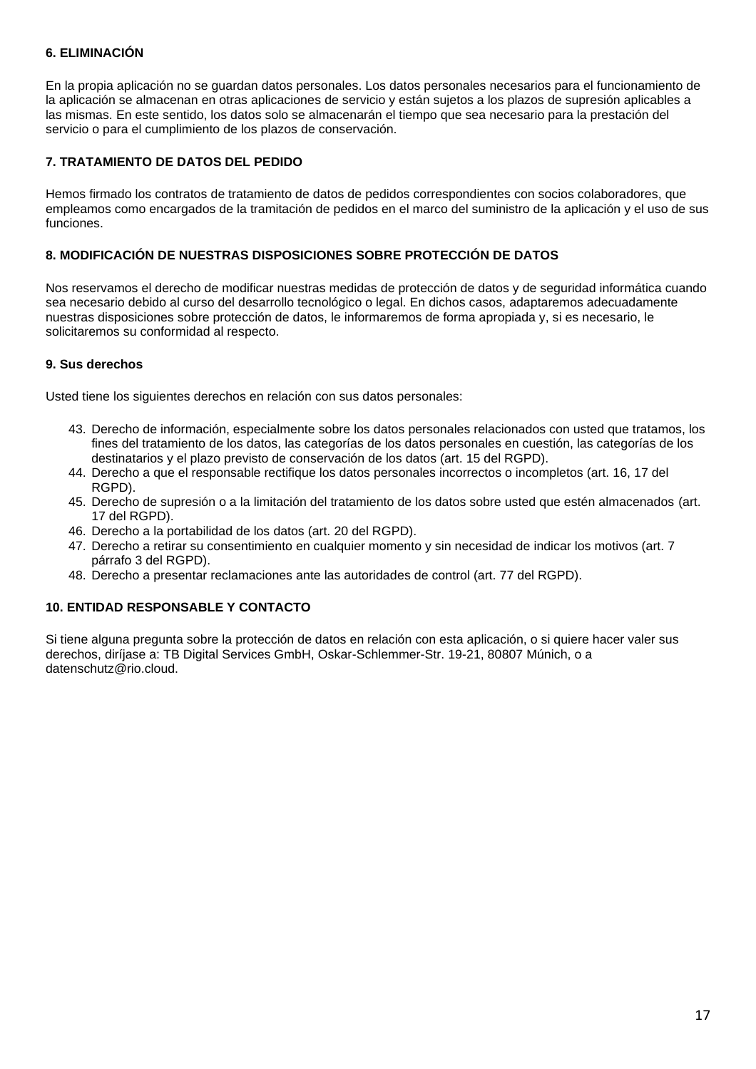**6. ELIMINACIÓN**

En la propia aplicación no se guardan datos personales. Los datos personales necesarios para el funcionamiento de la aplicación se almacenan en otras aplicaciones de servicio y están sujetos a los plazos de supresión aplicables a las mismas. En este sentido, los datos solo se almacenarán el tiempo que sea necesario para la prestación del servicio o para el cumplimiento de los plazos de conservación.

**7. TRATAMIENTO DE DATOS DEL PEDIDO**

Hemos firmado los contratos de tratamiento de datos de pedidos correspondientes con socios colaboradores, que empleamos como encargados de la tramitación de pedidos en el marco del suministro de la aplicación y el uso de sus funciones.

**8. MODIFICACIÓN DE NUESTRAS DISPOSICIONES SOBRE PROTECCIÓN DE DATOS**

Nos reservamos el derecho de modificar nuestras medidas de protección de datos y de seguridad informática cuando sea necesario debido al curso del desarrollo tecnológico o legal. En dichos casos, adaptaremos adecuadamente nuestras disposiciones sobre protección de datos, le informaremos de forma apropiada y, si es necesario, le solicitaremos su conformidad al respecto.

**9. Sus derechos**

Usted tiene los siguientes derechos en relación con sus datos personales:

43. Derecho de información, especialmente sobre los datos personales relacionados con usted que tratamos, los fines del tratamiento de los datos, las categorías de los datos personales en cuestión, las categorías de los destinatarios y el plazo previsto de conservación de los datos (art. 15 del RGPD).
44. Derecho a que el responsable rectifique los datos personales incorrectos o incompletos (art. 16, 17 del RGPD).
45. Derecho de supresión o a la limitación del tratamiento de los datos sobre usted que estén almacenados (art. 17 del RGPD).
46. Derecho a la portabilidad de los datos (art. 20 del RGPD).
47. Derecho a retirar su consentimiento en cualquier momento y sin necesidad de indicar los motivos (art. 7 párrafo 3 del RGPD).
48. Derecho a presentar reclamaciones ante las autoridades de control (art. 77 del RGPD).

**10. ENTIDAD RESPONSABLE Y CONTACTO**

Si tiene alguna pregunta sobre la protección de datos en relación con esta aplicación, o si quiere hacer valer sus derechos, diríjase a: TB Digital Services GmbH, Oskar-Schlemmer-Str. 19-21, 80807 Múnich, o a datenschutz@rio.cloud.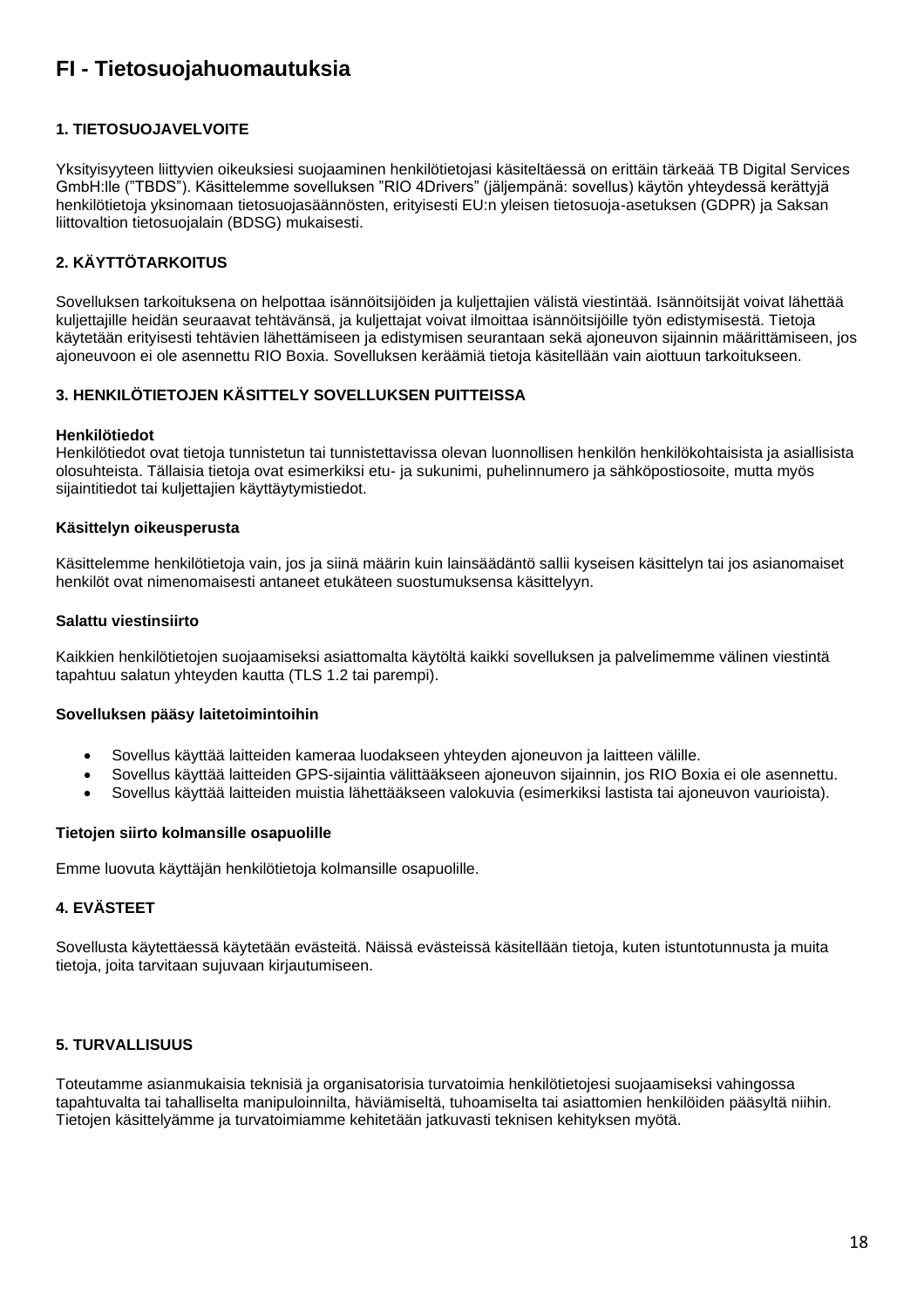# FI - Tietosuojahuomautuksia

### 1. TIETOSUOJAVELVOITE

Yksityisyyteen liittyvien oikeuksiesi suojaaminen henkilötietojasi käsiteltäessä on erittäin tärkeää TB Digital Services GmbH:lle (”TBDS”). Käsittelemme sovelluksen ”RIO 4Drivers” (jäljempänä: sovellus) käytön yhteydessä kerättyjä henkilötietoja yksinomaan tietosuojasäännösten, erityisesti EU:n yleisen tietosuoja-asetuksen (GDPR) ja Saksan liittovaltion tietosuojalain (BDSG) mukaisesti.

### 2. KÄYTTÖTARKOITUS

Sovelluksen tarkoituksena on helpottaa isännöitsijöiden ja kuljettajien välistä viestintää. Isännöitsijät voivat lähettää kuljettajille heidän seuraavat tehtävänsä, ja kuljettajat voivat ilmoittaa isännöitsijöille työn edistymisestä. Tietoja käytetään erityisesti tehtävien lähettämiseen ja edistymisen seurantaan sekä ajoneuvon sijainnin määrittämiseen, jos ajoneuvoon ei ole asennettu RIO Boxia. Sovelluksen keräämiä tietoja käsitellään vain aiottuun tarkoitukseen.

### 3. HENKILÖTIETOJEN KÄSITTELY SOVELLUKSEN PUITTEISSA

**Henkilötiedot**
Henkilötiedot ovat tietoja tunnistetun tai tunnistettavissa olevan luonnollisen henkilön henkilökohtaisista ja asiallisista olosuhteista. Tällaisia tietoja ovat esimerkiksi etu- ja sukunimi, puhelinnumero ja sähköpostiosoite, mutta myös sijaintitiedot tai kuljettajien käyttäytymistiedot.

**Käsittelyn oikeusperusta**

Käsittelemme henkilötietoja vain, jos ja siinä määrin kuin lainsäädäntö sallii kyseisen käsittelyn tai jos asianomaiset henkilöt ovat nimenomaisesti antaneet etukäteen suostumuksensa käsittelyyn.

**Salattu viestinsiirto**

Kaikkien henkilötietojen suojaamiseksi asiattomalta käytöltä kaikki sovelluksen ja palvelimemme välinen viestintä tapahtuu salatun yhteyden kautta (TLS 1.2 tai parempi).

**Sovelluksen pääsy laitetoimintoihin**

- Sovellus käyttää laitteiden kameraa luodakseen yhteyden ajoneuvon ja laitteen välille.
- Sovellus käyttää laitteiden GPS-sijaintia välittääkseen ajoneuvon sijainnin, jos RIO Boxia ei ole asennettu.
- Sovellus käyttää laitteiden muistia lähettääkseen valokuvia (esimerkiksi lastista tai ajoneuvon vaurioista).

**Tietojen siirto kolmansille osapuolille**

Emme luovuta käyttäjän henkilötietoja kolmansille osapuolille.

### 4. EVÄSTEET

Sovellusta käytettäessä käytetään evästeitä. Näissä evästeissä käsitellään tietoja, kuten istuntotunnusta ja muita tietoja, joita tarvitaan sujuvaan kirjautumiseen.

### 5. TURVALLISUUS

Toteutamme asianmukaisia teknisiä ja organisatorisia turvatoimia henkilötietojesi suojaamiseksi vahingossa tapahtuvalta tai tahalliselta manipuloinnilta, häviämiseltä, tuhoamiselta tai asiattomien henkilöiden pääsyltä niihin. Tietojen käsittelyämme ja turvatoimiamme kehitetään jatkuvasti teknisen kehityksen myötä.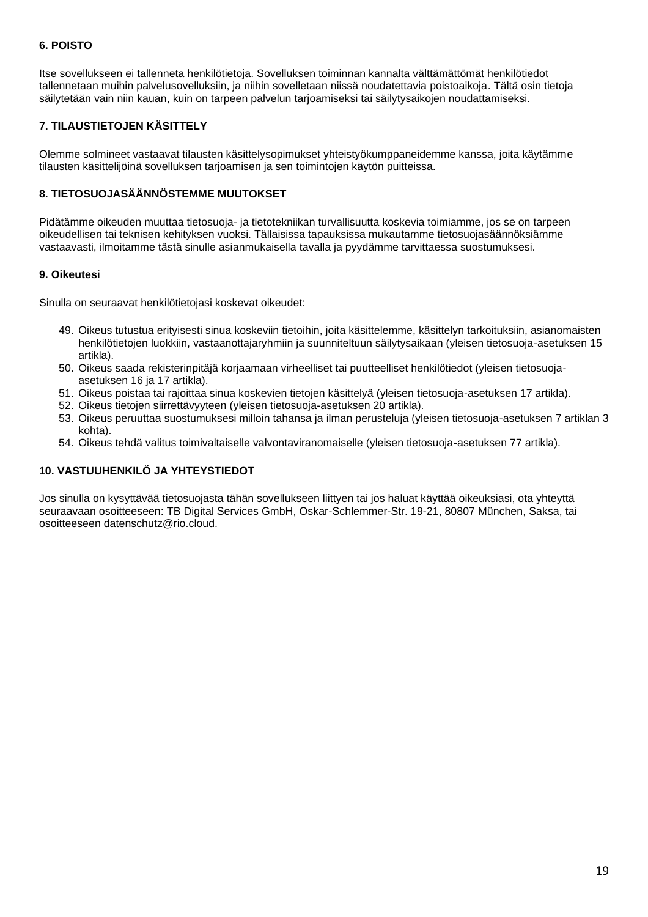## 6. POISTO

Itse sovellukseen ei tallenneta henkilötietoja. Sovelluksen toiminnan kannalta välttämättömät henkilötiedot tallennetaan muihin palvelusovelluksiin, ja niihin sovelletaan niissä noudatettavia poistoaikoja. Tältä osin tietoja säilytetään vain niin kauan, kuin on tarpeen palvelun tarjoamiseksi tai säilytysaikojen noudattamiseksi.

## 7. TILAUSTIETOJEN KÄSITTELY

Olemme solmineet vastaavat tilausten käsittelysopimukset yhteistyökumppaneidemme kanssa, joita käytämme tilausten käsittelijöinä sovelluksen tarjoamisen ja sen toimintojen käytön puitteissa.

## 8. TIETOSUOJASÄÄNNÖSTEMME MUUTOKSET

Pidätämme oikeuden muuttaa tietosuoja- ja tietotekniikan turvallisuutta koskevia toimiamme, jos se on tarpeen oikeudellisen tai teknisen kehityksen vuoksi. Tällaisissa tapauksissa mukautamme tietosuojasäännöksiämme vastaavasti, ilmoitamme tästä sinulle asianmukaisella tavalla ja pyydämme tarvittaessa suostumuksesi.

## 9. Oikeutesi

Sinulla on seuraavat henkilötietojasi koskevat oikeudet:

49. Oikeus tutustua erityisesti sinua koskeviin tietoihin, joita käsittelemme, käsittelyn tarkoituksiin, asianomaisten henkilötietojen luokkiin, vastaanottajaryhmiin ja suunniteltuun säilytysaikaan (yleisen tietosuoja-asetuksen 15 artikla).
50. Oikeus saada rekisterinpitäjä korjaamaan virheelliset tai puutteelliset henkilötiedot (yleisen tietosuoja-asetuksen 16 ja 17 artikla).
51. Oikeus poistaa tai rajoittaa sinua koskevien tietojen käsittelyä (yleisen tietosuoja-asetuksen 17 artikla).
52. Oikeus tietojen siirrettävyyteen (yleisen tietosuoja-asetuksen 20 artikla).
53. Oikeus peruuttaa suostumuksesi milloin tahansa ja ilman perusteluja (yleisen tietosuoja-asetuksen 7 artiklan 3 kohta).
54. Oikeus tehdä valitus toimivaltaiselle valvontaviranomaiselle (yleisen tietosuoja-asetuksen 77 artikla).

## 10. VASTUUHENKILÖ JA YHTEYSTIEDOT

Jos sinulla on kysyttävää tietosuojasta tähän sovellukseen liittyen tai jos haluat käyttää oikeuksiasi, ota yhteyttä seuraavaan osoitteeseen: TB Digital Services GmbH, Oskar-Schlemmer-Str. 19-21, 80807 München, Saksa, tai osoitteeseen datenschutz@rio.cloud.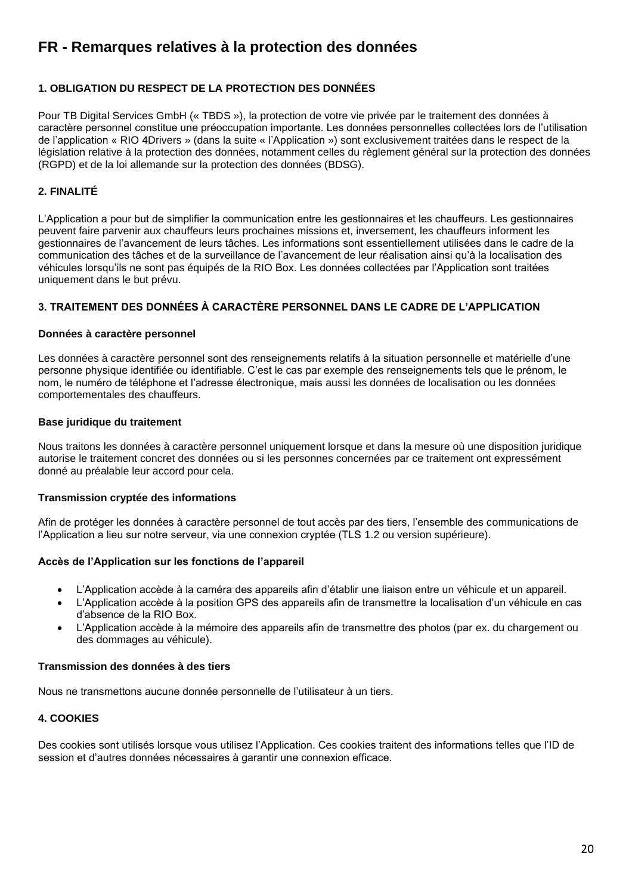# FR - Remarques relatives à la protection des données

## 1. OBLIGATION DU RESPECT DE LA PROTECTION DES DONNÉES

Pour TB Digital Services GmbH (« TBDS »), la protection de votre vie privée par le traitement des données à caractère personnel constitue une préoccupation importante. Les données personnelles collectées lors de l'utilisation de l'application « RIO 4Drivers » (dans la suite « l'Application ») sont exclusivement traitées dans le respect de la législation relative à la protection des données, notamment celles du règlement général sur la protection des données (RGPD) et de la loi allemande sur la protection des données (BDSG).

## 2. FINALITÉ

L'Application a pour but de simplifier la communication entre les gestionnaires et les chauffeurs. Les gestionnaires peuvent faire parvenir aux chauffeurs leurs prochaines missions et, inversement, les chauffeurs informent les gestionnaires de l'avancement de leurs tâches. Les informations sont essentiellement utilisées dans le cadre de la communication des tâches et de la surveillance de l'avancement de leur réalisation ainsi qu'à la localisation des véhicules lorsqu'ils ne sont pas équipés de la RIO Box. Les données collectées par l'Application sont traitées uniquement dans le but prévu.

## 3. TRAITEMENT DES DONNÉES À CARACTÈRE PERSONNEL DANS LE CADRE DE L'APPLICATION

### Données à caractère personnel

Les données à caractère personnel sont des renseignements relatifs à la situation personnelle et matérielle d'une personne physique identifiée ou identifiable. C'est le cas par exemple des renseignements tels que le prénom, le nom, le numéro de téléphone et l'adresse électronique, mais aussi les données de localisation ou les données comportementales des chauffeurs.

### Base juridique du traitement

Nous traitons les données à caractère personnel uniquement lorsque et dans la mesure où une disposition juridique autorise le traitement concret des données ou si les personnes concernées par ce traitement ont expressément donné au préalable leur accord pour cela.

### Transmission cryptée des informations

Afin de protéger les données à caractère personnel de tout accès par des tiers, l'ensemble des communications de l'Application a lieu sur notre serveur, via une connexion cryptée (TLS 1.2 ou version supérieure).

### Accès de l'Application sur les fonctions de l'appareil

- L'Application accède à la caméra des appareils afin d'établir une liaison entre un véhicule et un appareil.
- L'Application accède à la position GPS des appareils afin de transmettre la localisation d'un véhicule en cas d'absence de la RIO Box.
- L'Application accède à la mémoire des appareils afin de transmettre des photos (par ex. du chargement ou des dommages au véhicule).

### Transmission des données à des tiers

Nous ne transmettons aucune donnée personnelle de l'utilisateur à un tiers.

## 4. COOKIES

Des cookies sont utilisés lorsque vous utilisez l'Application. Ces cookies traitent des informations telles que l'ID de session et d'autres données nécessaires à garantir une connexion efficace.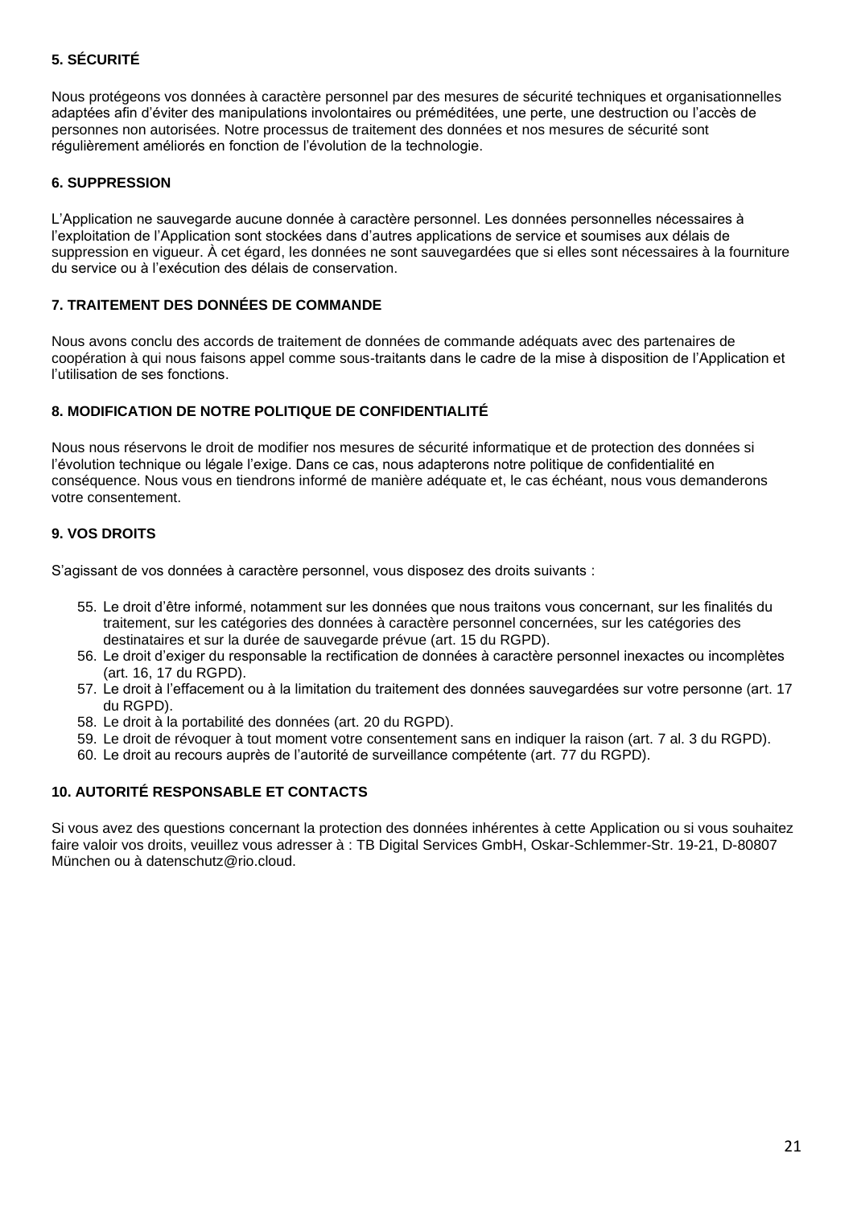**5. SÉCURITÉ**

Nous protégeons vos données à caractère personnel par des mesures de sécurité techniques et organisationnelles adaptées afin d'éviter des manipulations involontaires ou préméditées, une perte, une destruction ou l'accès de personnes non autorisées. Notre processus de traitement des données et nos mesures de sécurité sont régulièrement améliorés en fonction de l'évolution de la technologie.

**6. SUPPRESSION**

L'Application ne sauvegarde aucune donnée à caractère personnel. Les données personnelles nécessaires à l'exploitation de l'Application sont stockées dans d'autres applications de service et soumises aux délais de suppression en vigueur. À cet égard, les données ne sont sauvegardées que si elles sont nécessaires à la fourniture du service ou à l'exécution des délais de conservation.

**7. TRAITEMENT DES DONNÉES DE COMMANDE**

Nous avons conclu des accords de traitement de données de commande adéquats avec des partenaires de coopération à qui nous faisons appel comme sous-traitants dans le cadre de la mise à disposition de l'Application et l'utilisation de ses fonctions.

**8. MODIFICATION DE NOTRE POLITIQUE DE CONFIDENTIALITÉ**

Nous nous réservons le droit de modifier nos mesures de sécurité informatique et de protection des données si l'évolution technique ou légale l'exige. Dans ce cas, nous adapterons notre politique de confidentialité en conséquence. Nous vous en tiendrons informé de manière adéquate et, le cas échéant, nous vous demanderons votre consentement.

**9. VOS DROITS**

S'agissant de vos données à caractère personnel, vous disposez des droits suivants :

55. Le droit d'être informé, notamment sur les données que nous traitons vous concernant, sur les finalités du traitement, sur les catégories des données à caractère personnel concernées, sur les catégories des destinataires et sur la durée de sauvegarde prévue (art. 15 du RGPD).
56. Le droit d'exiger du responsable la rectification de données à caractère personnel inexactes ou incomplètes (art. 16, 17 du RGPD).
57. Le droit à l'effacement ou à la limitation du traitement des données sauvegardées sur votre personne (art. 17 du RGPD).
58. Le droit à la portabilité des données (art. 20 du RGPD).
59. Le droit de révoquer à tout moment votre consentement sans en indiquer la raison (art. 7 al. 3 du RGPD).
60. Le droit au recours auprès de l'autorité de surveillance compétente (art. 77 du RGPD).

**10. AUTORITÉ RESPONSABLE ET CONTACTS**

Si vous avez des questions concernant la protection des données inhérentes à cette Application ou si vous souhaitez faire valoir vos droits, veuillez vous adresser à : TB Digital Services GmbH, Oskar-Schlemmer-Str. 19-21, D-80807 München ou à datenschutz@rio.cloud.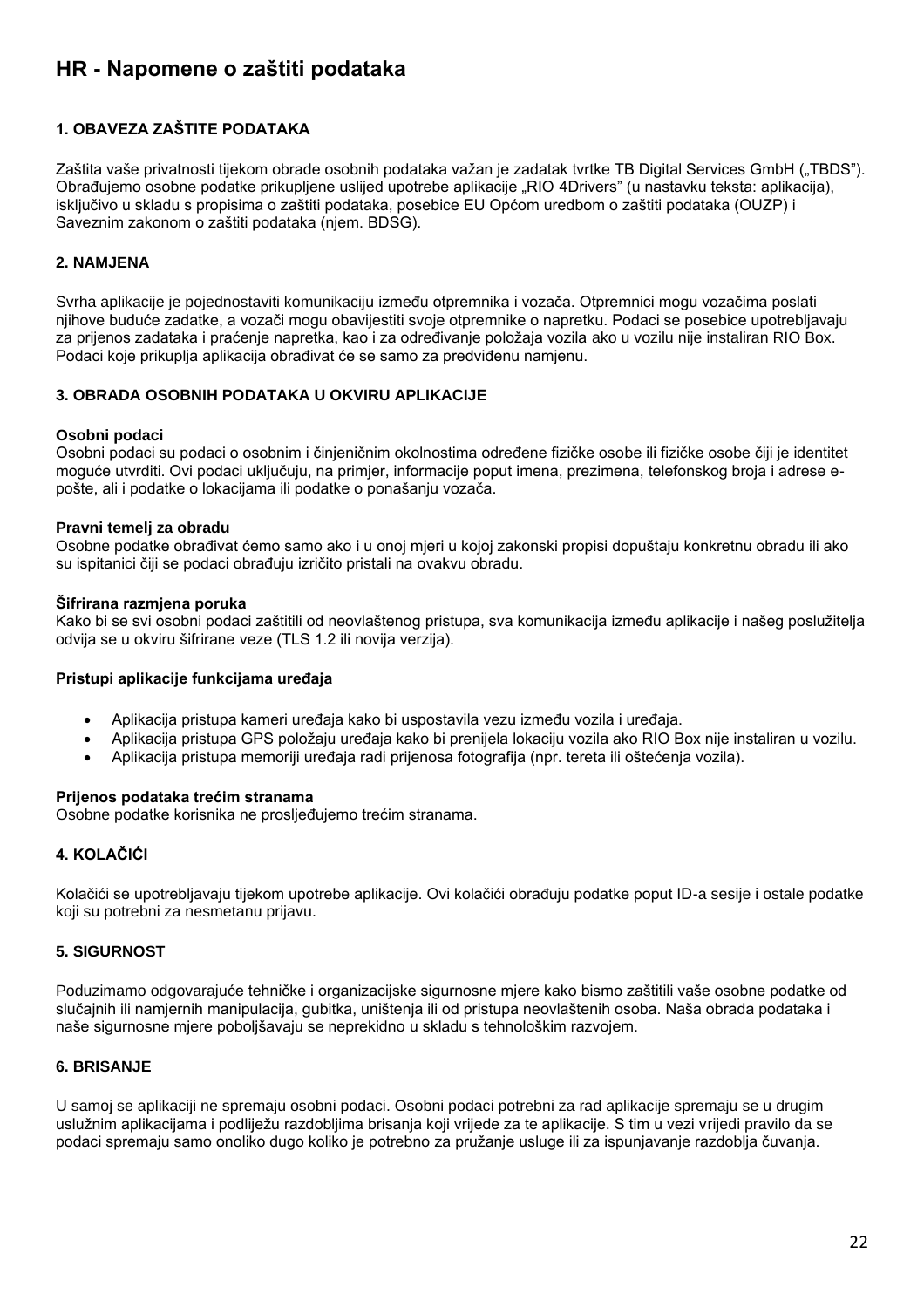# HR - Napomene o zaštiti podataka

## 1. OBAVEZA ZAŠTITE PODATAKA

Zaštita vaše privatnosti tijekom obrade osobnih podataka važan je zadatak tvrtke TB Digital Services GmbH („TBDS"). Obrađujemo osobne podatke prikupljene uslijed upotrebe aplikacije „RIO 4Drivers" (u nastavku teksta: aplikacija), isključivo u skladu s propisima o zaštiti podataka, posebice EU Općom uredbom o zaštiti podataka (OUZP) i Saveznim zakonom o zaštiti podataka (njem. BDSG).

## 2. NAMJENA

Svrha aplikacije je pojednostaviti komunikaciju između otpremnika i vozača. Otpremnici mogu vozačima poslati njihove buduće zadatke, a vozači mogu obavijestiti svoje otpremnike o napretku. Podaci se posebice upotrebljavaju za prijenos zadataka i praćenje napretka, kao i za određivanje položaja vozila ako u vozilu nije instaliran RIO Box. Podaci koje prikuplja aplikacija obrađivat će se samo za predviđenu namjenu.

## 3. OBRADA OSOBNIH PODATAKA U OKVIRU APLIKACIJE

### Osobni podaci

Osobni podaci su podaci o osobnim i činjeničnim okolnostima određene fizičke osobe ili fizičke osobe čiji je identitet moguće utvrditi. Ovi podaci uključuju, na primjer, informacije poput imena, prezimena, telefonskog broja i adrese e-pošte, ali i podatke o lokacijama ili podatke o ponašanju vozača.

### Pravni temelj za obradu

Osobne podatke obrađivat ćemo samo ako i u onoj mjeri u kojoj zakonski propisi dopuštaju konkretnu obradu ili ako su ispitanici čiji se podaci obrađuju izričito pristali na ovakvu obradu.

### Šifrirana razmjena poruka

Kako bi se svi osobni podaci zaštitili od neovlaštenog pristupa, sva komunikacija između aplikacije i našeg poslužitelja odvija se u okviru šifrirane veze (TLS 1.2 ili novija verzija).

### Pristupi aplikacije funkcijama uređaja

- Aplikacija pristupa kameri uređaja kako bi uspostavila vezu između vozila i uređaja.
- Aplikacija pristupa GPS položaju uređaja kako bi prenijela lokaciju vozila ako RIO Box nije instaliran u vozilu.
- Aplikacija pristupa memoriji uređaja radi prijenosa fotografija (npr. tereta ili oštećenja vozila).

### Prijenos podataka trećim stranama

Osobne podatke korisnika ne prosljeđujemo trećim stranama.

## 4. KOLAČIĆI

Kolačići se upotrebljavaju tijekom upotrebe aplikacije. Ovi kolačići obrađuju podatke poput ID-a sesije i ostale podatke koji su potrebni za nesmetanu prijavu.

## 5. SIGURNOST

Poduzimamo odgovarajuće tehničke i organizacijske sigurnosne mjere kako bismo zaštitili vaše osobne podatke od slučajnih ili namjernih manipulacija, gubitka, uništenja ili od pristupa neovlaštenih osoba. Naša obrada podataka i naše sigurnosne mjere poboljšavaju se neprekidno u skladu s tehnološkim razvojem.

## 6. BRISANJE

U samoj se aplikaciji ne spremaju osobni podaci. Osobni podaci potrebni za rad aplikacije spremaju se u drugim uslužnim aplikacijama i podliježu razdobljima brisanja koji vrijede za te aplikacije. S tim u vezi vrijedi pravilo da se podaci spremaju samo onoliko dugo koliko je potrebno za pružanje usluge ili za ispunjavanje razdoblja čuvanja.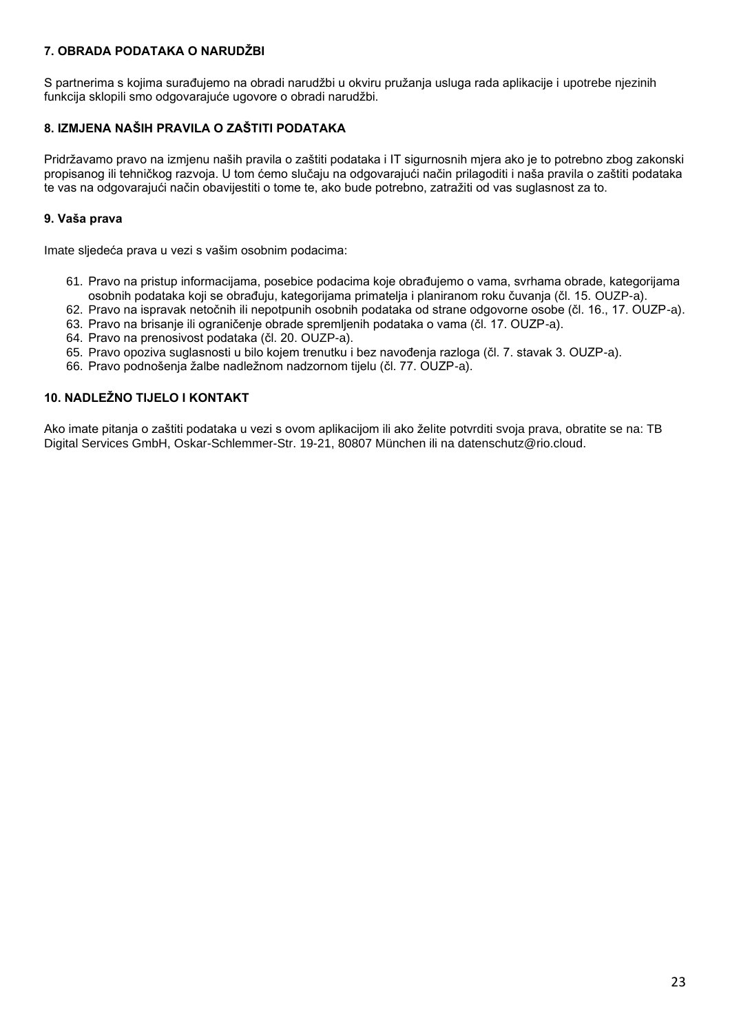## 7. OBRADA PODATAKA O NARUDŽBI

S partnerima s kojima surađujemo na obradi narudžbi u okviru pružanja usluga rada aplikacije i upotrebe njezinih funkcija sklopili smo odgovarajuće ugovore o obradi narudžbi.

## 8. IZMJENA NAŠIH PRAVILA O ZAŠTITI PODATAKA

Pridržavamo pravo na izmjenu naših pravila o zaštiti podataka i IT sigurnosnih mjera ako je to potrebno zbog zakonski propisanog ili tehničkog razvoja. U tom ćemo slučaju na odgovarajući način prilagoditi i naša pravila o zaštiti podataka te vas na odgovarajući način obavijestiti o tome te, ako bude potrebno, zatražiti od vas suglasnost za to.

## 9. Vaša prava

Imate sljedeća prava u vezi s vašim osobnim podacima:

61. Pravo na pristup informacijama, posebice podacima koje obrađujemo o vama, svrhama obrade, kategorijama osobnih podataka koji se obrađuju, kategorijama primatelja i planiranom roku čuvanja (čl. 15. OUZP-a).
62. Pravo na ispravak netočnih ili nepotpunih osobnih podataka od strane odgovorne osobe (čl. 16., 17. OUZP-a).
63. Pravo na brisanje ili ograničenje obrade spremljenih podataka o vama (čl. 17. OUZP-a).
64. Pravo na prenosivost podataka (čl. 20. OUZP-a).
65. Pravo opoziva suglasnosti u bilo kojem trenutku i bez navođenja razloga (čl. 7. stavak 3. OUZP-a).
66. Pravo podnošenja žalbe nadležnom nadzornom tijelu (čl. 77. OUZP-a).

## 10. NADLEŽNO TIJELO I KONTAKT

Ako imate pitanja o zaštiti podataka u vezi s ovom aplikacijom ili ako želite potvrditi svoja prava, obratite se na: TB Digital Services GmbH, Oskar-Schlemmer-Str. 19-21, 80807 München ili na datenschutz@rio.cloud.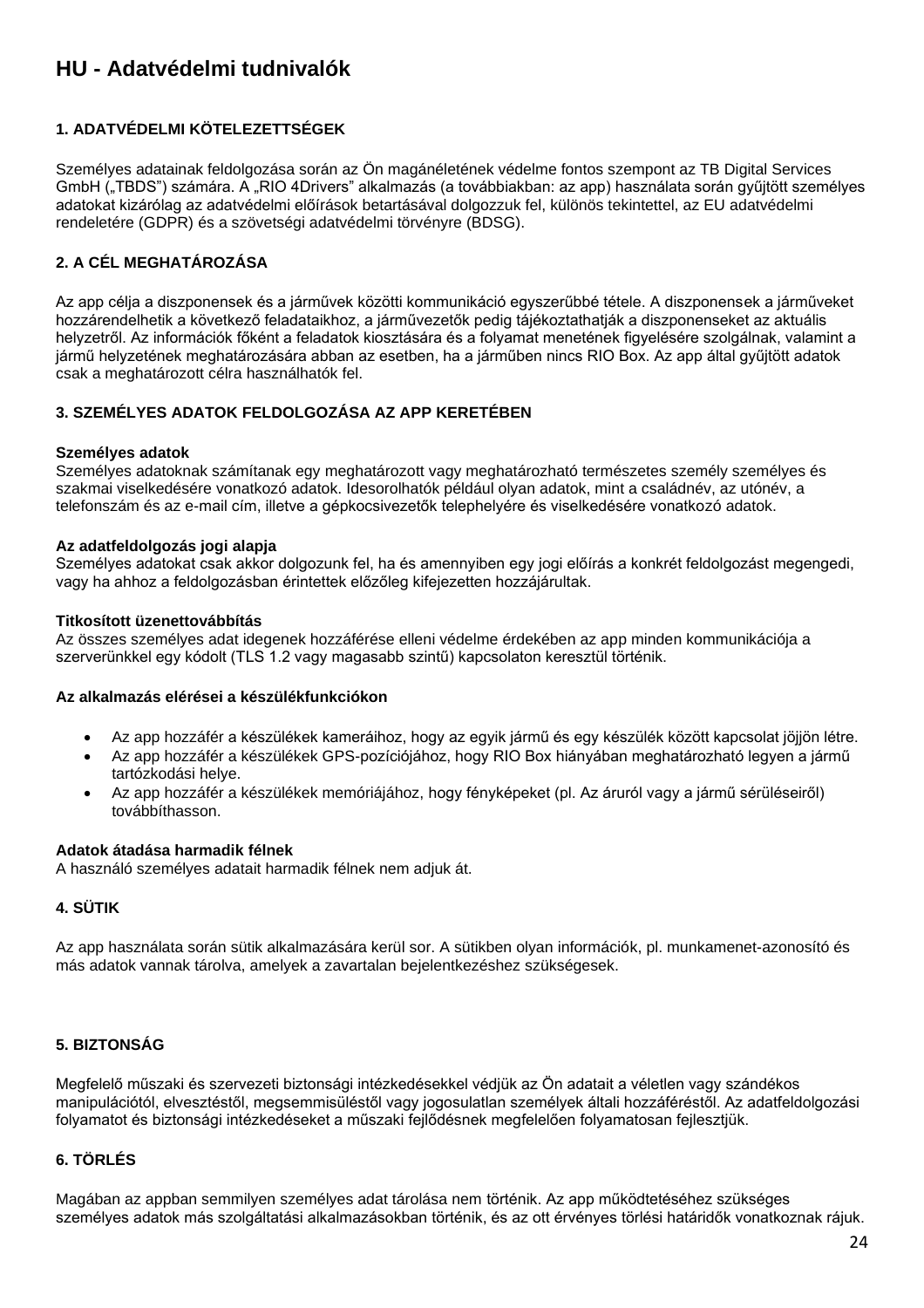# HU - Adatvédelmi tudnivalók

## 1. ADATVÉDELMI KÖTELEZETTSÉGEK

Személyes adatainak feldolgozása során az Ön magánéletének védelme fontos szempont az TB Digital Services GmbH („TBDS") számára. A „RIO 4Drivers" alkalmazás (a továbbiakban: az app) használata során gyűjtött személyes adatokat kizárólag az adatvédelmi előírások betartásával dolgozzuk fel, különös tekintettel, az EU adatvédelmi rendeletére (GDPR) és a szövetségi adatvédelmi törvényre (BDSG).

## 2. A CÉL MEGHATÁROZÁSA

Az app célja a diszponensek és a járművek közötti kommunikáció egyszerűbbé tétele. A diszponensek a járműveket hozzárendelhetik a következő feladataikhoz, a járművezetők pedig tájékoztathatják a diszponenseket az aktuális helyzetről. Az információk főként a feladatok kiosztására és a folyamat menetének figyelésére szolgálnak, valamint a jármű helyzetének meghatározására abban az esetben, ha a járműben nincs RIO Box. Az app által gyűjtött adatok csak a meghatározott célra használhatók fel.

## 3. SZEMÉLYES ADATOK FELDOLGOZÁSA AZ APP KERETÉBEN

**Személyes adatok**
Személyes adatoknak számítanak egy meghatározott vagy meghatározható természetes személy személyes és szakmai viselkedésére vonatkozó adatok. Idesorolhatók például olyan adatok, mint a családnév, az utónév, a telefonszám és az e-mail cím, illetve a gépkocsivezetők telephelyére és viselkedésére vonatkozó adatok.

**Az adatfeldolgozás jogi alapja**
Személyes adatokat csak akkor dolgozunk fel, ha és amennyiben egy jogi előírás a konkrét feldolgozást megengedi, vagy ha ahhoz a feldolgozásban érintettek előzőleg kifejezetten hozzájárultak.

**Titkosított üzenettovábbítás**
Az összes személyes adat idegenek hozzáférése elleni védelme érdekében az app minden kommunikációja a szerverünkkel egy kódolt (TLS 1.2 vagy magasabb szintű) kapcsolaton keresztül történik.

**Az alkalmazás elérései a készülékfunkciókon**

- Az app hozzáfér a készülékek kameráihoz, hogy az egyik jármű és egy készülék között kapcsolat jöjjön létre.
- Az app hozzáfér a készülékek GPS-pozíciójához, hogy RIO Box hiányában meghatározható legyen a jármű tartózkodási helye.
- Az app hozzáfér a készülékek memóriájához, hogy fényképeket (pl. Az áruról vagy a jármű sérüléseiről) továbbíthasson.

**Adatok átadása harmadik félnek**
A használó személyes adatait harmadik félnek nem adjuk át.

## 4. SÜTIK

Az app használata során sütik alkalmazására kerül sor. A sütikben olyan információk, pl. munkamenet-azonosító és más adatok vannak tárolva, amelyek a zavartalan bejelentkezéshez szükségesek.

## 5. BIZTONSÁG

Megfelelő műszaki és szervezeti biztonsági intézkedésekkel védjük az Ön adatait a véletlen vagy szándékos manipulációtól, elvesztéstől, megsemmisüléstől vagy jogosulatlan személyek általi hozzáféréstől. Az adatfeldolgozási folyamatot és biztonsági intézkedéseket a műszaki fejlődésnek megfelelően folyamatosan fejlesztjük.

## 6. TÖRLÉS

Magában az appban semmilyen személyes adat tárolása nem történik. Az app működtetéséhez szükséges személyes adatok más szolgáltatási alkalmazásokban történik, és az ott érvényes törlési határidők vonatkoznak rájuk.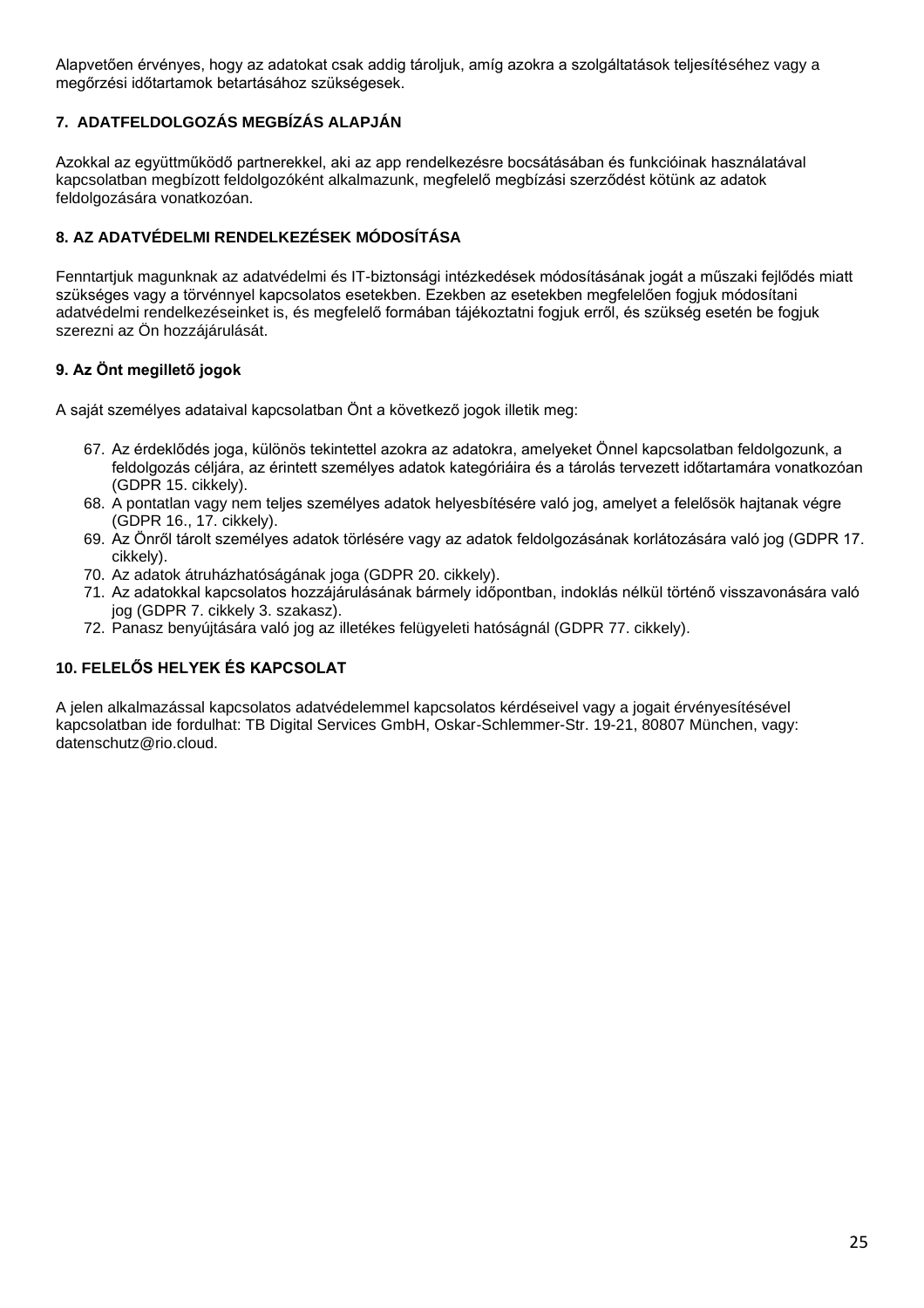Alapvetően érvényes, hogy az adatokat csak addig tároljuk, amíg azokra a szolgáltatások teljesítéséhez vagy a megőrzési időtartamok betartásához szükségesek.

### 7. ADATFELDOLGOZÁS MEGBÍZÁS ALAPJÁN

Azokkal az együttműködő partnerekkel, aki az app rendelkezésre bocsátásában és funkcióinak használatával kapcsolatban megbízott feldolgozóként alkalmazunk, megfelelő megbízási szerződést kötünk az adatok feldolgozására vonatkozóan.

### 8. AZ ADATVÉDELMI RENDELKEZÉSEK MÓDOSÍTÁSA

Fenntartjuk magunknak az adatvédelmi és IT-biztonsági intézkedések módosításának jogát a műszaki fejlődés miatt szükséges vagy a törvénnyel kapcsolatos esetekben. Ezekben az esetekben megfelelően fogjuk módosítani adatvédelmi rendelkezéseinket is, és megfelelő formában tájékoztatni fogjuk erről, és szükség esetén be fogjuk szerezni az Ön hozzájárulását.

### 9. Az Önt megillető jogok

A saját személyes adataival kapcsolatban Önt a következő jogok illetik meg:

67. Az érdeklődés joga, különös tekintettel azokra az adatokra, amelyeket Önnel kapcsolatban feldolgozunk, a feldolgozás céljára, az érintett személyes adatok kategóriáira és a tárolás tervezett időtartamára vonatkozóan (GDPR 15. cikkely).
68. A pontatlan vagy nem teljes személyes adatok helyesbítésére való jog, amelyet a felelősök hajtanak végre (GDPR 16., 17. cikkely).
69. Az Önről tárolt személyes adatok törlésére vagy az adatok feldolgozásának korlátozására való jog (GDPR 17. cikkely).
70. Az adatok átruházhatóságának joga (GDPR 20. cikkely).
71. Az adatokkal kapcsolatos hozzájárulásának bármely időpontban, indoklás nélkül történő visszavonására való jog (GDPR 7. cikkely 3. szakasz).
72. Panasz benyújtására való jog az illetékes felügyeleti hatóságnál (GDPR 77. cikkely).

### 10. FELELŐS HELYEK ÉS KAPCSOLAT

A jelen alkalmazással kapcsolatos adatvédelemmel kapcsolatos kérdéseivel vagy a jogait érvényesítésével kapcsolatban ide fordulhat: TB Digital Services GmbH, Oskar-Schlemmer-Str. 19-21, 80807 München, vagy: datenschutz@rio.cloud.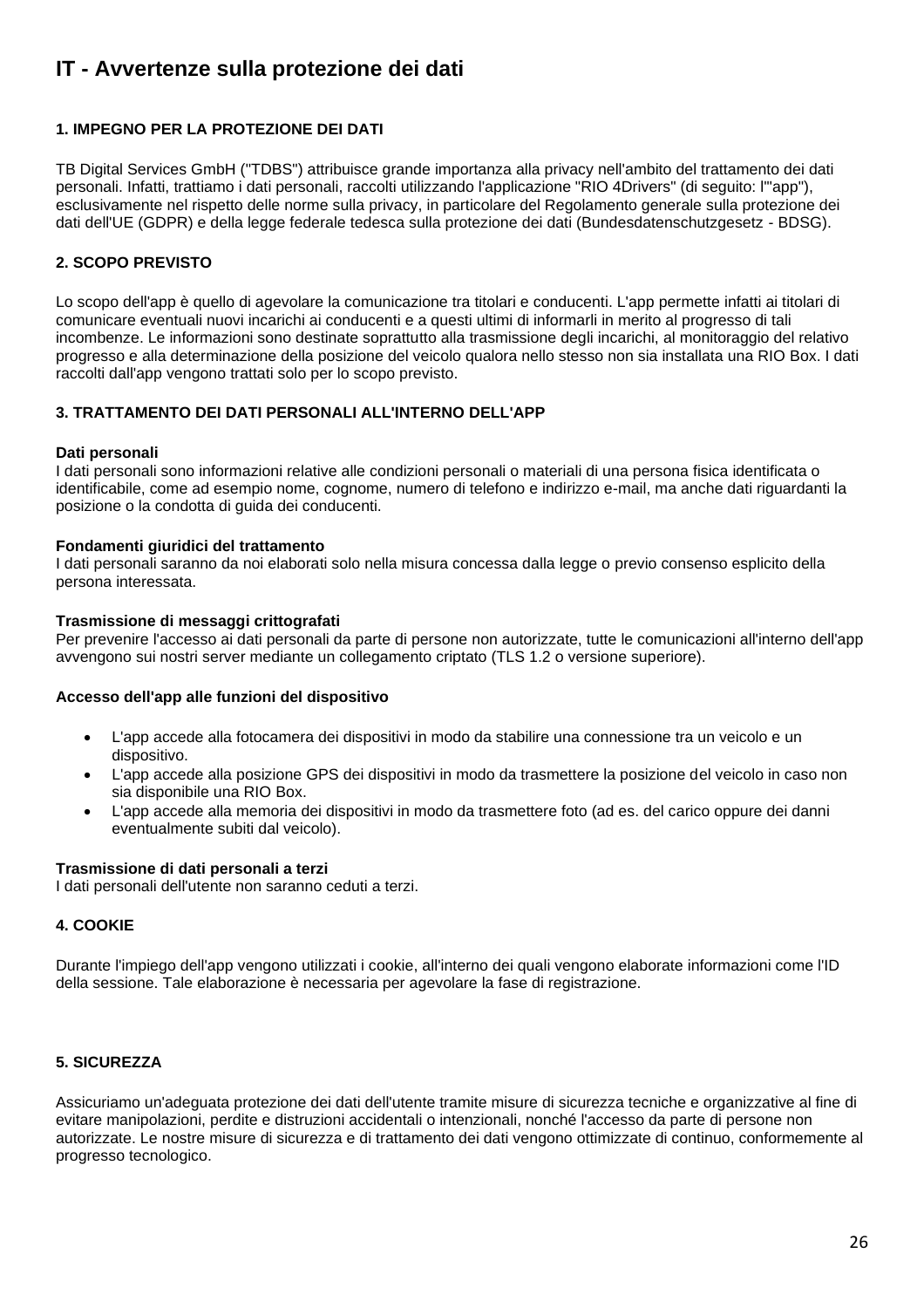# IT - Avvertenze sulla protezione dei dati

### 1. IMPEGNO PER LA PROTEZIONE DEI DATI

TB Digital Services GmbH ("TDBS") attribuisce grande importanza alla privacy nell'ambito del trattamento dei dati personali. Infatti, trattiamo i dati personali, raccolti utilizzando l'applicazione "RIO 4Drivers" (di seguito: l'"app"), esclusivamente nel rispetto delle norme sulla privacy, in particolare del Regolamento generale sulla protezione dei dati dell'UE (GDPR) e della legge federale tedesca sulla protezione dei dati (Bundesdatenschutzgesetz - BDSG).

### 2. SCOPO PREVISTO

Lo scopo dell'app è quello di agevolare la comunicazione tra titolari e conducenti. L'app permette infatti ai titolari di comunicare eventuali nuovi incarichi ai conducenti e a questi ultimi di informarli in merito al progresso di tali incombenze. Le informazioni sono destinate soprattutto alla trasmissione degli incarichi, al monitoraggio del relativo progresso e alla determinazione della posizione del veicolo qualora nello stesso non sia installata una RIO Box. I dati raccolti dall'app vengono trattati solo per lo scopo previsto.

### 3. TRATTAMENTO DEI DATI PERSONALI ALL'INTERNO DELL'APP

**Dati personali**
I dati personali sono informazioni relative alle condizioni personali o materiali di una persona fisica identificata o identificabile, come ad esempio nome, cognome, numero di telefono e indirizzo e-mail, ma anche dati riguardanti la posizione o la condotta di guida dei conducenti.

**Fondamenti giuridici del trattamento**
I dati personali saranno da noi elaborati solo nella misura concessa dalla legge o previo consenso esplicito della persona interessata.

**Trasmissione di messaggi crittografati**
Per prevenire l'accesso ai dati personali da parte di persone non autorizzate, tutte le comunicazioni all'interno dell'app avvengono sui nostri server mediante un collegamento criptato (TLS 1.2 o versione superiore).

**Accesso dell'app alle funzioni del dispositivo**

- L'app accede alla fotocamera dei dispositivi in modo da stabilire una connessione tra un veicolo e un dispositivo.
- L'app accede alla posizione GPS dei dispositivi in modo da trasmettere la posizione del veicolo in caso non sia disponibile una RIO Box.
- L'app accede alla memoria dei dispositivi in modo da trasmettere foto (ad es. del carico oppure dei danni eventualmente subiti dal veicolo).

**Trasmissione di dati personali a terzi**
I dati personali dell'utente non saranno ceduti a terzi.

### 4. COOKIE

Durante l'impiego dell'app vengono utilizzati i cookie, all'interno dei quali vengono elaborate informazioni come l'ID della sessione. Tale elaborazione è necessaria per agevolare la fase di registrazione.

### 5. SICUREZZA

Assicuriamo un'adeguata protezione dei dati dell'utente tramite misure di sicurezza tecniche e organizzative al fine di evitare manipolazioni, perdite e distruzioni accidentali o intenzionali, nonché l'accesso da parte di persone non autorizzate. Le nostre misure di sicurezza e di trattamento dei dati vengono ottimizzate di continuo, conformemente al progresso tecnologico.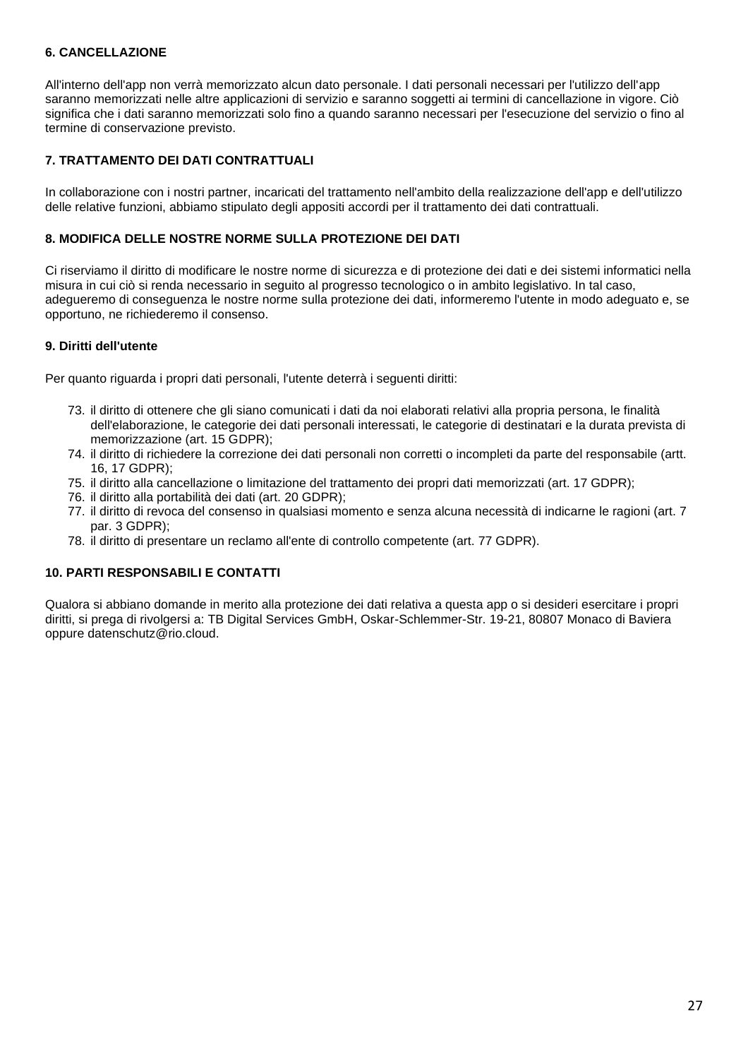### 6. CANCELLAZIONE

All'interno dell'app non verrà memorizzato alcun dato personale. I dati personali necessari per l'utilizzo dell'app saranno memorizzati nelle altre applicazioni di servizio e saranno soggetti ai termini di cancellazione in vigore. Ciò significa che i dati saranno memorizzati solo fino a quando saranno necessari per l'esecuzione del servizio o fino al termine di conservazione previsto.

### 7. TRATTAMENTO DEI DATI CONTRATTUALI

In collaborazione con i nostri partner, incaricati del trattamento nell'ambito della realizzazione dell'app e dell'utilizzo delle relative funzioni, abbiamo stipulato degli appositi accordi per il trattamento dei dati contrattuali.

### 8. MODIFICA DELLE NOSTRE NORME SULLA PROTEZIONE DEI DATI

Ci riserviamo il diritto di modificare le nostre norme di sicurezza e di protezione dei dati e dei sistemi informatici nella misura in cui ciò si renda necessario in seguito al progresso tecnologico o in ambito legislativo. In tal caso, adegueremo di conseguenza le nostre norme sulla protezione dei dati, informeremo l'utente in modo adeguato e, se opportuno, ne richiederemo il consenso.

### 9. Diritti dell'utente

Per quanto riguarda i propri dati personali, l'utente deterrà i seguenti diritti:

73. il diritto di ottenere che gli siano comunicati i dati da noi elaborati relativi alla propria persona, le finalità dell'elaborazione, le categorie dei dati personali interessati, le categorie di destinatari e la durata prevista di memorizzazione (art. 15 GDPR);
74. il diritto di richiedere la correzione dei dati personali non corretti o incompleti da parte del responsabile (artt. 16, 17 GDPR);
75. il diritto alla cancellazione o limitazione del trattamento dei propri dati memorizzati (art. 17 GDPR);
76. il diritto alla portabilità dei dati (art. 20 GDPR);
77. il diritto di revoca del consenso in qualsiasi momento e senza alcuna necessità di indicarne le ragioni (art. 7 par. 3 GDPR);
78. il diritto di presentare un reclamo all'ente di controllo competente (art. 77 GDPR).

### 10. PARTI RESPONSABILI E CONTATTI

Qualora si abbiano domande in merito alla protezione dei dati relativa a questa app o si desideri esercitare i propri diritti, si prega di rivolgersi a: TB Digital Services GmbH, Oskar-Schlemmer-Str. 19-21, 80807 Monaco di Baviera oppure datenschutz@rio.cloud.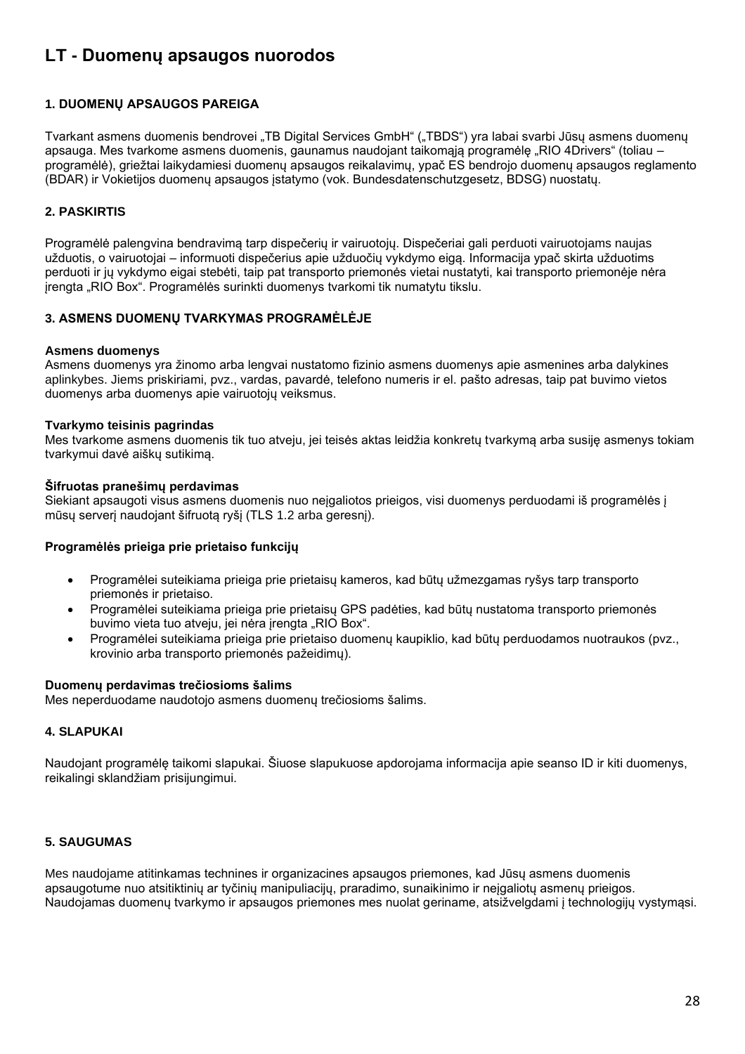# LT - Duomenų apsaugos nuorodos

## 1. DUOMENŲ APSAUGOS PAREIGA

Tvarkant asmens duomenis bendrovei „TB Digital Services GmbH" („TBDS") yra labai svarbi Jūsų asmens duomenų apsauga. Mes tvarkome asmens duomenis, gaunamus naudojant taikomąją programėlę „RIO 4Drivers" (toliau – programėlė), griežtai laikydamiesi duomenų apsaugos reikalavimų, ypač ES bendrojo duomenų apsaugos reglamento (BDAR) ir Vokietijos duomenų apsaugos įstatymo (vok. Bundesdatenschutzgesetz, BDSG) nuostatų.

## 2. PASKIRTIS

Programėlė palengvina bendravimą tarp dispečerių ir vairuotojų. Dispečeriai gali perduoti vairuotojams naujas užduotis, o vairuotojai – informuoti dispečerius apie užduočių vykdymo eigą. Informacija ypač skirta užduotims perduoti ir jų vykdymo eigai stebėti, taip pat transporto priemonės vietai nustatyti, kai transporto priemonėje nėra įrengta „RIO Box". Programėlės surinkti duomenys tvarkomi tik numatytu tikslu.

## 3. ASMENS DUOMENŲ TVARKYMAS PROGRAMĖLĖJE

**Asmens duomenys**
Asmens duomenys yra žinomo arba lengvai nustatomo fizinio asmens duomenys apie asmenines arba dalykines aplinkybes. Jiems priskiriami, pvz., vardas, pavardė, telefono numeris ir el. pašto adresas, taip pat buvimo vietos duomenys arba duomenys apie vairuotojų veiksmus.

**Tvarkymo teisinis pagrindas**
Mes tvarkome asmens duomenis tik tuo atveju, jei teisės aktas leidžia konkretų tvarkymą arba susiję asmenys tokiam tvarkymui davė aiškų sutikimą.

**Šifruotas pranešimų perdavimas**
Siekiant apsaugoti visus asmens duomenis nuo neįgaliotos prieigos, visi duomenys perduodami iš programėlės į mūsų serverį naudojant šifruotą ryšį (TLS 1.2 arba geresnį).

**Programėlės prieiga prie prietaiso funkcijų**

- Programėlei suteikiama prieiga prie prietaisų kameros, kad būtų užmezgamas ryšys tarp transporto priemonės ir prietaiso.
- Programėlei suteikiama prieiga prie prietaisų GPS padėties, kad būtų nustatoma transporto priemonės buvimo vieta tuo atveju, jei nėra įrengta „RIO Box".
- Programėlei suteikiama prieiga prie prietaiso duomenų kaupiklio, kad būtų perduodamos nuotraukos (pvz., krovinio arba transporto priemonės pažeidimų).

**Duomenų perdavimas trečiosioms šalims**
Mes neperduodame naudotojo asmens duomenų trečiosioms šalims.

## 4. SLAPUKAI

Naudojant programėlę taikomi slapukai. Šiuose slapukuose apdorojama informacija apie seanso ID ir kiti duomenys, reikalingi sklandžiam prisijungimui.

## 5. SAUGUMAS

Mes naudojame atitinkamas technines ir organizacines apsaugos priemones, kad Jūsų asmens duomenis apsaugotume nuo atsitiktinių ar tyčinių manipuliacijų, praradimo, sunaikinimo ir neįgaliotų asmenų prieigos. Naudojamas duomenų tvarkymo ir apsaugos priemones mes nuolat geriname, atsižvelgdami į technologijų vystymąsi.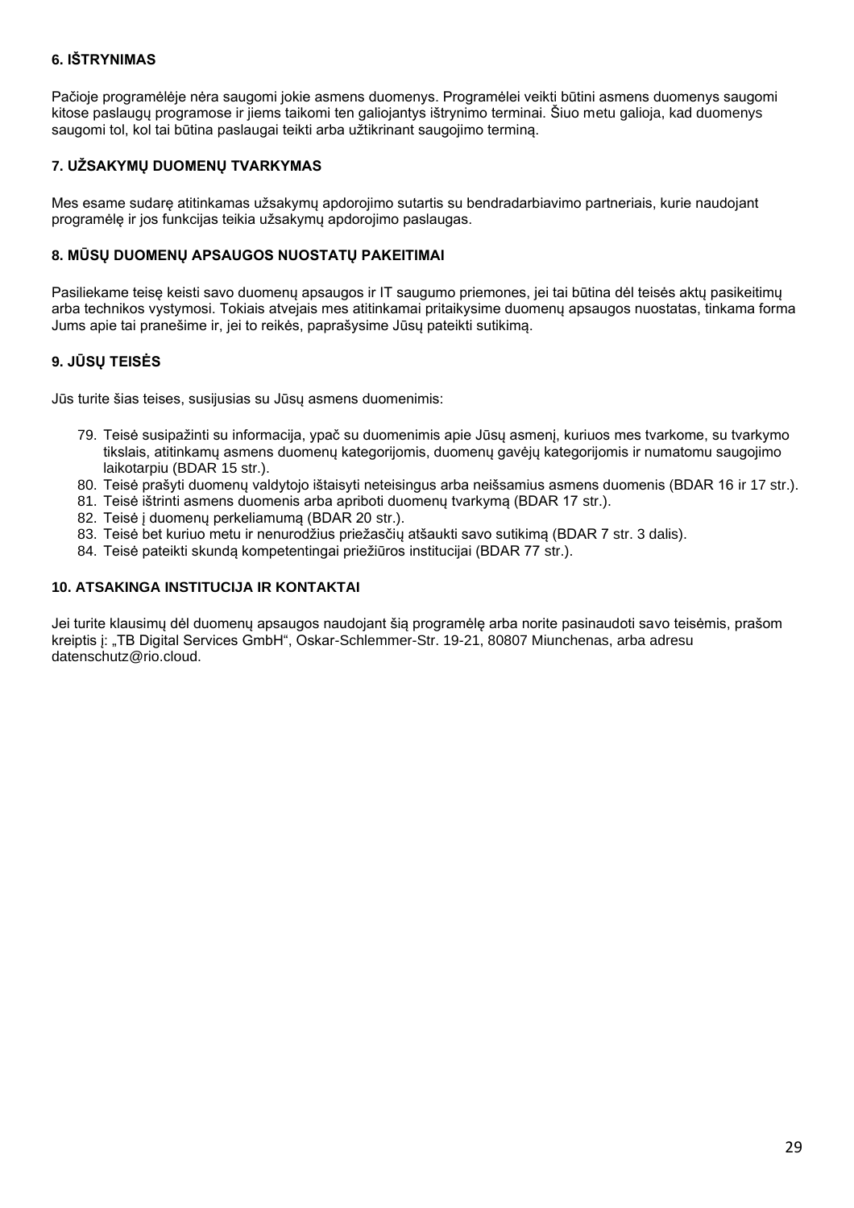### 6. IŠTRYNIMAS

Pačioje programėlėje nėra saugomi jokie asmens duomenys. Programėlei veikti būtini asmens duomenys saugomi kitose paslaugų programose ir jiems taikomi ten galiojantys ištrynimo terminai. Šiuo metu galioja, kad duomenys saugomi tol, kol tai būtina paslaugai teikti arba užtikrinant saugojimo terminą.

### 7. UŽSAKYMŲ DUOMENŲ TVARKYMAS

Mes esame sudarę atitinkamas užsakymų apdorojimo sutartis su bendradarbiavimo partneriais, kurie naudojant programėlę ir jos funkcijas teikia užsakymų apdorojimo paslaugas.

### 8. MŪSŲ DUOMENŲ APSAUGOS NUOSTATŲ PAKEITIMAI

Pasiliekame teisę keisti savo duomenų apsaugos ir IT saugumo priemones, jei tai būtina dėl teisės aktų pasikeitimų arba technikos vystymosi. Tokiais atvejais mes atitinkamai pritaikysime duomenų apsaugos nuostatas, tinkama forma Jums apie tai pranešime ir, jei to reikės, paprašysime Jūsų pateikti sutikimą.

### 9. JŪSŲ TEISĖS

Jūs turite šias teises, susijusias su Jūsų asmens duomenimis:

79. Teisė susipažinti su informacija, ypač su duomenimis apie Jūsų asmenį, kuriuos mes tvarkome, su tvarkymo tikslais, atitinkamų asmens duomenų kategorijomis, duomenų gavėjų kategorijomis ir numatomu saugojimo laikotarpiu (BDAR 15 str.).
80. Teisė prašyti duomenų valdytojo ištaisyti neteisingus arba neišsamius asmens duomenis (BDAR 16 ir 17 str.).
81. Teisė ištrinti asmens duomenis arba apriboti duomenų tvarkymą (BDAR 17 str.).
82. Teisė į duomenų perkeliamumą (BDAR 20 str.).
83. Teisė bet kuriuo metu ir nenurodžius priežasčių atšaukti savo sutikimą (BDAR 7 str. 3 dalis).
84. Teisė pateikti skundą kompetentingai priežiūros institucijai (BDAR 77 str.).

### 10. ATSAKINGA INSTITUCIJA IR KONTAKTAI

Jei turite klausimų dėl duomenų apsaugos naudojant šią programėlę arba norite pasinaudoti savo teisėmis, prašom kreiptis į: „TB Digital Services GmbH“, Oskar-Schlemmer-Str. 19-21, 80807 Miunchenas, arba adresu datenschutz@rio.cloud.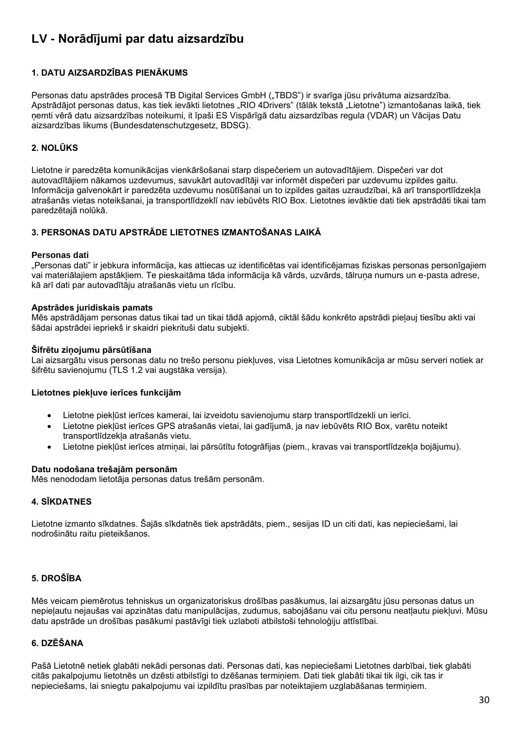# LV - Norādījumi par datu aizsardzību

## 1. DATU AIZSARDZĪBAS PIENĀKUMS

Personas datu apstrādes procesā TB Digital Services GmbH („TBDS") ir svarīga jūsu privātuma aizsardzība. Apstrādājot personas datus, kas tiek ievākti lietotnes „RIO 4Drivers" (tālāk tekstā „Lietotne") izmantošanas laikā, tiek ņemti vērā datu aizsardzības noteikumi, it īpaši ES Vispārīgā datu aizsardzības regula (VDAR) un Vācijas Datu aizsardzības likums (Bundesdatenschutzgesetz, BDSG).

## 2. NOLŪKS

Lietotne ir paredzēta komunikācijas vienkāršošanai starp dispečeriem un autovadītājiem. Dispečeri var dot autovadītājiem nākamos uzdevumus, savukārt autovadītāji var informēt dispečeri par uzdevumu izpildes gaitu. Informācija galvenokārt ir paredzēta uzdevumu nosūtīšanai un to izpildes gaitas uzraudzībai, kā arī transportlīdzekļa atrašanās vietas noteikšanai, ja transportlīdzeklī nav iebūvēts RIO Box. Lietotnes ievāktie dati tiek apstrādāti tikai tam paredzētajā nolūkā.

## 3. PERSONAS DATU APSTRĀDE LIETOTNES IZMANTOŠANAS LAIKĀ

**Personas dati**
„Personas dati" ir jebkura informācija, kas attiecas uz identificētas vai identificējamas fiziskas personas personīgajiem vai materiālajiem apstākļiem. Te pieskaitāma tāda informācija kā vārds, uzvārds, tālruņa numurs un e-pasta adrese, kā arī dati par autovadītāju atrašanās vietu un rīcību.

**Apstrādes juridiskais pamats**
Mēs apstrādājam personas datus tikai tad un tikai tādā apjomā, ciktāl šādu konkrēto apstrādi pieļauj tiesību akti vai šādai apstrādei iepriekš ir skaidri piekrituši datu subjekti.

**Šifrētu ziņojumu pārsūtīšana**
Lai aizsargātu visus personas datu no trešo personu piekļuves, visa Lietotnes komunikācija ar mūsu serveri notiek ar šifrētu savienojumu (TLS 1.2 vai augstāka versija).

**Lietotnes piekļuve ierīces funkcijām**

- Lietotne piekļūst ierīces kamerai, lai izveidotu savienojumu starp transportlīdzekli un ierīci.
- Lietotne piekļūst ierīces GPS atrašanās vietai, lai gadījumā, ja nav iebūvēts RIO Box, varētu noteikt transportlīdzekļa atrašanās vietu.
- Lietotne piekļūst ierīces atmiņai, lai pārsūtītu fotogrāfijas (piem., kravas vai transportlīdzekļa bojājumu).

**Datu nodošana trešajām personām**
Mēs nenododam lietotāja personas datus trešām personām.

## 4. SĪKDATNES

Lietotne izmanto sīkdatnes. Šajās sīkdatnēs tiek apstrādāts, piem., sesijas ID un citi dati, kas nepieciešami, lai nodrošinātu raitu pieteikšanos.

## 5. DROŠĪBA

Mēs veicam piemērotus tehniskus un organizatoriskus drošības pasākumus, lai aizsargātu jūsu personas datus un nepieļautu nejaušas vai apzinātas datu manipulācijas, zudumus, sabojāšanu vai citu personu neatļautu piekļuvi. Mūsu datu apstrāde un drošības pasākumi pastāvīgi tiek uzlaboti atbilstoši tehnoloģiju attīstībai.

## 6. DZĒŠANA

Pašā Lietotnē netiek glabāti nekādi personas dati. Personas dati, kas nepieciešami Lietotnes darbībai, tiek glabāti citās pakalpojumu lietotnēs un dzēsti atbilstīgi to dzēšanas termiņiem. Dati tiek glabāti tikai tik ilgi, cik tas ir nepieciešams, lai sniegtu pakalpojumu vai izpildītu prasības par noteiktajiem uzglabāšanas termiņiem.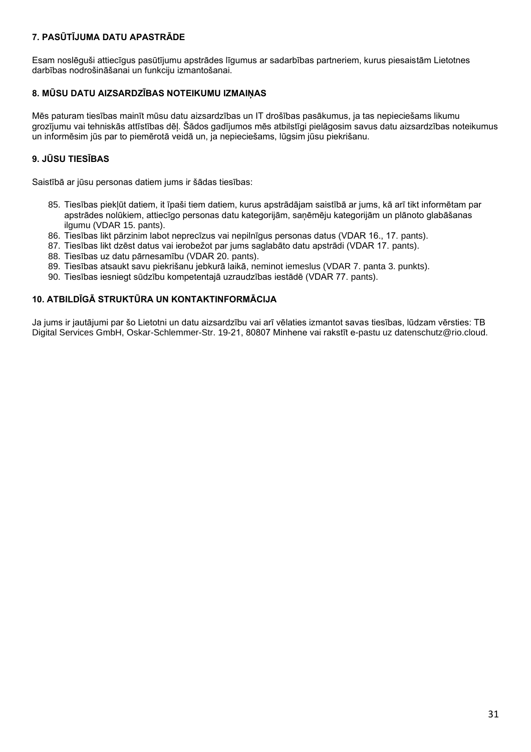## 7. PASŪTĪJUMA DATU APASTRĀDE

Esam noslēguši attiecīgus pasūtījumu apstrādes līgumus ar sadarbības partneriem, kurus piesaistām Lietotnes darbības nodrošināšanai un funkciju izmantošanai.

## 8. MŪSU DATU AIZSARDZĪBAS NOTEIKUMU IZMAIŅAS

Mēs paturam tiesības mainīt mūsu datu aizsardzības un IT drošības pasākumus, ja tas nepieciešams likumu grozījumu vai tehniskās attīstības dēļ. Šādos gadījumos mēs atbilstīgi pielāgosim savus datu aizsardzības noteikumus un informēsim jūs par to piemērotā veidā un, ja nepieciešams, lūgsim jūsu piekrišanu.

## 9. JŪSU TIESĪBAS

Saistībā ar jūsu personas datiem jums ir šādas tiesības:

85. Tiesības piekļūt datiem, it īpaši tiem datiem, kurus apstrādājam saistībā ar jums, kā arī tikt informētam par apstrādes nolūkiem, attiecīgo personas datu kategorijām, saņēmēju kategorijām un plānoto glabāšanas ilgumu (VDAR 15. pants).
86. Tiesības likt pārzinim labot neprecīzus vai nepilnīgus personas datus (VDAR 16., 17. pants).
87. Tiesības likt dzēst datus vai ierobežot par jums saglabāto datu apstrādi (VDAR 17. pants).
88. Tiesības uz datu pārnesamību (VDAR 20. pants).
89. Tiesības atsaukt savu piekrišanu jebkurā laikā, neminot iemeslus (VDAR 7. panta 3. punkts).
90. Tiesības iesniegt sūdzību kompetentajā uzraudzības iestādē (VDAR 77. pants).

## 10. ATBILDĪGĀ STRUKTŪRA UN KONTAKTINFORMĀCIJA

Ja jums ir jautājumi par šo Lietotni un datu aizsardzību vai arī vēlaties izmantot savas tiesības, lūdzam vērsties: TB Digital Services GmbH, Oskar-Schlemmer-Str. 19-21, 80807 Minhene vai rakstīt e-pastu uz datenschutz@rio.cloud.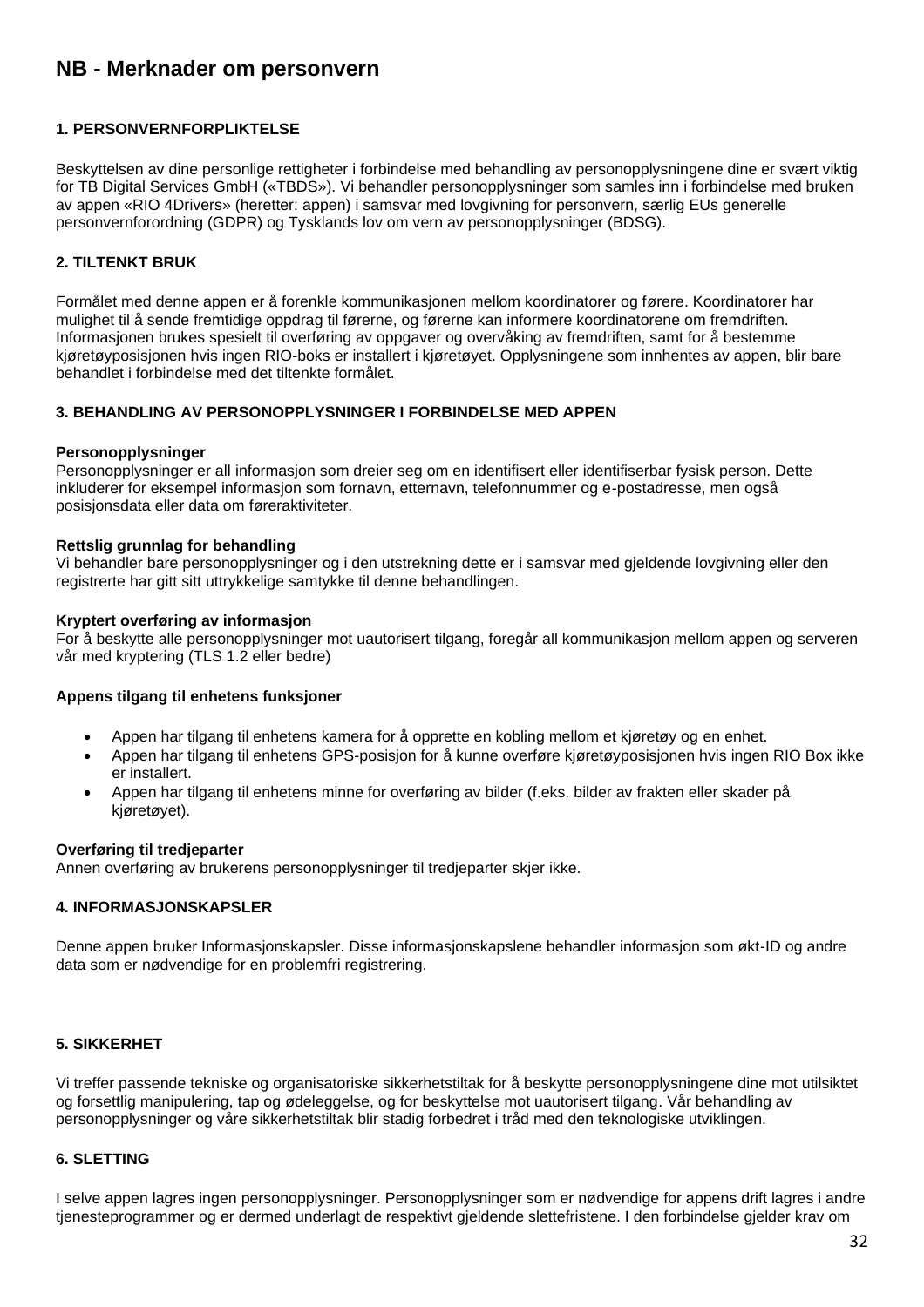# NB - Merknader om personvern

### 1. PERSONVERNFORPLIKTELSE

Beskyttelsen av dine personlige rettigheter i forbindelse med behandling av personopplysningene dine er svært viktig for TB Digital Services GmbH («TBDS»). Vi behandler personopplysninger som samles inn i forbindelse med bruken av appen «RIO 4Drivers» (heretter: appen) i samsvar med lovgivning for personvern, særlig EUs generelle personvernforordning (GDPR) og Tysklands lov om vern av personopplysninger (BDSG).

### 2. TILTENKT BRUK

Formålet med denne appen er å forenkle kommunikasjonen mellom koordinatorer og førere. Koordinatorer har mulighet til å sende fremtidige oppdrag til førerne, og førerne kan informere koordinatorene om fremdriften. Informasjonen brukes spesielt til overføring av oppgaver og overvåking av fremdriften, samt for å bestemme kjøretøyposisjonen hvis ingen RIO-boks er installert i kjøretøyet. Opplysningene som innhentes av appen, blir bare behandlet i forbindelse med det tiltenkte formålet.

### 3. BEHANDLING AV PERSONOPPLYSNINGER I FORBINDELSE MED APPEN

**Personopplysninger**
Personopplysninger er all informasjon som dreier seg om en identifisert eller identifiserbar fysisk person. Dette inkluderer for eksempel informasjon som fornavn, etternavn, telefonnummer og e-postadresse, men også posisjonsdata eller data om føreraktiviteter.

**Rettslig grunnlag for behandling**
Vi behandler bare personopplysninger og i den utstrekning dette er i samsvar med gjeldende lovgivning eller den registrerte har gitt sitt uttrykkelige samtykke til denne behandlingen.

**Kryptert overføring av informasjon**
For å beskytte alle personopplysninger mot uautorisert tilgang, foregår all kommunikasjon mellom appen og serveren vår med kryptering (TLS 1.2 eller bedre)

**Appens tilgang til enhetens funksjoner**

- Appen har tilgang til enhetens kamera for å opprette en kobling mellom et kjøretøy og en enhet.
- Appen har tilgang til enhetens GPS-posisjon for å kunne overføre kjøretøyposisjonen hvis ingen RIO Box ikke er installert.
- Appen har tilgang til enhetens minne for overføring av bilder (f.eks. bilder av frakten eller skader på kjøretøyet).

**Overføring til tredjeparter**
Annen overføring av brukerens personopplysninger til tredjeparter skjer ikke.

### 4. INFORMASJONSKAPSLER

Denne appen bruker Informasjonskapsler. Disse informasjonskapslene behandler informasjon som økt-ID og andre data som er nødvendige for en problemfri registrering.

### 5. SIKKERHET

Vi treffer passende tekniske og organisatoriske sikkerhetstiltak for å beskytte personopplysningene dine mot utilsiktet og forsettlig manipulering, tap og ødeleggelse, og for beskyttelse mot uautorisert tilgang. Vår behandling av personopplysninger og våre sikkerhetstiltak blir stadig forbedret i tråd med den teknologiske utviklingen.

### 6. SLETTING

I selve appen lagres ingen personopplysninger. Personopplysninger som er nødvendige for appens drift lagres i andre tjenesteprogrammer og er dermed underlagt de respektivt gjeldende slettefristene. I den forbindelse gjelder krav om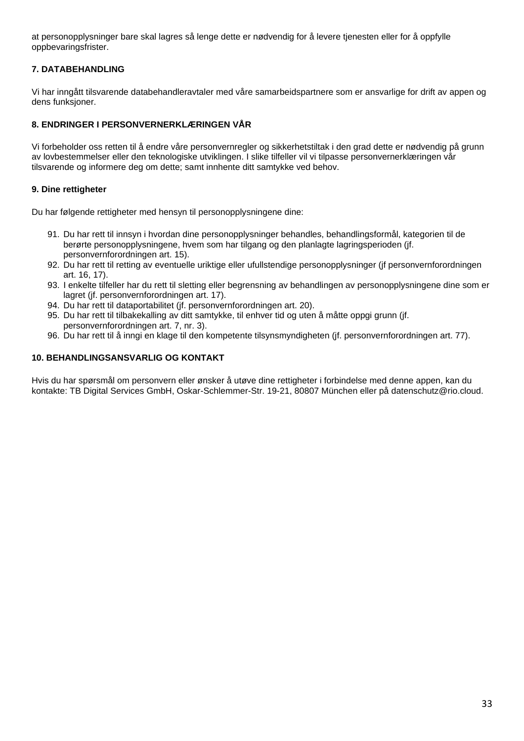at personopplysninger bare skal lagres så lenge dette er nødvendig for å levere tjenesten eller for å oppfylle oppbevaringsfrister.

**7. DATABEHANDLING**

Vi har inngått tilsvarende databehandleravtaler med våre samarbeidspartnere som er ansvarlige for drift av appen og dens funksjoner.

**8. ENDRINGER I PERSONVERNERKLÆRINGEN VÅR**

Vi forbeholder oss retten til å endre våre personvernregler og sikkerhetstiltak i den grad dette er nødvendig på grunn av lovbestemmelser eller den teknologiske utviklingen. I slike tilfeller vil vi tilpasse personvernerklæringen vår tilsvarende og informere deg om dette; samt innhente ditt samtykke ved behov.

**9. Dine rettigheter**

Du har følgende rettigheter med hensyn til personopplysningene dine:

91. Du har rett til innsyn i hvordan dine personopplysninger behandles, behandlingsformål, kategorien til de berørte personopplysningene, hvem som har tilgang og den planlagte lagringsperioden (jf. personvernforordningen art. 15).
92. Du har rett til retting av eventuelle uriktige eller ufullstendige personopplysninger (jf personvernforordningen art. 16, 17).
93. I enkelte tilfeller har du rett til sletting eller begrensning av behandlingen av personopplysningene dine som er lagret (jf. personvernforordningen art. 17).
94. Du har rett til dataportabilitet (jf. personvernforordningen art. 20).
95. Du har rett til tilbakekalling av ditt samtykke, til enhver tid og uten å måtte oppgi grunn (jf. personvernforordningen art. 7, nr. 3).
96. Du har rett til å inngi en klage til den kompetente tilsynsmyndigheten (jf. personvernforordningen art. 77).

**10. BEHANDLINGSANSVARLIG OG KONTAKT**

Hvis du har spørsmål om personvern eller ønsker å utøve dine rettigheter i forbindelse med denne appen, kan du kontakte: TB Digital Services GmbH, Oskar-Schlemmer-Str. 19-21, 80807 München eller på datenschutz@rio.cloud.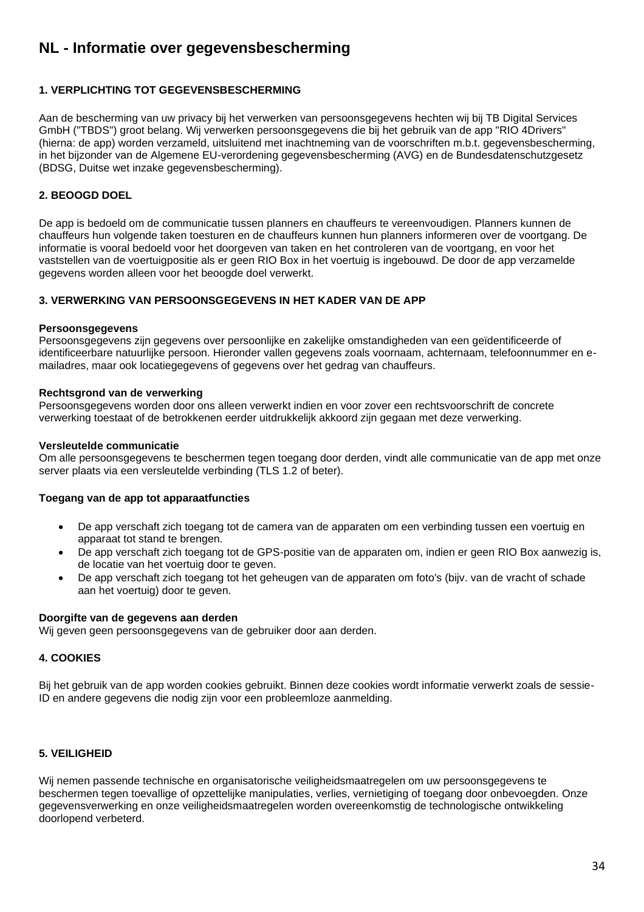# NL - Informatie over gegevensbescherming

### 1. VERPLICHTING TOT GEGEVENSBESCHERMING

Aan de bescherming van uw privacy bij het verwerken van persoonsgegevens hechten wij bij TB Digital Services GmbH ("TBDS") groot belang. Wij verwerken persoonsgegevens die bij het gebruik van de app "RIO 4Drivers" (hierna: de app) worden verzameld, uitsluitend met inachtneming van de voorschriften m.b.t. gegevensbescherming, in het bijzonder van de Algemene EU-verordening gegevensbescherming (AVG) en de Bundesdatenschutzgesetz (BDSG, Duitse wet inzake gegevensbescherming).

### 2. BEOOGD DOEL

De app is bedoeld om de communicatie tussen planners en chauffeurs te vereenvoudigen. Planners kunnen de chauffeurs hun volgende taken toesturen en de chauffeurs kunnen hun planners informeren over de voortgang. De informatie is vooral bedoeld voor het doorgeven van taken en het controleren van de voortgang, en voor het vaststellen van de voertuigpositie als er geen RIO Box in het voertuig is ingebouwd. De door de app verzamelde gegevens worden alleen voor het beoogde doel verwerkt.

### 3. VERWERKING VAN PERSOONSGEGEVENS IN HET KADER VAN DE APP

**Persoonsgegevens**
Persoonsgegevens zijn gegevens over persoonlijke en zakelijke omstandigheden van een geïdentificeerde of identificeerbare natuurlijke persoon. Hieronder vallen gegevens zoals voornaam, achternaam, telefoonnummer en e-mailadres, maar ook locatiegegevens of gegevens over het gedrag van chauffeurs.

**Rechtsgrond van de verwerking**
Persoonsgegevens worden door ons alleen verwerkt indien en voor zover een rechtsvoorschrift de concrete verwerking toestaat of de betrokkenen eerder uitdrukkelijk akkoord zijn gegaan met deze verwerking.

**Versleutelde communicatie**
Om alle persoonsgegevens te beschermen tegen toegang door derden, vindt alle communicatie van de app met onze server plaats via een versleutelde verbinding (TLS 1.2 of beter).

**Toegang van de app tot apparaatfuncties**

- De app verschaft zich toegang tot de camera van de apparaten om een verbinding tussen een voertuig en apparaat tot stand te brengen.
- De app verschaft zich toegang tot de GPS-positie van de apparaten om, indien er geen RIO Box aanwezig is, de locatie van het voertuig door te geven.
- De app verschaft zich toegang tot het geheugen van de apparaten om foto's (bijv. van de vracht of schade aan het voertuig) door te geven.

**Doorgifte van de gegevens aan derden**
Wij geven geen persoonsgegevens van de gebruiker door aan derden.

### 4. COOKIES

Bij het gebruik van de app worden cookies gebruikt. Binnen deze cookies wordt informatie verwerkt zoals de sessie-ID en andere gegevens die nodig zijn voor een probleemloze aanmelding.

### 5. VEILIGHEID

Wij nemen passende technische en organisatorische veiligheidsmaatregelen om uw persoonsgegevens te beschermen tegen toevallige of opzettelijke manipulaties, verlies, vernietiging of toegang door onbevoegden. Onze gegevensverwerking en onze veiligheidsmaatregelen worden overeenkomstig de technologische ontwikkeling doorlopend verbeterd.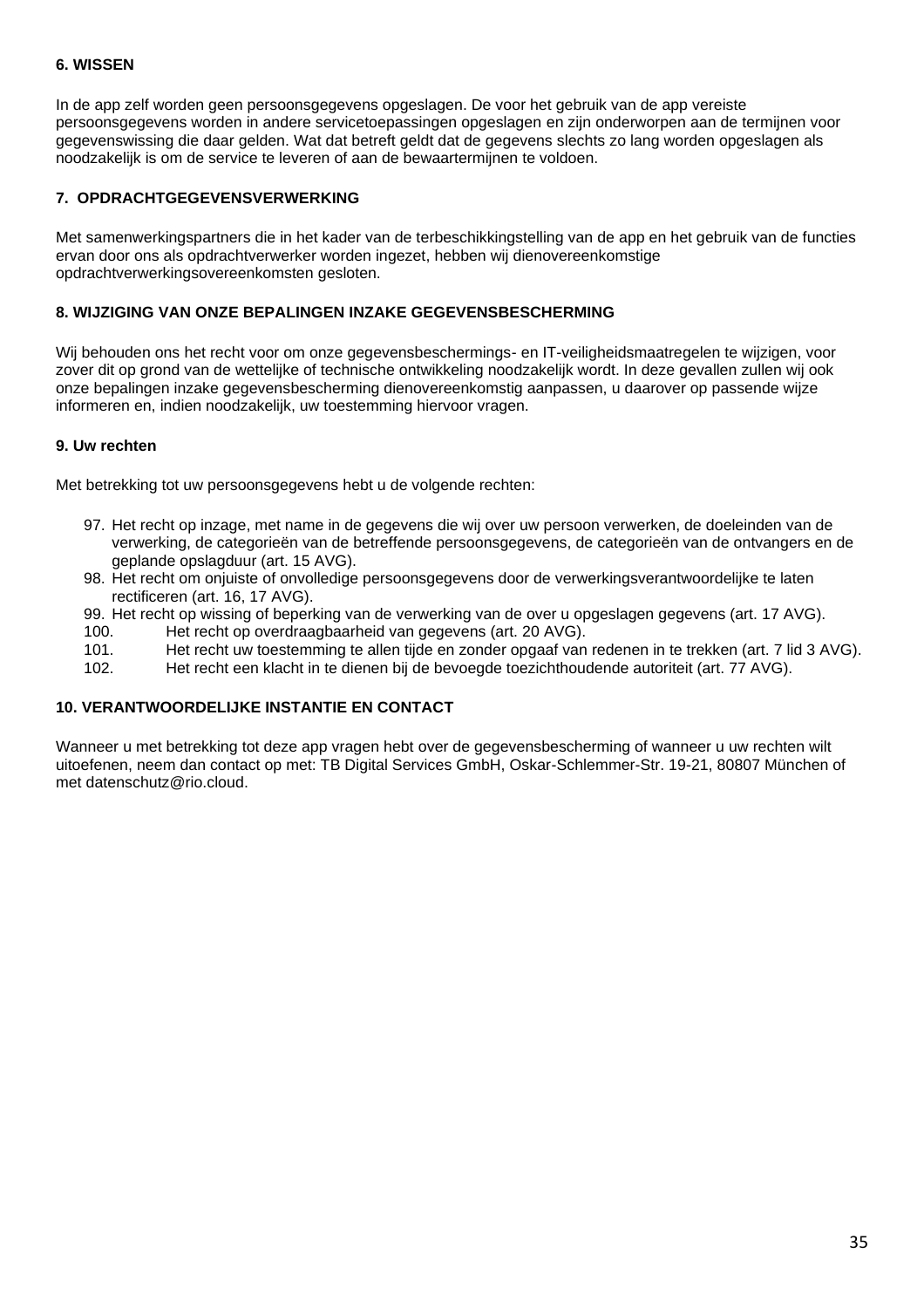### 6. WISSEN

In de app zelf worden geen persoonsgegevens opgeslagen. De voor het gebruik van de app vereiste persoonsgegevens worden in andere servicetoepassingen opgeslagen en zijn onderworpen aan de termijnen voor gegevenswissing die daar gelden. Wat dat betreft geldt dat de gegevens slechts zo lang worden opgeslagen als noodzakelijk is om de service te leveren of aan de bewaartermijnen te voldoen.

### 7. OPDRACHTGEGEVENSVERWERKING

Met samenwerkingspartners die in het kader van de terbeschikkingstelling van de app en het gebruik van de functies ervan door ons als opdrachtverwerker worden ingezet, hebben wij dienovereenkomstige opdrachtverwerkingsovereenkomsten gesloten.

### 8. WIJZIGING VAN ONZE BEPALINGEN INZAKE GEGEVENSBESCHERMING

Wij behouden ons het recht voor om onze gegevensbeschermings- en IT-veiligheidsmaatregelen te wijzigen, voor zover dit op grond van de wettelijke of technische ontwikkeling noodzakelijk wordt. In deze gevallen zullen wij ook onze bepalingen inzake gegevensbescherming dienovereenkomstig aanpassen, u daarover op passende wijze informeren en, indien noodzakelijk, uw toestemming hiervoor vragen.

### 9. Uw rechten

Met betrekking tot uw persoonsgegevens hebt u de volgende rechten:

97. Het recht op inzage, met name in de gegevens die wij over uw persoon verwerken, de doeleinden van de verwerking, de categorieën van de betreffende persoonsgegevens, de categorieën van de ontvangers en de geplande opslagduur (art. 15 AVG).
98. Het recht om onjuiste of onvolledige persoonsgegevens door de verwerkingsverantwoordelijke te laten rectificeren (art. 16, 17 AVG).
99. Het recht op wissing of beperking van de verwerking van de over u opgeslagen gegevens (art. 17 AVG).
100. Het recht op overdraagbaarheid van gegevens (art. 20 AVG).
101. Het recht uw toestemming te allen tijde en zonder opgaaf van redenen in te trekken (art. 7 lid 3 AVG).
102. Het recht een klacht in te dienen bij de bevoegde toezichthoudende autoriteit (art. 77 AVG).

### 10. VERANTWOORDELIJKE INSTANTIE EN CONTACT

Wanneer u met betrekking tot deze app vragen hebt over de gegevensbescherming of wanneer u uw rechten wilt uitoefenen, neem dan contact op met: TB Digital Services GmbH, Oskar-Schlemmer-Str. 19-21, 80807 München of met datenschutz@rio.cloud.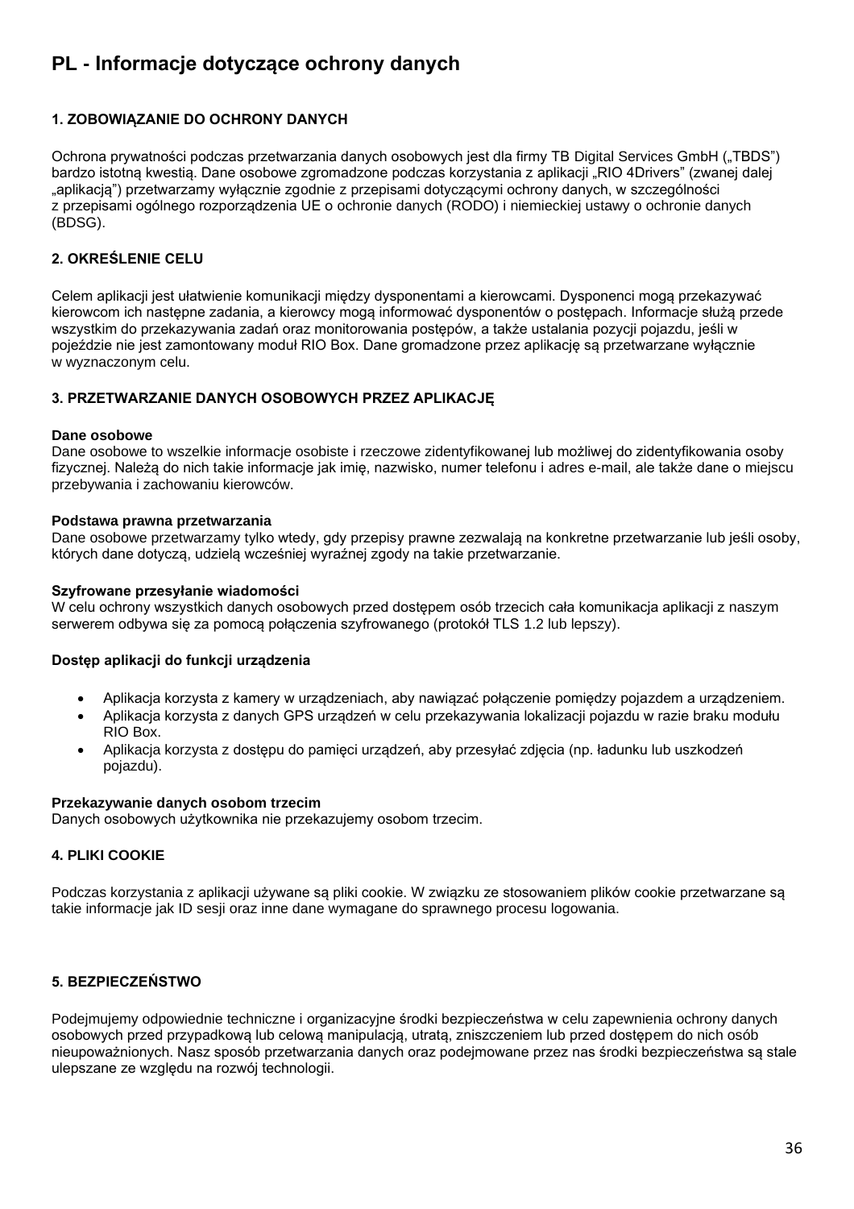# PL - Informacje dotyczące ochrony danych

### 1. ZOBOWIĄZANIE DO OCHRONY DANYCH

Ochrona prywatności podczas przetwarzania danych osobowych jest dla firmy TB Digital Services GmbH („TBDS") bardzo istotną kwestią. Dane osobowe zgromadzone podczas korzystania z aplikacji „RIO 4Drivers" (zwanej dalej „aplikacją") przetwarzamy wyłącznie zgodnie z przepisami dotyczącymi ochrony danych, w szczególności z przepisami ogólnego rozporządzenia UE o ochronie danych (RODO) i niemieckiej ustawy o ochronie danych (BDSG).

### 2. OKREŚLENIE CELU

Celem aplikacji jest ułatwienie komunikacji między dysponentami a kierowcami. Dysponenci mogą przekazywać kierowcom ich następne zadania, a kierowcy mogą informować dysponentów o postępach. Informacje służą przede wszystkim do przekazywania zadań oraz monitorowania postępów, a także ustalania pozycji pojazdu, jeśli w pojeździe nie jest zamontowany moduł RIO Box. Dane gromadzone przez aplikację są przetwarzane wyłącznie w wyznaczonym celu.

### 3. PRZETWARZANIE DANYCH OSOBOWYCH PRZEZ APLIKACJĘ

**Dane osobowe**
Dane osobowe to wszelkie informacje osobiste i rzeczowe zidentyfikowanej lub możliwej do zidentyfikowania osoby fizycznej. Należą do nich takie informacje jak imię, nazwisko, numer telefonu i adres e-mail, ale także dane o miejscu przebywania i zachowaniu kierowców.

**Podstawa prawna przetwarzania**
Dane osobowe przetwarzamy tylko wtedy, gdy przepisy prawne zezwalają na konkretne przetwarzanie lub jeśli osoby, których dane dotyczą, udzielą wcześniej wyraźnej zgody na takie przetwarzanie.

**Szyfrowane przesyłanie wiadomości**
W celu ochrony wszystkich danych osobowych przed dostępem osób trzecich cała komunikacja aplikacji z naszym serwerem odbywa się za pomocą połączenia szyfrowanego (protokół TLS 1.2 lub lepszy).

**Dostęp aplikacji do funkcji urządzenia**

- Aplikacja korzysta z kamery w urządzeniach, aby nawiązać połączenie pomiędzy pojazdem a urządzeniem.
- Aplikacja korzysta z danych GPS urządzeń w celu przekazywania lokalizacji pojazdu w razie braku modułu RIO Box.
- Aplikacja korzysta z dostępu do pamięci urządzeń, aby przesyłać zdjęcia (np. ładunku lub uszkodzeń pojazdu).

**Przekazywanie danych osobom trzecim**
Danych osobowych użytkownika nie przekazujemy osobom trzecim.

### 4. PLIKI COOKIE

Podczas korzystania z aplikacji używane są pliki cookie. W związku ze stosowaniem plików cookie przetwarzane są takie informacje jak ID sesji oraz inne dane wymagane do sprawnego procesu logowania.

### 5. BEZPIECZEŃSTWO

Podejmujemy odpowiednie techniczne i organizacyjne środki bezpieczeństwa w celu zapewnienia ochrony danych osobowych przed przypadkową lub celową manipulacją, utratą, zniszczeniem lub przed dostępem do nich osób nieupoważnionych. Nasz sposób przetwarzania danych oraz podejmowane przez nas środki bezpieczeństwa są stale ulepszane ze względu na rozwój technologii.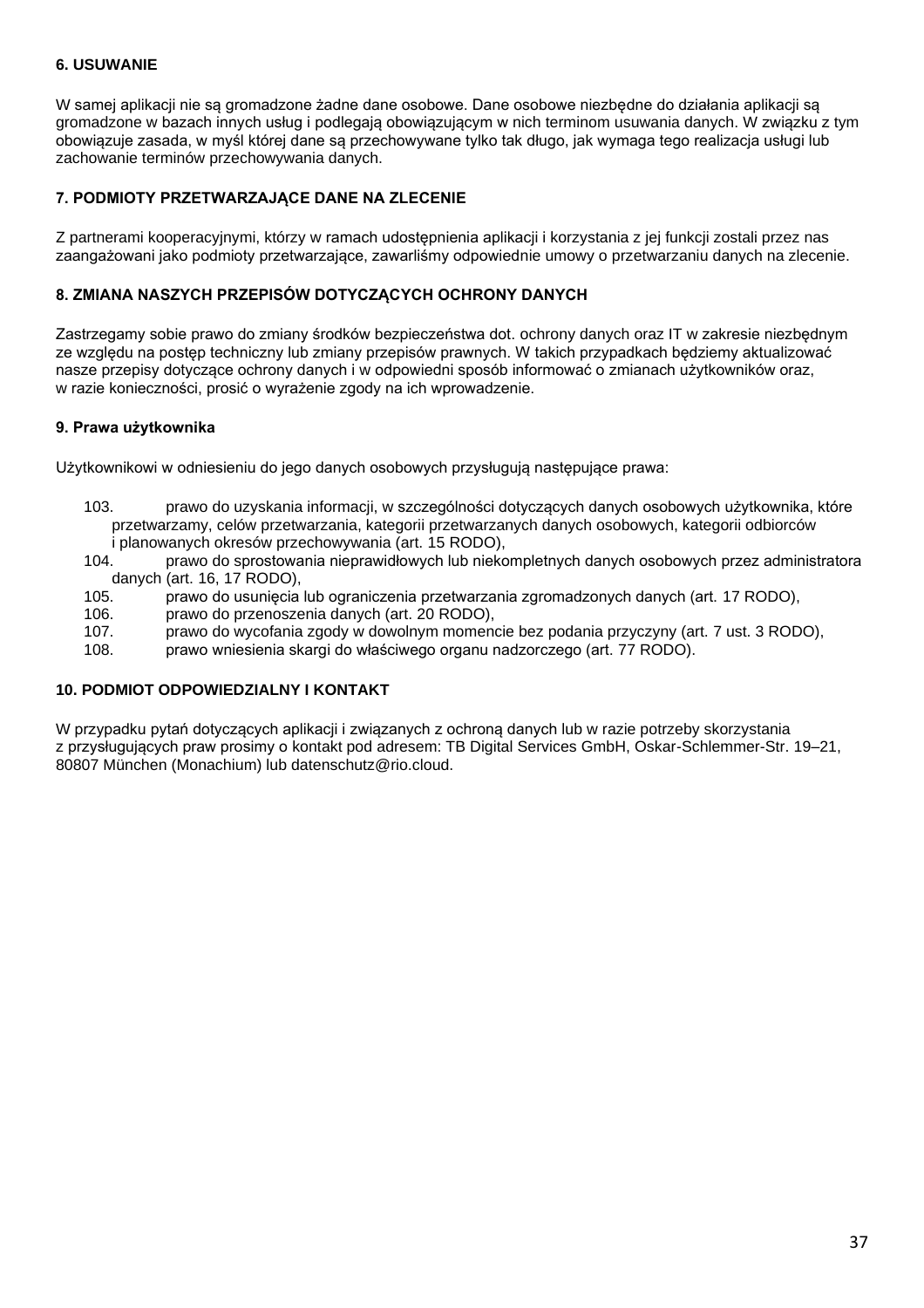### 6. USUWANIE

W samej aplikacji nie są gromadzone żadne dane osobowe. Dane osobowe niezbędne do działania aplikacji są gromadzone w bazach innych usług i podlegają obowiązującym w nich terminom usuwania danych. W związku z tym obowiązuje zasada, w myśl której dane są przechowywane tylko tak długo, jak wymaga tego realizacja usługi lub zachowanie terminów przechowywania danych.

### 7. PODMIOTY PRZETWARZAJĄCE DANE NA ZLECENIE

Z partnerami kooperacyjnymi, którzy w ramach udostępnienia aplikacji i korzystania z jej funkcji zostali przez nas zaangażowani jako podmioty przetwarzające, zawarliśmy odpowiednie umowy o przetwarzaniu danych na zlecenie.

### 8. ZMIANA NASZYCH PRZEPISÓW DOTYCZĄCYCH OCHRONY DANYCH

Zastrzegamy sobie prawo do zmiany środków bezpieczeństwa dot. ochrony danych oraz IT w zakresie niezbędnym ze względu na postęp techniczny lub zmiany przepisów prawnych. W takich przypadkach będziemy aktualizować nasze przepisy dotyczące ochrony danych i w odpowiedni sposób informować o zmianach użytkowników oraz, w razie konieczności, prosić o wyrażenie zgody na ich wprowadzenie.

### 9. Prawa użytkownika

Użytkownikowi w odniesieniu do jego danych osobowych przysługują następujące prawa:

103. prawo do uzyskania informacji, w szczególności dotyczących danych osobowych użytkownika, które przetwarzamy, celów przetwarzania, kategorii przetwarzanych danych osobowych, kategorii odbiorców i planowanych okresów przechowywania (art. 15 RODO),
104. prawo do sprostowania nieprawidłowych lub niekompletnych danych osobowych przez administratora danych (art. 16, 17 RODO),
105. prawo do usunięcia lub ograniczenia przetwarzania zgromadzonych danych (art. 17 RODO),
106. prawo do przenoszenia danych (art. 20 RODO),
107. prawo do wycofania zgody w dowolnym momencie bez podania przyczyny (art. 7 ust. 3 RODO),
108. prawo wniesienia skargi do właściwego organu nadzorczego (art. 77 RODO).

### 10. PODMIOT ODPOWIEDZIALNY I KONTAKT

W przypadku pytań dotyczących aplikacji i związanych z ochroną danych lub w razie potrzeby skorzystania z przysługujących praw prosimy o kontakt pod adresem: TB Digital Services GmbH, Oskar-Schlemmer-Str. 19–21, 80807 München (Monachium) lub datenschutz@rio.cloud.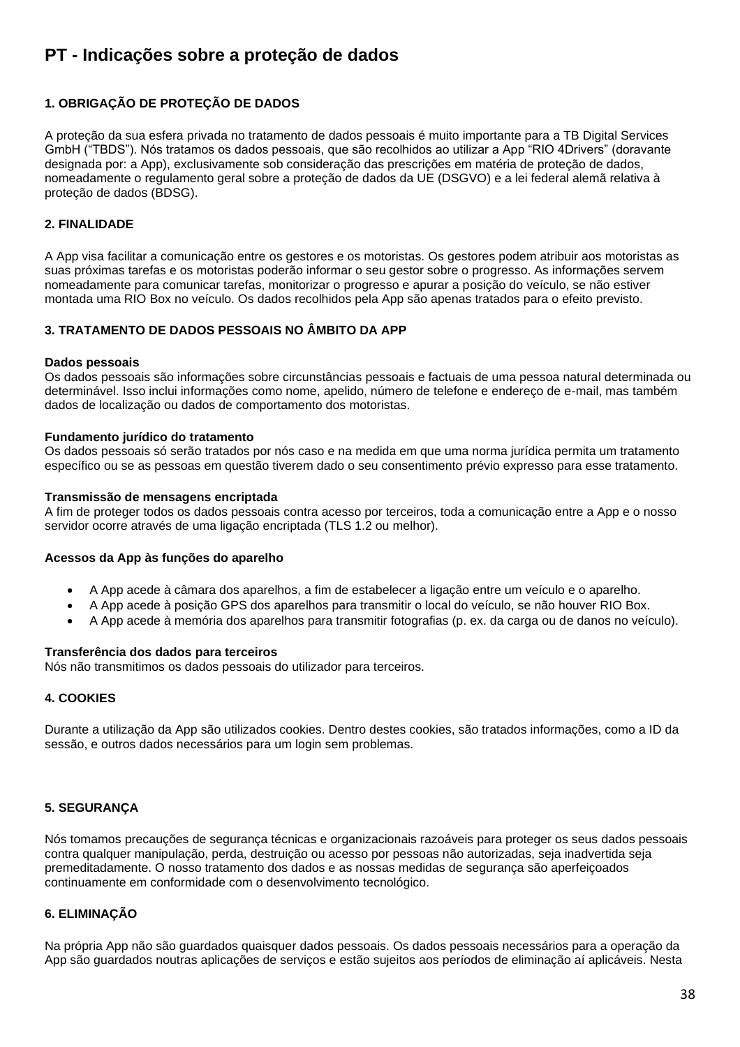# PT - Indicações sobre a proteção de dados

## 1. OBRIGAÇÃO DE PROTEÇÃO DE DADOS

A proteção da sua esfera privada no tratamento de dados pessoais é muito importante para a TB Digital Services GmbH ("TBDS"). Nós tratamos os dados pessoais, que são recolhidos ao utilizar a App "RIO 4Drivers" (doravante designada por: a App), exclusivamente sob consideração das prescrições em matéria de proteção de dados, nomeadamente o regulamento geral sobre a proteção de dados da UE (DSGVO) e a lei federal alemã relativa à proteção de dados (BDSG).

## 2. FINALIDADE

A App visa facilitar a comunicação entre os gestores e os motoristas. Os gestores podem atribuir aos motoristas as suas próximas tarefas e os motoristas poderão informar o seu gestor sobre o progresso. As informações servem nomeadamente para comunicar tarefas, monitorizar o progresso e apurar a posição do veículo, se não estiver montada uma RIO Box no veículo. Os dados recolhidos pela App são apenas tratados para o efeito previsto.

## 3. TRATAMENTO DE DADOS PESSOAIS NO ÂMBITO DA APP

**Dados pessoais**
Os dados pessoais são informações sobre circunstâncias pessoais e factuais de uma pessoa natural determinada ou determinável. Isso inclui informações como nome, apelido, número de telefone e endereço de e-mail, mas também dados de localização ou dados de comportamento dos motoristas.

**Fundamento jurídico do tratamento**
Os dados pessoais só serão tratados por nós caso e na medida em que uma norma jurídica permita um tratamento específico ou se as pessoas em questão tiverem dado o seu consentimento prévio expresso para esse tratamento.

**Transmissão de mensagens encriptada**
A fim de proteger todos os dados pessoais contra acesso por terceiros, toda a comunicação entre a App e o nosso servidor ocorre através de uma ligação encriptada (TLS 1.2 ou melhor).

**Acessos da App às funções do aparelho**

- A App acede à câmara dos aparelhos, a fim de estabelecer a ligação entre um veículo e o aparelho.
- A App acede à posição GPS dos aparelhos para transmitir o local do veículo, se não houver RIO Box.
- A App acede à memória dos aparelhos para transmitir fotografias (p. ex. da carga ou de danos no veículo).

**Transferência dos dados para terceiros**
Nós não transmitimos os dados pessoais do utilizador para terceiros.

## 4. COOKIES

Durante a utilização da App são utilizados cookies. Dentro destes cookies, são tratados informações, como a ID da sessão, e outros dados necessários para um login sem problemas.

## 5. SEGURANÇA

Nós tomamos precauções de segurança técnicas e organizacionais razoáveis para proteger os seus dados pessoais contra qualquer manipulação, perda, destruição ou acesso por pessoas não autorizadas, seja inadvertida seja premeditadamente. O nosso tratamento dos dados e as nossas medidas de segurança são aperfeiçoados continuamente em conformidade com o desenvolvimento tecnológico.

## 6. ELIMINAÇÃO

Na própria App não são guardados quaisquer dados pessoais. Os dados pessoais necessários para a operação da App são guardados noutras aplicações de serviços e estão sujeitos aos períodos de eliminação aí aplicáveis. Nesta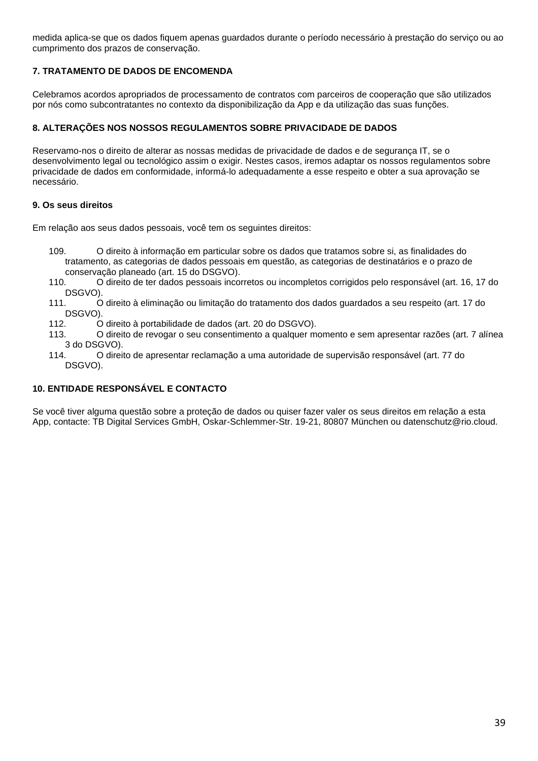medida aplica-se que os dados fiquem apenas guardados durante o período necessário à prestação do serviço ou ao cumprimento dos prazos de conservação.

## 7. TRATAMENTO DE DADOS DE ENCOMENDA

Celebramos acordos apropriados de processamento de contratos com parceiros de cooperação que são utilizados por nós como subcontratantes no contexto da disponibilização da App e da utilização das suas funções.

## 8. ALTERAÇÕES NOS NOSSOS REGULAMENTOS SOBRE PRIVACIDADE DE DADOS

Reservamo-nos o direito de alterar as nossas medidas de privacidade de dados e de segurança IT, se o desenvolvimento legal ou tecnológico assim o exigir. Nestes casos, iremos adaptar os nossos regulamentos sobre privacidade de dados em conformidade, informá-lo adequadamente a esse respeito e obter a sua aprovação se necessário.

## 9. Os seus direitos

Em relação aos seus dados pessoais, você tem os seguintes direitos:

109. O direito à informação em particular sobre os dados que tratamos sobre si, as finalidades do tratamento, as categorias de dados pessoais em questão, as categorias de destinatários e o prazo de conservação planeado (art. 15 do DSGVO).
110. O direito de ter dados pessoais incorretos ou incompletos corrigidos pelo responsável (art. 16, 17 do DSGVO).
111. O direito à eliminação ou limitação do tratamento dos dados guardados a seu respeito (art. 17 do DSGVO).
112. O direito à portabilidade de dados (art. 20 do DSGVO).
113. O direito de revogar o seu consentimento a qualquer momento e sem apresentar razões (art. 7 alínea 3 do DSGVO).
114. O direito de apresentar reclamação a uma autoridade de supervisão responsável (art. 77 do DSGVO).

## 10. ENTIDADE RESPONSÁVEL E CONTACTO

Se você tiver alguma questão sobre a proteção de dados ou quiser fazer valer os seus direitos em relação a esta App, contacte: TB Digital Services GmbH, Oskar-Schlemmer-Str. 19-21, 80807 München ou datenschutz@rio.cloud.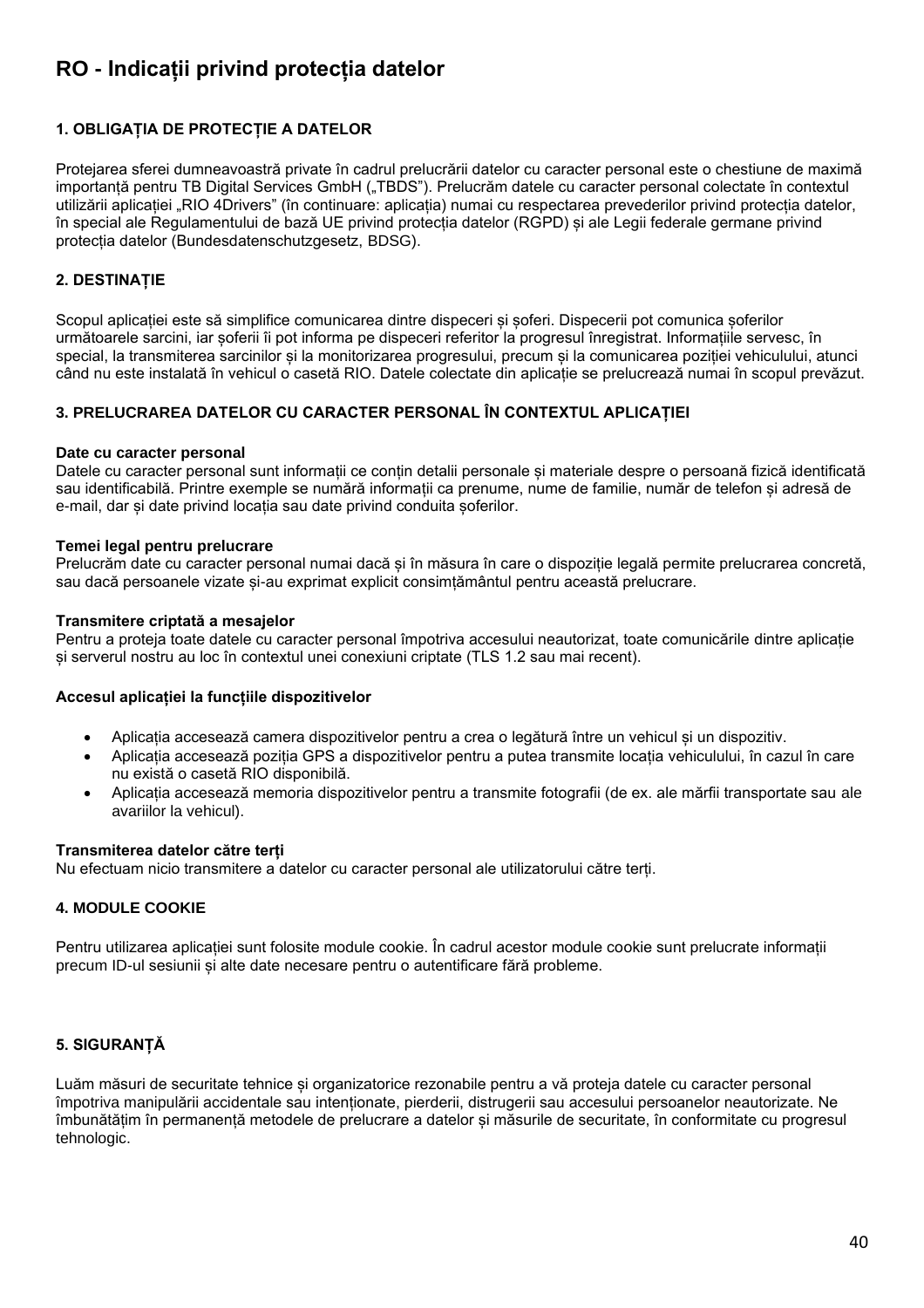# RO - Indicații privind protecția datelor

## 1. OBLIGAȚIA DE PROTECȚIE A DATELOR

Protejarea sferei dumneavoastră private în cadrul prelucrării datelor cu caracter personal este o chestiune de maximă importanță pentru TB Digital Services GmbH („TBDS"). Prelucrăm datele cu caracter personal colectate în contextul utilizării aplicației „RIO 4Drivers" (în continuare: aplicația) numai cu respectarea prevederilor privind protecția datelor, în special ale Regulamentului de bază UE privind protecția datelor (RGPD) și ale Legii federale germane privind protecția datelor (Bundesdatenschutzgesetz, BDSG).

## 2. DESTINAȚIE

Scopul aplicației este să simplifice comunicarea dintre dispeceri și șoferi. Dispecerii pot comunica șoferilor următoarele sarcini, iar șoferii îi pot informa pe dispeceri referitor la progresul înregistrat. Informațiile servesc, în special, la transmiterea sarcinilor și la monitorizarea progresului, precum și la comunicarea poziției vehiculului, atunci când nu este instalată în vehicul o casetă RIO. Datele colectate din aplicație se prelucrează numai în scopul prevăzut.

## 3. PRELUCRAREA DATELOR CU CARACTER PERSONAL ÎN CONTEXTUL APLICAȚIEI

**Date cu caracter personal**
Datele cu caracter personal sunt informații ce conțin detalii personale și materiale despre o persoană fizică identificată sau identificabilă. Printre exemple se numără informații ca prenume, nume de familie, număr de telefon și adresă de e-mail, dar și date privind locația sau date privind conduita șoferilor.

**Temei legal pentru prelucrare**
Prelucrăm date cu caracter personal numai dacă și în măsura în care o dispoziție legală permite prelucrarea concretă, sau dacă persoanele vizate și-au exprimat explicit consimțământul pentru această prelucrare.

**Transmitere criptată a mesajelor**
Pentru a proteja toate datele cu caracter personal împotriva accesului neautorizat, toate comunicările dintre aplicație și serverul nostru au loc în contextul unei conexiuni criptate (TLS 1.2 sau mai recent).

**Accesul aplicației la funcțiile dispozitivelor**

- Aplicația accesează camera dispozitivelor pentru a crea o legătură între un vehicul și un dispozitiv.
- Aplicația accesează poziția GPS a dispozitivelor pentru a putea transmite locația vehiculului, în cazul în care nu există o casetă RIO disponibilă.
- Aplicația accesează memoria dispozitivelor pentru a transmite fotografii (de ex. ale mărfii transportate sau ale avariilor la vehicul).

**Transmiterea datelor către terți**
Nu efectuam nicio transmitere a datelor cu caracter personal ale utilizatorului către terți.

## 4. MODULE COOKIE

Pentru utilizarea aplicației sunt folosite module cookie. În cadrul acestor module cookie sunt prelucrate informații precum ID-ul sesiunii și alte date necesare pentru o autentificare fără probleme.

## 5. SIGURANȚĂ

Luăm măsuri de securitate tehnice și organizatorice rezonabile pentru a vă proteja datele cu caracter personal împotriva manipulării accidentale sau intenționate, pierderii, distrugerii sau accesului persoanelor neautorizate. Ne îmbunătățim în permanență metodele de prelucrare a datelor și măsurile de securitate, în conformitate cu progresul tehnologic.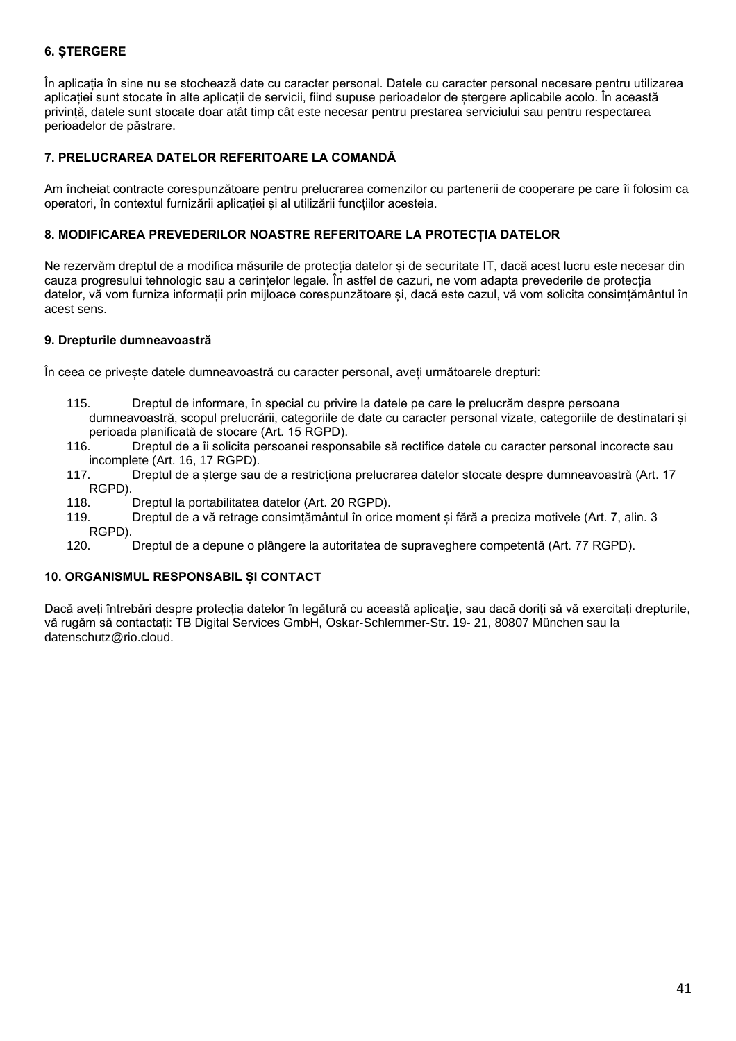**6. ȘTERGERE**

În aplicația în sine nu se stochează date cu caracter personal. Datele cu caracter personal necesare pentru utilizarea aplicației sunt stocate în alte aplicații de servicii, fiind supuse perioadelor de ștergere aplicabile acolo. În această privință, datele sunt stocate doar atât timp cât este necesar pentru prestarea serviciului sau pentru respectarea perioadelor de păstrare.

**7. PRELUCRAREA DATELOR REFERITOARE LA COMANDĂ**

Am încheiat contracte corespunzătoare pentru prelucrarea comenzilor cu partenerii de cooperare pe care îi folosim ca operatori, în contextul furnizării aplicației și al utilizării funcțiilor acesteia.

**8. MODIFICAREA PREVEDERILOR NOASTRE REFERITOARE LA PROTECȚIA DATELOR**

Ne rezervăm dreptul de a modifica măsurile de protecția datelor și de securitate IT, dacă acest lucru este necesar din cauza progresului tehnologic sau a cerințelor legale. În astfel de cazuri, ne vom adapta prevederile de protecția datelor, vă vom furniza informații prin mijloace corespunzătoare și, dacă este cazul, vă vom solicita consimțământul în acest sens.

**9. Drepturile dumneavoastră**

În ceea ce privește datele dumneavoastră cu caracter personal, aveți următoarele drepturi:

115. Dreptul de informare, în special cu privire la datele pe care le prelucrăm despre persoana dumneavoastră, scopul prelucrării, categoriile de date cu caracter personal vizate, categoriile de destinatari și perioada planificată de stocare (Art. 15 RGPD).
116. Dreptul de a îi solicita persoanei responsabile să rectifice datele cu caracter personal incorecte sau incomplete (Art. 16, 17 RGPD).
117. Dreptul de a șterge sau de a restricționa prelucrarea datelor stocate despre dumneavoastră (Art. 17 RGPD).
118. Dreptul la portabilitatea datelor (Art. 20 RGPD).
119. Dreptul de a vă retrage consimțământul în orice moment și fără a preciza motivele (Art. 7, alin. 3 RGPD).
120. Dreptul de a depune o plângere la autoritatea de supraveghere competentă (Art. 77 RGPD).

**10. ORGANISMUL RESPONSABIL ȘI CONTACT**

Dacă aveți întrebări despre protecția datelor în legătură cu această aplicație, sau dacă doriți să vă exercitați drepturile, vă rugăm să contactați: TB Digital Services GmbH, Oskar-Schlemmer-Str. 19- 21, 80807 München sau la datenschutz@rio.cloud.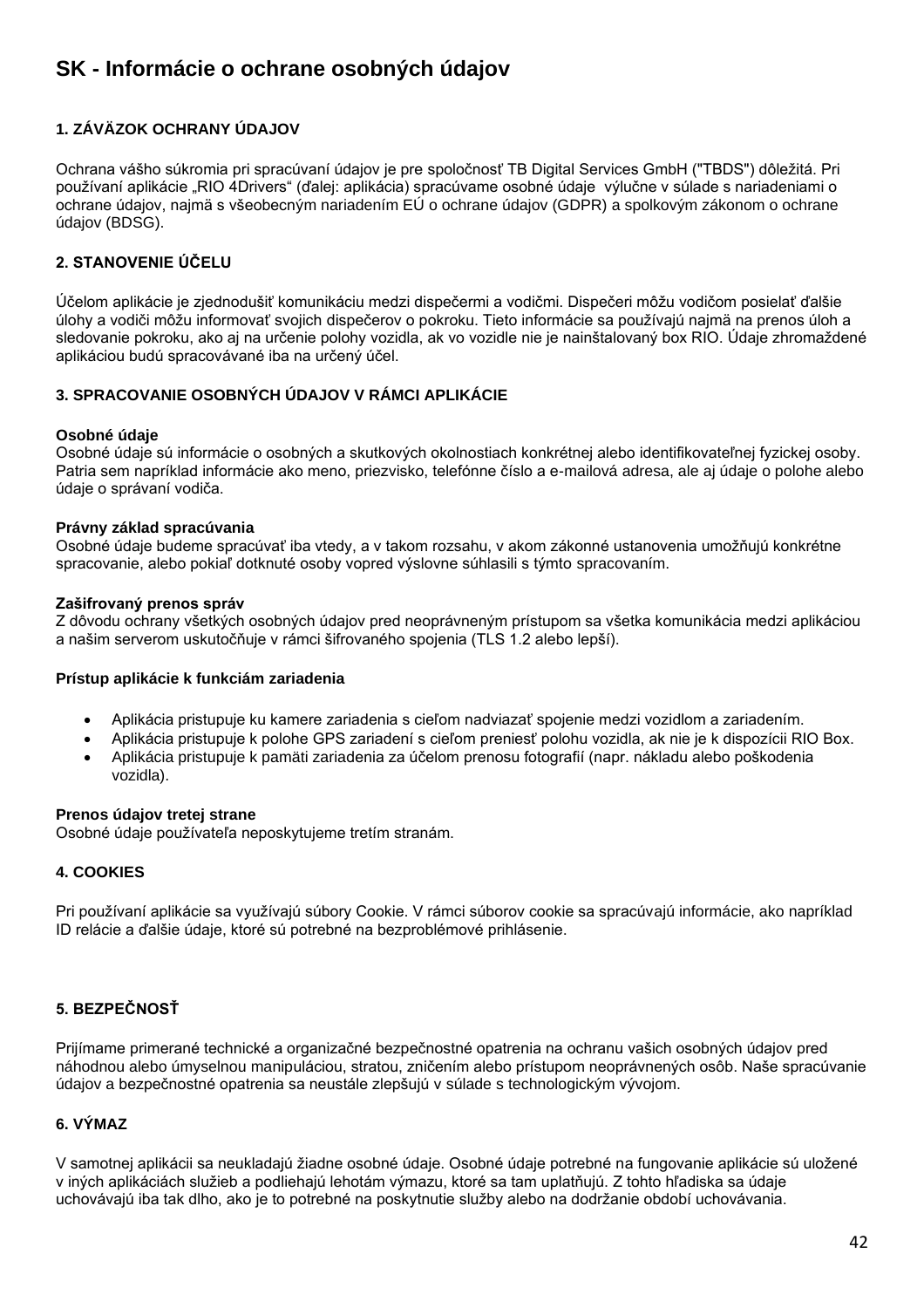# SK - Informácie o ochrane osobných údajov

## 1. ZÁVÄZOK OCHRANY ÚDAJOV

Ochrana vášho súkromia pri spracúvaní údajov je pre spoločnosť TB Digital Services GmbH ("TBDS") dôležitá. Pri používaní aplikácie „RIO 4Drivers“ (ďalej: aplikácia) spracúvame osobné údaje výlučne v súlade s nariadeniami o ochrane údajov, najmä s všeobecným nariadením EÚ o ochrane údajov (GDPR) a spolkovým zákonom o ochrane údajov (BDSG).

## 2. STANOVENIE ÚČELU

Účelom aplikácie je zjednodušiť komunikáciu medzi dispečermi a vodičmi. Dispečeri môžu vodičom posielať ďalšie úlohy a vodiči môžu informovať svojich dispečerov o pokroku. Tieto informácie sa používajú najmä na prenos úloh a sledovanie pokroku, ako aj na určenie polohy vozidla, ak vo vozidle nie je nainštalovaný box RIO. Údaje zhromaždené aplikáciou budú spracovávané iba na určený účel.

## 3. SPRACOVANIE OSOBNÝCH ÚDAJOV V RÁMCI APLIKÁCIE

**Osobné údaje**
Osobné údaje sú informácie o osobných a skutkových okolnostiach konkrétnej alebo identifikovateľnej fyzickej osoby. Patria sem napríklad informácie ako meno, priezvisko, telefónne číslo a e-mailová adresa, ale aj údaje o polohe alebo údaje o správaní vodiča.

**Právny základ spracúvania**
Osobné údaje budeme spracúvať iba vtedy, a v takom rozsahu, v akom zákonné ustanovenia umožňujú konkrétne spracovanie, alebo pokiaľ dotknuté osoby vopred výslovne súhlasili s týmto spracovaním.

**Zašifrovaný prenos správ**
Z dôvodu ochrany všetkých osobných údajov pred neoprávneným prístupom sa všetka komunikácia medzi aplikáciou a našim serverom uskutočňuje v rámci šifrovaného spojenia (TLS 1.2 alebo lepší).

**Prístup aplikácie k funkciám zariadenia**

- Aplikácia pristupuje ku kamere zariadenia s cieľom nadviazať spojenie medzi vozidlom a zariadením.
- Aplikácia pristupuje k polohe GPS zariadení s cieľom preniesť polohu vozidla, ak nie je k dispozícii RIO Box.
- Aplikácia pristupuje k pamäti zariadenia za účelom prenosu fotografií (napr. nákladu alebo poškodenia vozidla).

**Prenos údajov tretej strane**
Osobné údaje používateľa neposkytujeme tretím stranám.

## 4. COOKIES

Pri používaní aplikácie sa využívajú súbory Cookie. V rámci súborov cookie sa spracúvajú informácie, ako napríklad ID relácie a ďalšie údaje, ktoré sú potrebné na bezproblémové prihlásenie.

## 5. BEZPEČNOSŤ

Prijímame primerané technické a organizačné bezpečnostné opatrenia na ochranu vašich osobných údajov pred náhodnou alebo úmyselnou manipuláciou, stratou, zničením alebo prístupom neoprávnených osôb. Naše spracúvanie údajov a bezpečnostné opatrenia sa neustále zlepšujú v súlade s technologickým vývojom.

## 6. VÝMAZ

V samotnej aplikácii sa neukladajú žiadne osobné údaje. Osobné údaje potrebné na fungovanie aplikácie sú uložené v iných aplikáciách služieb a podliehajú lehotám výmazu, ktoré sa tam uplatňujú. Z tohto hľadiska sa údaje uchovávajú iba tak dlho, ako je to potrebné na poskytnutie služby alebo na dodržanie období uchovávania.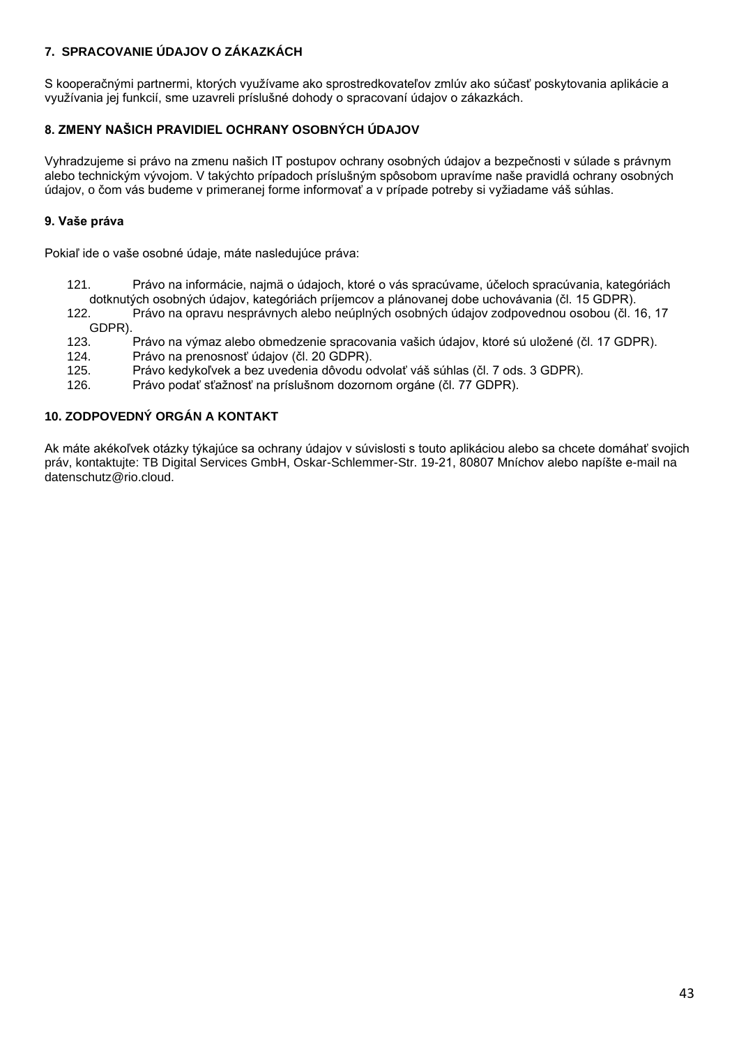### 7. SPRACOVANIE ÚDAJOV O ZÁKAZKÁCH

S kooperačnými partnermi, ktorých využívame ako sprostredkovateľov zmlúv ako súčasť poskytovania aplikácie a využívania jej funkcií, sme uzavreli príslušné dohody o spracovaní údajov o zákazkách.

### 8. ZMENY NAŠICH PRAVIDIEL OCHRANY OSOBNÝCH ÚDAJOV

Vyhradzujeme si právo na zmenu našich IT postupov ochrany osobných údajov a bezpečnosti v súlade s právnym alebo technickým vývojom. V takýchto prípadoch príslušným spôsobom upravíme naše pravidlá ochrany osobných údajov, o čom vás budeme v primeranej forme informovať a v prípade potreby si vyžiadame váš súhlas.

### 9. Vaše práva

Pokiaľ ide o vaše osobné údaje, máte nasledujúce práva:

121. Právo na informácie, najmä o údajoch, ktoré o vás spracúvame, účeloch spracúvania, kategóriách dotknutých osobných údajov, kategóriách príjemcov a plánovanej dobe uchovávania (čl. 15 GDPR).
122. Právo na opravu nesprávnych alebo neúplných osobných údajov zodpovednou osobou (čl. 16, 17 GDPR).
123. Právo na výmaz alebo obmedzenie spracovania vašich údajov, ktoré sú uložené (čl. 17 GDPR).
124. Právo na prenosnosť údajov (čl. 20 GDPR).
125. Právo kedykoľvek a bez uvedenia dôvodu odvolať váš súhlas (čl. 7 ods. 3 GDPR).
126. Právo podať sťažnosť na príslušnom dozornom orgáne (čl. 77 GDPR).

### 10. ZODPOVEDNÝ ORGÁN A KONTAKT

Ak máte akékoľvek otázky týkajúce sa ochrany údajov v súvislosti s touto aplikáciou alebo sa chcete domáhať svojich práv, kontaktujte: TB Digital Services GmbH, Oskar-Schlemmer-Str. 19-21, 80807 Mníchov alebo napíšte e-mail na datenschutz@rio.cloud.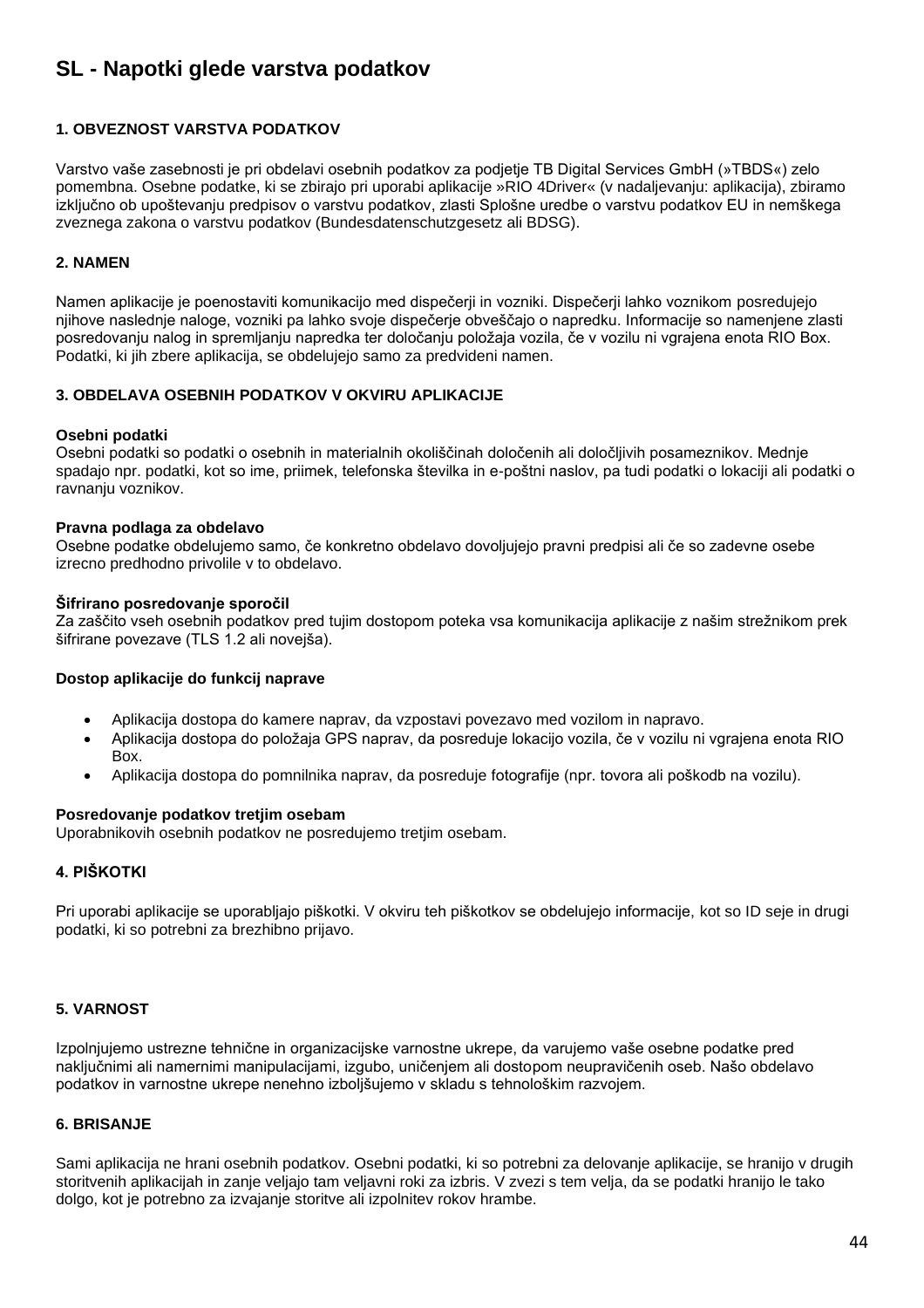# SL - Napotki glede varstva podatkov

### 1. OBVEZNOST VARSTVA PODATKOV

Varstvo vaše zasebnosti je pri obdelavi osebnih podatkov za podjetje TB Digital Services GmbH (»TBDS«) zelo pomembna. Osebne podatke, ki se zbirajo pri uporabi aplikacije »RIO 4Driver« (v nadaljevanju: aplikacija), zbiramo izključno ob upoštevanju predpisov o varstvu podatkov, zlasti Splošne uredbe o varstvu podatkov EU in nemškega zveznega zakona o varstvu podatkov (Bundesdatenschutzgesetz ali BDSG).

### 2. NAMEN

Namen aplikacije je poenostaviti komunikacijo med dispečerji in vozniki. Dispečerji lahko voznikom posredujejo njihove naslednje naloge, vozniki pa lahko svoje dispečerje obveščajo o napredku. Informacije so namenjene zlasti posredovanju nalog in spremljanju napredka ter določanju položaja vozila, če v vozilu ni vgrajena enota RIO Box. Podatki, ki jih zbere aplikacija, se obdelujejo samo za predvideni namen.

### 3. OBDELAVA OSEBNIH PODATKOV V OKVIRU APLIKACIJE

**Osebni podatki**
Osebni podatki so podatki o osebnih in materialnih okoliščinah določenih ali določljivih posameznikov. Mednje spadajo npr. podatki, kot so ime, priimek, telefonska številka in e-poštni naslov, pa tudi podatki o lokaciji ali podatki o ravnanju voznikov.

**Pravna podlaga za obdelavo**
Osebne podatke obdelujemo samo, če konkretno obdelavo dovoljujejo pravni predpisi ali če so zadevne osebe izrecno predhodno privolile v to obdelavo.

**Šifrirano posredovanje sporočil**
Za zaščito vseh osebnih podatkov pred tujim dostopom poteka vsa komunikacija aplikacije z našim strežnikom prek šifrirane povezave (TLS 1.2 ali novejša).

**Dostop aplikacije do funkcij naprave**

- Aplikacija dostopa do kamere naprav, da vzpostavi povezavo med vozilom in napravo.
- Aplikacija dostopa do položaja GPS naprav, da posreduje lokacijo vozila, če v vozilu ni vgrajena enota RIO Box.
- Aplikacija dostopa do pomnilnika naprav, da posreduje fotografije (npr. tovora ali poškodb na vozilu).

**Posredovanje podatkov tretjim osebam**
Uporabnikovih osebnih podatkov ne posredujemo tretjim osebam.

### 4. PIŠKOTKI

Pri uporabi aplikacije se uporabljajo piškotki. V okviru teh piškotkov se obdelujejo informacije, kot so ID seje in drugi podatki, ki so potrebni za brezhibno prijavo.

### 5. VARNOST

Izpolnjujemo ustrezne tehnične in organizacijske varnostne ukrepe, da varujemo vaše osebne podatke pred naključnimi ali namernimi manipulacijami, izgubo, uničenjem ali dostopom neupravičenih oseb. Našo obdelavo podatkov in varnostne ukrepe nenehno izboljšujemo v skladu s tehnološkim razvojem.

### 6. BRISANJE

Sami aplikacija ne hrani osebnih podatkov. Osebni podatki, ki so potrebni za delovanje aplikacije, se hranijo v drugih storitvenih aplikacijah in zanje veljajo tam veljavni roki za izbris. V zvezi s tem velja, da se podatki hranijo le tako dolgo, kot je potrebno za izvajanje storitve ali izpolnitev rokov hrambe.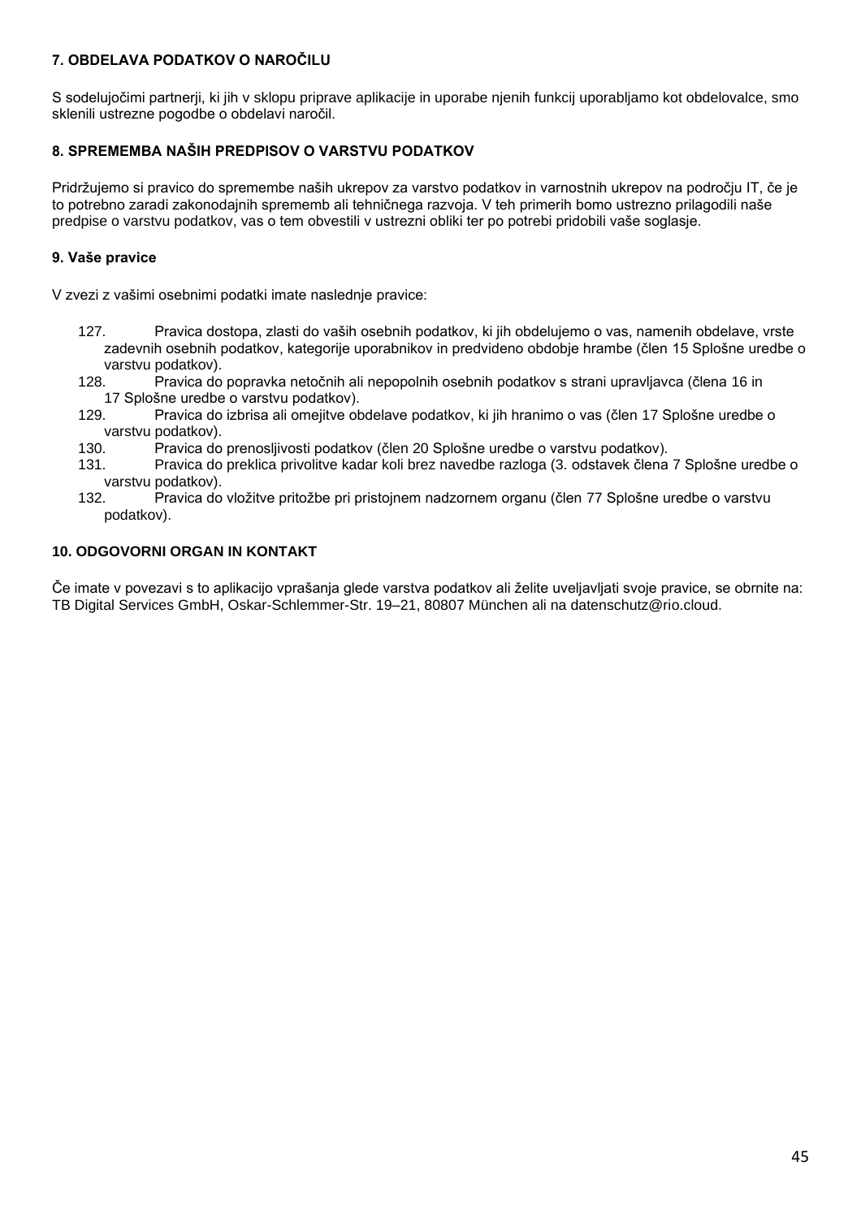#### 7. OBDELAVA PODATKOV O NAROČILU

S sodelujočimi partnerji, ki jih v sklopu priprave aplikacije in uporabe njenih funkcij uporabljamo kot obdelovalce, smo sklenili ustrezne pogodbe o obdelavi naročil.

#### 8. SPREMEMBA NAŠIH PREDPISOV O VARSTVU PODATKOV

Pridržujemo si pravico do spremembe naših ukrepov za varstvo podatkov in varnostnih ukrepov na področju IT, če je to potrebno zaradi zakonodajnih sprememb ali tehničnega razvoja. V teh primerih bomo ustrezno prilagodili naše predpise o varstvu podatkov, vas o tem obvestili v ustrezni obliki ter po potrebi pridobili vaše soglasje.

#### 9. Vaše pravice

V zvezi z vašimi osebnimi podatki imate naslednje pravice:

127. Pravica dostopa, zlasti do vaših osebnih podatkov, ki jih obdelujemo o vas, namenih obdelave, vrste zadevnih osebnih podatkov, kategorije uporabnikov in predvideno obdobje hrambe (člen 15 Splošne uredbe o varstvu podatkov).
128. Pravica do popravka netočnih ali nepopolnih osebnih podatkov s strani upravljavca (člena 16 in 17 Splošne uredbe o varstvu podatkov).
129. Pravica do izbrisa ali omejitve obdelave podatkov, ki jih hranimo o vas (člen 17 Splošne uredbe o varstvu podatkov).
130. Pravica do prenosljivosti podatkov (člen 20 Splošne uredbe o varstvu podatkov).
131. Pravica do preklica privolitve kadar koli brez navedbe razloga (3. odstavek člena 7 Splošne uredbe o varstvu podatkov).
132. Pravica do vložitve pritožbe pri pristojnem nadzornem organu (člen 77 Splošne uredbe o varstvu podatkov).

#### 10. ODGOVORNI ORGAN IN KONTAKT

Če imate v povezavi s to aplikacijo vprašanja glede varstva podatkov ali želite uveljavljati svoje pravice, se obrnite na: TB Digital Services GmbH, Oskar-Schlemmer-Str. 19–21, 80807 München ali na datenschutz@rio.cloud.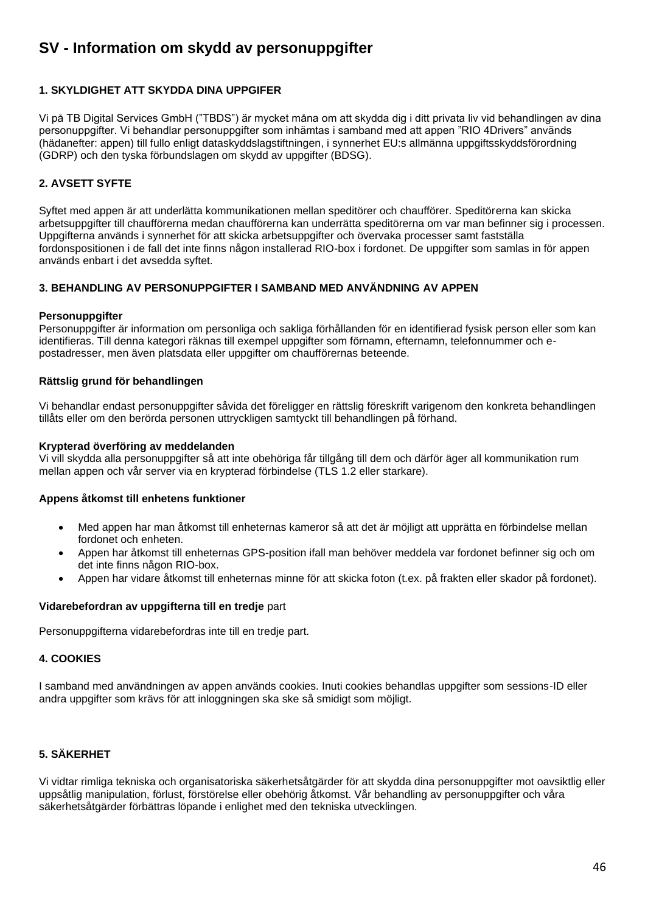# SV - Information om skydd av personuppgifter

### 1. SKYLDIGHET ATT SKYDDA DINA UPPGIFER

Vi på TB Digital Services GmbH (”TBDS”) är mycket måna om att skydda dig i ditt privata liv vid behandlingen av dina personuppgifter. Vi behandlar personuppgifter som inhämtas i samband med att appen ”RIO 4Drivers” används (hädanefter: appen) till fullo enligt dataskyddslagstiftningen, i synnerhet EU:s allmänna uppgiftsskyddsförordning (GDRP) och den tyska förbundslagen om skydd av uppgifter (BDSG).

### 2. AVSETT SYFTE

Syftet med appen är att underlätta kommunikationen mellan speditörer och chaufförer. Speditörerna kan skicka arbetsuppgifter till chaufförerna medan chaufförerna kan underrätta speditörerna om var man befinner sig i processen. Uppgifterna används i synnerhet för att skicka arbetsuppgifter och övervaka processer samt fastställa fordonspositionen i de fall det inte finns någon installerad RIO-box i fordonet. De uppgifter som samlas in för appen används enbart i det avsedda syftet.

### 3. BEHANDLING AV PERSONUPPGIFTER I SAMBAND MED ANVÄNDNING AV APPEN

**Personuppgifter**
Personuppgifter är information om personliga och sakliga förhållanden för en identifierad fysisk person eller som kan identifieras. Till denna kategori räknas till exempel uppgifter som förnamn, efternamn, telefonnummer och e-postadresser, men även platsdata eller uppgifter om chaufförernas beteende.

**Rättslig grund för behandlingen**

Vi behandlar endast personuppgifter såvida det föreligger en rättslig föreskrift varigenom den konkreta behandlingen tillåts eller om den berörda personen uttryckligen samtyckt till behandlingen på förhand.

**Krypterad överföring av meddelanden**
Vi vill skydda alla personuppgifter så att inte obehöriga får tillgång till dem och därför äger all kommunikation rum mellan appen och vår server via en krypterad förbindelse (TLS 1.2 eller starkare).

**Appens åtkomst till enhetens funktioner**

- Med appen har man åtkomst till enheternas kameror så att det är möjligt att upprätta en förbindelse mellan fordonet och enheten.
- Appen har åtkomst till enheternas GPS-position ifall man behöver meddela var fordonet befinner sig och om det inte finns någon RIO-box.
- Appen har vidare åtkomst till enheternas minne för att skicka foton (t.ex. på frakten eller skador på fordonet).

**Vidarebefordran av uppgifterna till en tredje** part

Personuppgifterna vidarebefordras inte till en tredje part.

### 4. COOKIES

I samband med användningen av appen används cookies. Inuti cookies behandlas uppgifter som sessions-ID eller andra uppgifter som krävs för att inloggningen ska ske så smidigt som möjligt.

### 5. SÄKERHET

Vi vidtar rimliga tekniska och organisatoriska säkerhetsåtgärder för att skydda dina personuppgifter mot oavsiktlig eller uppsåtlig manipulation, förlust, förstörelse eller obehörig åtkomst. Vår behandling av personuppgifter och våra säkerhetsåtgärder förbättras löpande i enlighet med den tekniska utvecklingen.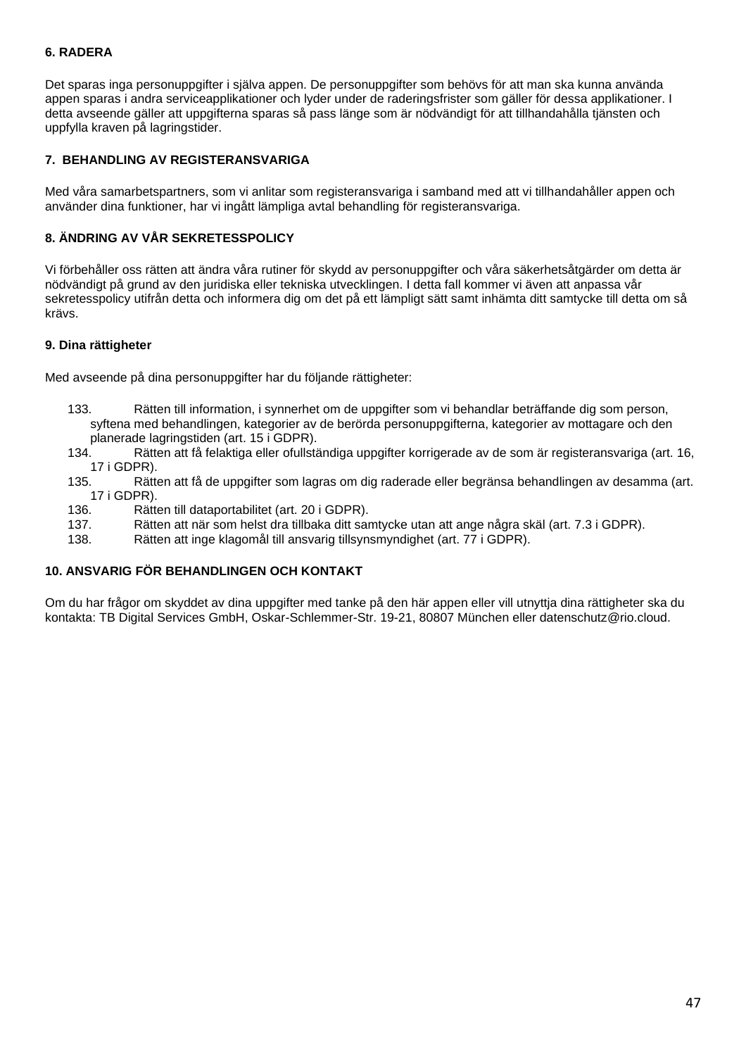**6. RADERA**

Det sparas inga personuppgifter i själva appen. De personuppgifter som behövs för att man ska kunna använda appen sparas i andra serviceapplikationer och lyder under de raderingsfrister som gäller för dessa applikationer. I detta avseende gäller att uppgifterna sparas så pass länge som är nödvändigt för att tillhandahålla tjänsten och uppfylla kraven på lagringstider.

**7. BEHANDLING AV REGISTERANSVARIGA**

Med våra samarbetspartners, som vi anlitar som registeransvariga i samband med att vi tillhandahåller appen och använder dina funktioner, har vi ingått lämpliga avtal behandling för registeransvariga.

**8. ÄNDRING AV VÅR SEKRETESSPOLICY**

Vi förbehåller oss rätten att ändra våra rutiner för skydd av personuppgifter och våra säkerhetsåtgärder om detta är nödvändigt på grund av den juridiska eller tekniska utvecklingen. I detta fall kommer vi även att anpassa vår sekretesspolicy utifrån detta och informera dig om det på ett lämpligt sätt samt inhämta ditt samtycke till detta om så krävs.

**9. Dina rättigheter**

Med avseende på dina personuppgifter har du följande rättigheter:

133. Rätten till information, i synnerhet om de uppgifter som vi behandlar beträffande dig som person, syftena med behandlingen, kategorier av de berörda personuppgifterna, kategorier av mottagare och den planerade lagringstiden (art. 15 i GDPR).
134. Rätten att få felaktiga eller ofullständiga uppgifter korrigerade av de som är registeransvariga (art. 16, 17 i GDPR).
135. Rätten att få de uppgifter som lagras om dig raderade eller begränsa behandlingen av desamma (art. 17 i GDPR).
136. Rätten till dataportabilitet (art. 20 i GDPR).
137. Rätten att när som helst dra tillbaka ditt samtycke utan att ange några skäl (art. 7.3 i GDPR).
138. Rätten att inge klagomål till ansvarig tillsynsmyndighet (art. 77 i GDPR).

**10. ANSVARIG FÖR BEHANDLINGEN OCH KONTAKT**

Om du har frågor om skyddet av dina uppgifter med tanke på den här appen eller vill utnyttja dina rättigheter ska du kontakta: TB Digital Services GmbH, Oskar-Schlemmer-Str. 19-21, 80807 München eller datenschutz@rio.cloud.